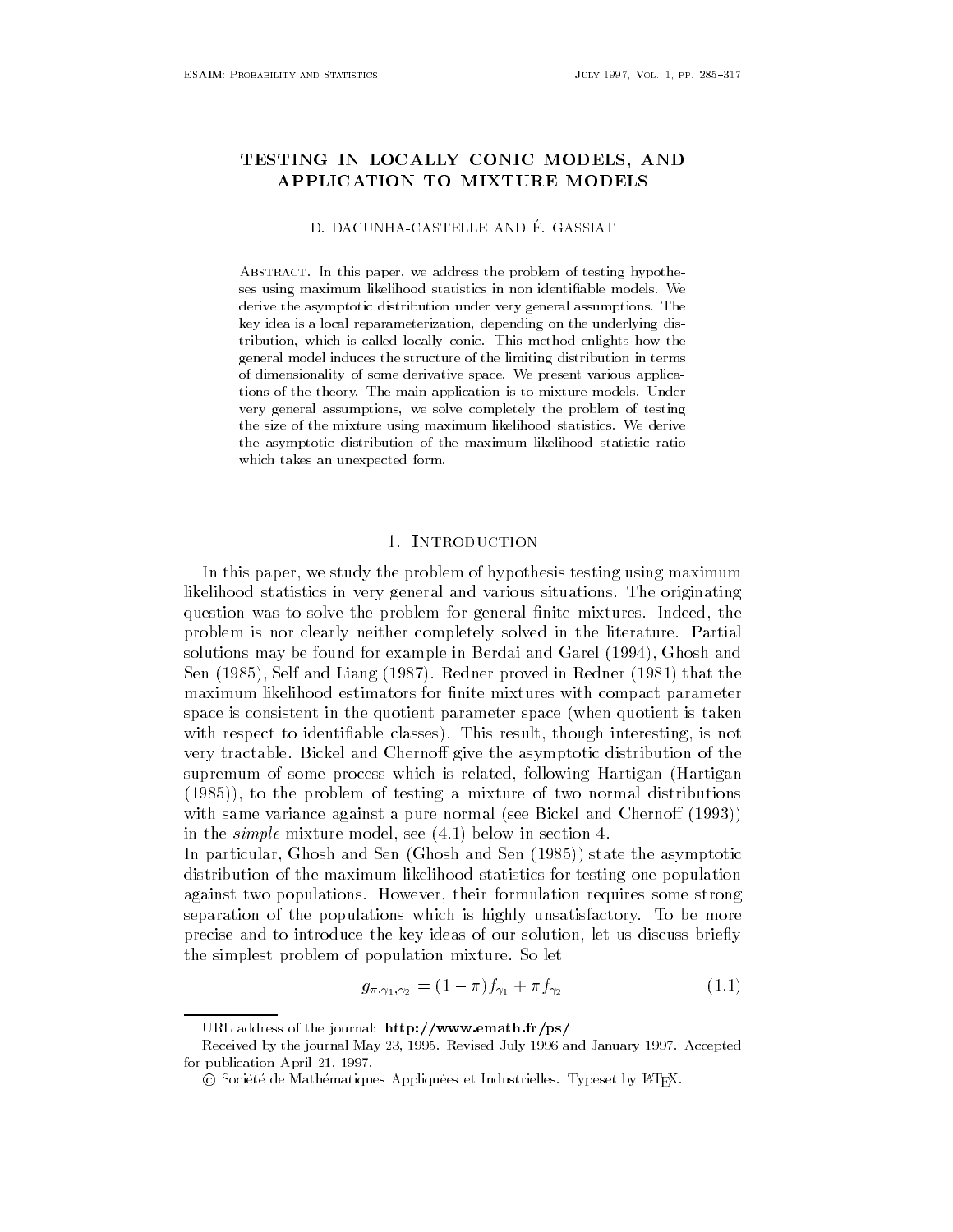# TESTING IN LOCALLY CONIC MODELS, AND APPLICATION TO MIXTURE MODELS

D. DACUNHA-CASTELLE AND É. GASSIAT

Abstract. In this paper, we address the problem of testing hypotheses using maximum likelihood statistics in non identifiable models. We derive the asymptotic distribution under very general assumptions. The key idea is a local reparameterization, depending on the underlying distribution, which is called locally conic. This method enlights how the general model induces the structure of the limiting distribution in terms of dimensionality of some derivative space. We present various applications of the theory. The main application is to mixture models. Under very general assumptions, we solve completely the problem of testing the size of the mixture using maximum likelihood statistics. We derive the asymptotic distribution of the maximum likelihood statistic ratio which takes an unexpected form.

## 1. Introduction

In this paper, we study the problem of hypothesis testing using maximum likelihood statistics in very general and various situations. The originating question was to solve the problem for general finite mixtures. Indeed, the problem is nor clearly neither completely solved in the literature. Partial solutions may be found for example in Berdai and Garel (1994), Ghosh and Sen (1985), Self and Liang (1987). Redner proved in Redner (1981) that the maximum likelihood estimators for finite mixtures with compact parameter space is consistent in the quotient parameter space (when quotient is taken with respect to identifiable classes). This result, though interesting, is not very tractable. Bickel and Chernoff give the asymptotic distribution of the supremum of some process which is related, following Hartigan (Hartigan (1985)), to the problem of testing a mixture of two normal distributions with same variance against a pure normal (see Bickel and Chernoff (1993)) in the *simple* mixture model, see (4.1) below in section 4.

In particular, Ghosh and Sen (Ghosh and Sen (1985)) state the asymptotic distribution of the maximum likelihood statistics for testing one population against two populations. However, their formulation requires some strong separation of the populations which is highly unsatisfactory. To be more precise and to introduce the key ideas of our solution, let us discuss briefly the simplest problem of population mixture. So let

$$g_{\pi,\gamma_1,\gamma_2} = (1-\pi) f_{\gamma_1} + \pi f_{\gamma_2} \tag{1.1}$$

URL address of the journal: **http://www.emath.fr/ps/**

Received by the journal May 23, 1995. Revised July 1996 and January 1997. Accepted for publication April 21, 1997.

© Société de Mathématiques Appliquées et Industrielles. Typeset by LaTeX.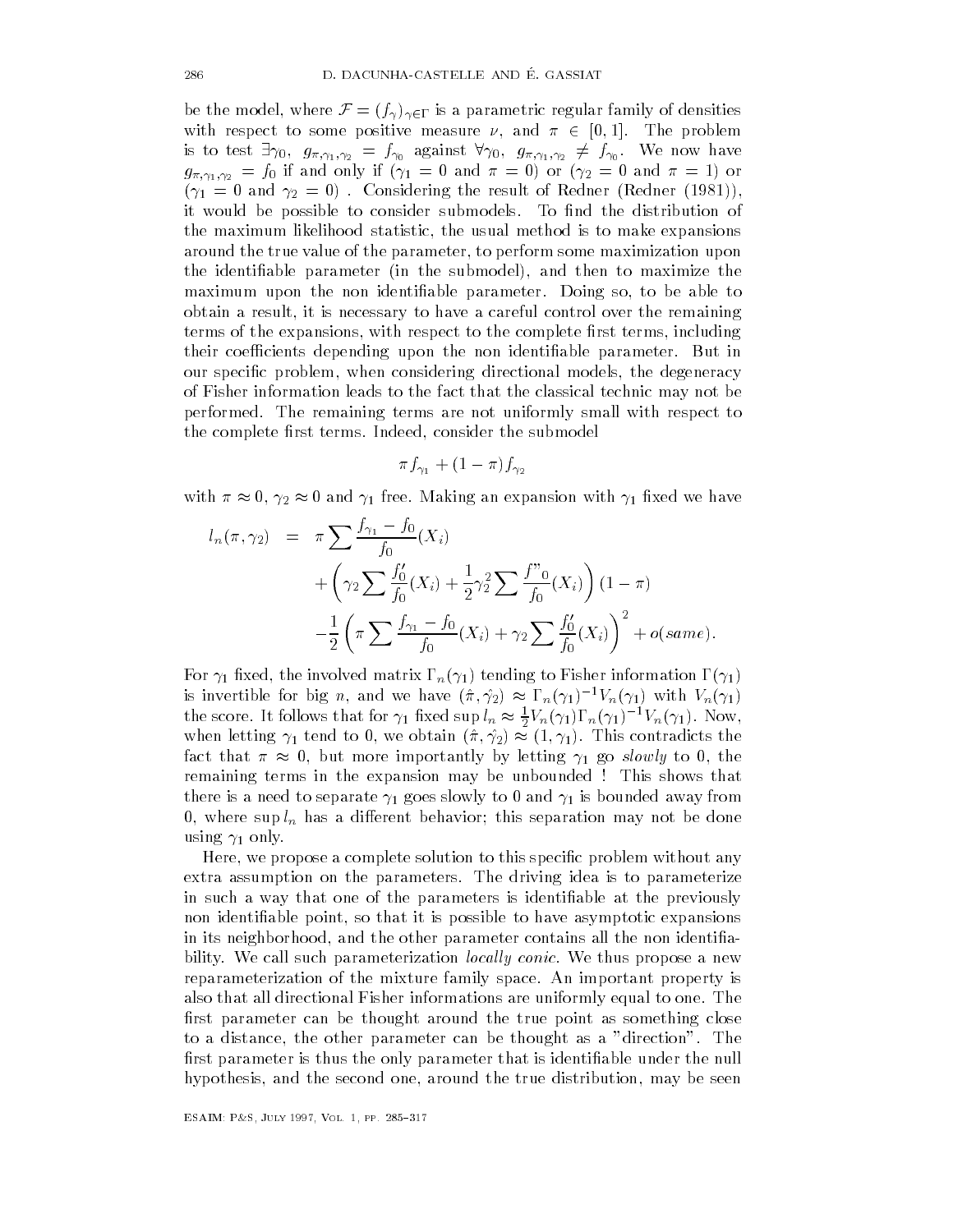be the model, where $\mathcal{F} = (f_\gamma)_{\gamma \in \Gamma}$ is a parametric regular family of densities with respect to some positive measure $\nu$, and $\pi \in [0, 1]$. The problem is to test $\exists \gamma_0,\ g_{\pi,\gamma_1,\gamma_2} = f_{\gamma_0}$ against $\forall \gamma_0,\ g_{\pi,\gamma_1,\gamma_2} \neq f_{\gamma_0}$. We now have $g_{\pi,\gamma_1,\gamma_2} = f_0$ if and only if ($\gamma_1 = 0$ and $\pi = 0$) or ($\gamma_2 = 0$ and $\pi = 1$) or ($\gamma_1 = 0$ and $\gamma_2 = 0$) . Considering the result of Redner (Redner (1981)), it would be possible to consider submodels. To find the distribution of the maximum likelihood statistic, the usual method is to make expansions around the true value of the parameter, to perform some maximization upon the identifiable parameter (in the submodel), and then to maximize the maximum upon the non identifiable parameter. Doing so, to be able to obtain a result, it is necessary to have a careful control over the remaining terms of the expansions, with respect to the complete first terms, including their coefficients depending upon the non identifiable parameter. But in our specific problem, when considering directional models, the degeneracy of Fisher information leads to the fact that the classical technic may not be performed. The remaining terms are not uniformly small with respect to the complete first terms. Indeed, consider the submodel

$$\pi f_{\gamma_1} + (1 - \pi) f_{\gamma_2}$$

with $\pi \approx 0$, $\gamma_2 \approx 0$ and $\gamma_1$ free. Making an expansion with $\gamma_1$ fixed we have

$$\begin{aligned}
l_n(\pi, \gamma_2) &= \pi \sum \frac{f_{\gamma_1} - f_0}{f_0}(X_i) \\
&\quad + \left( \gamma_2 \sum \frac{f_0'}{f_0}(X_i) + \frac{1}{2}\gamma_2^2 \sum \frac{f''_0}{f_0}(X_i) \right)(1 - \pi) \\
&\quad - \frac{1}{2}\left( \pi \sum \frac{f_{\gamma_1} - f_0}{f_0}(X_i) + \gamma_2 \sum \frac{f_0'}{f_0}(X_i) \right)^2 + o(same).
\end{aligned}$$

For $\gamma_1$ fixed, the involved matrix $\Gamma_n(\gamma_1)$ tending to Fisher information $\Gamma(\gamma_1)$ is invertible for big $n$, and we have $(\hat{\pi}, \hat{\gamma_2}) \approx \Gamma_n(\gamma_1)^{-1} V_n(\gamma_1)$ with $V_n(\gamma_1)$ the score. It follows that for $\gamma_1$ fixed $\sup l_n \approx \frac{1}{2} V_n(\gamma_1) \Gamma_n(\gamma_1)^{-1} V_n(\gamma_1)$. Now, when letting $\gamma_1$ tend to 0, we obtain $(\hat{\pi}, \hat{\gamma_2}) \approx (1, \gamma_1)$. This contradicts the fact that $\pi \approx 0$, but more importantly by letting $\gamma_1$ go *slowly* to 0, the remaining terms in the expansion may be unbounded ! This shows that there is a need to separate $\gamma_1$ goes slowly to 0 and $\gamma_1$ is bounded away from 0, where $\sup l_n$ has a different behavior; this separation may not be done using $\gamma_1$ only.

Here, we propose a complete solution to this specific problem without any extra assumption on the parameters. The driving idea is to parameterize in such a way that one of the parameters is identifiable at the previously non identifiable point, so that it is possible to have asymptotic expansions in its neighborhood, and the other parameter contains all the non identifiability. We call such parameterization *locally conic*. We thus propose a new reparameterization of the mixture family space. An important property is also that all directional Fisher informations are uniformly equal to one. The first parameter can be thought around the true point as something close to a distance, the other parameter can be thought as a "direction". The first parameter is thus the only parameter that is identifiable under the null hypothesis, and the second one, around the true distribution, may be seen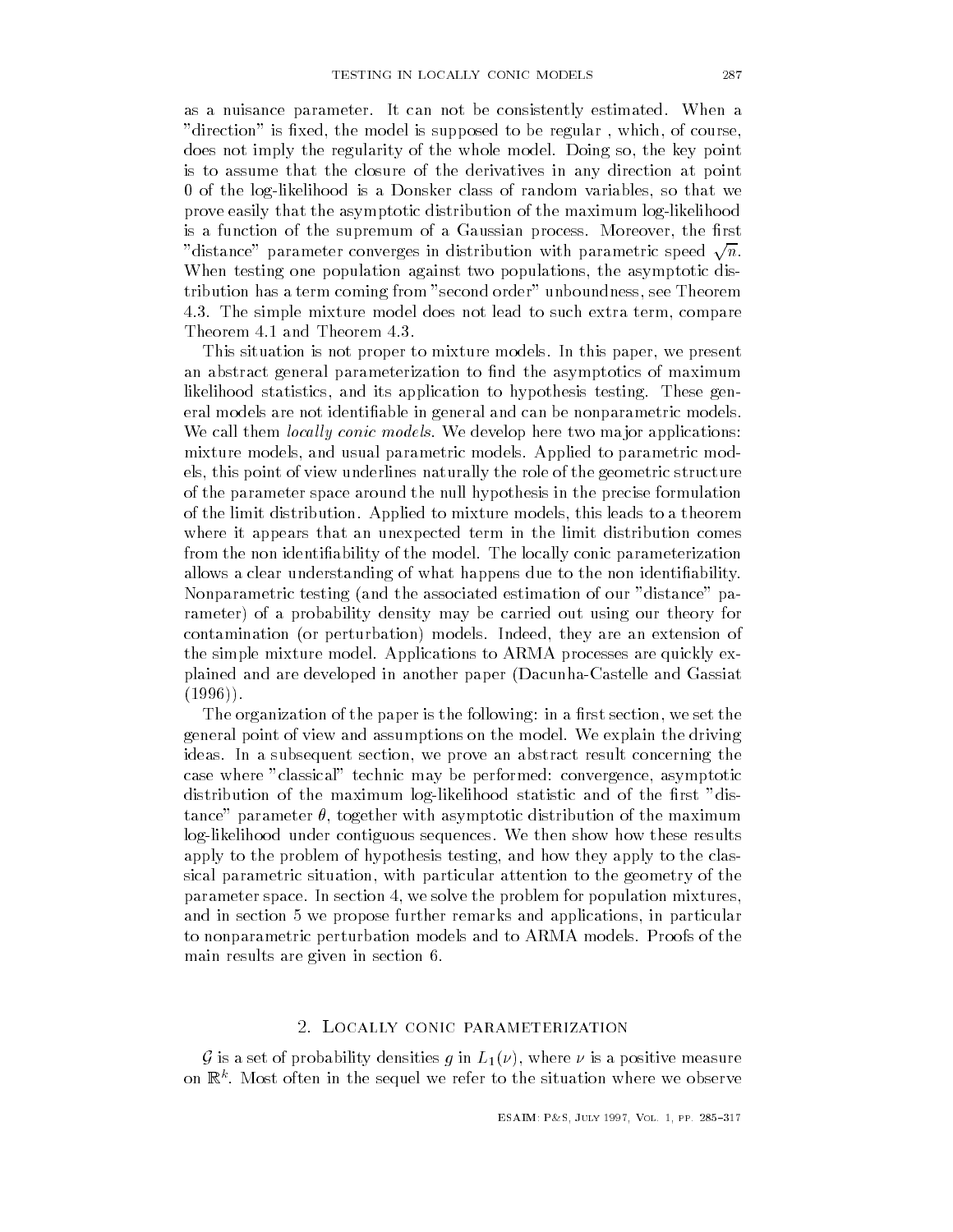as a nuisance parameter. It can not be consistently estimated. When a "direction" is fixed, the model is supposed to be regular , which, of course, does not imply the regularity of the whole model. Doing so, the key point is to assume that the closure of the derivatives in any direction at point 0 of the log-likelihood is a Donsker class of random variables, so that we prove easily that the asymptotic distribution of the maximum log-likelihood is a function of the supremum of a Gaussian process. Moreover, the first "distance" parameter converges in distribution with parametric speed $\sqrt{n}$. When testing one population against two populations, the asymptotic distribution has a term coming from "second order" unboundness, see Theorem 4.3. The simple mixture model does not lead to such extra term, compare Theorem 4.1 and Theorem 4.3.

This situation is not proper to mixture models. In this paper, we present an abstract general parameterization to find the asymptotics of maximum likelihood statistics, and its application to hypothesis testing. These general models are not identifiable in general and can be nonparametric models. We call them *locally conic models*. We develop here two major applications: mixture models, and usual parametric models. Applied to parametric models, this point of view underlines naturally the role of the geometric structure of the parameter space around the null hypothesis in the precise formulation of the limit distribution. Applied to mixture models, this leads to a theorem where it appears that an unexpected term in the limit distribution comes from the non identifiability of the model. The locally conic parameterization allows a clear understanding of what happens due to the non identifiability. Nonparametric testing (and the associated estimation of our "distance" parameter) of a probability density may be carried out using our theory for contamination (or perturbation) models. Indeed, they are an extension of the simple mixture model. Applications to ARMA processes are quickly explained and are developed in another paper (Dacunha-Castelle and Gassiat (1996)).

The organization of the paper is the following: in a first section, we set the general point of view and assumptions on the model. We explain the driving ideas. In a subsequent section, we prove an abstract result concerning the case where "classical" technic may be performed: convergence, asymptotic distribution of the maximum log-likelihood statistic and of the first "distance" parameter $\theta$, together with asymptotic distribution of the maximum log-likelihood under contiguous sequences. We then show how these results apply to the problem of hypothesis testing, and how they apply to the classical parametric situation, with particular attention to the geometry of the parameter space. In section 4, we solve the problem for population mixtures, and in section 5 we propose further remarks and applications, in particular to nonparametric perturbation models and to ARMA models. Proofs of the main results are given in section 6.

## 2. Locally conic parameterization

$\mathcal{G}$ is a set of probability densities $g$ in $L_1(\nu)$, where $\nu$ is a positive measure on $\mathbb{R}^k$. Most often in the sequel we refer to the situation where we observe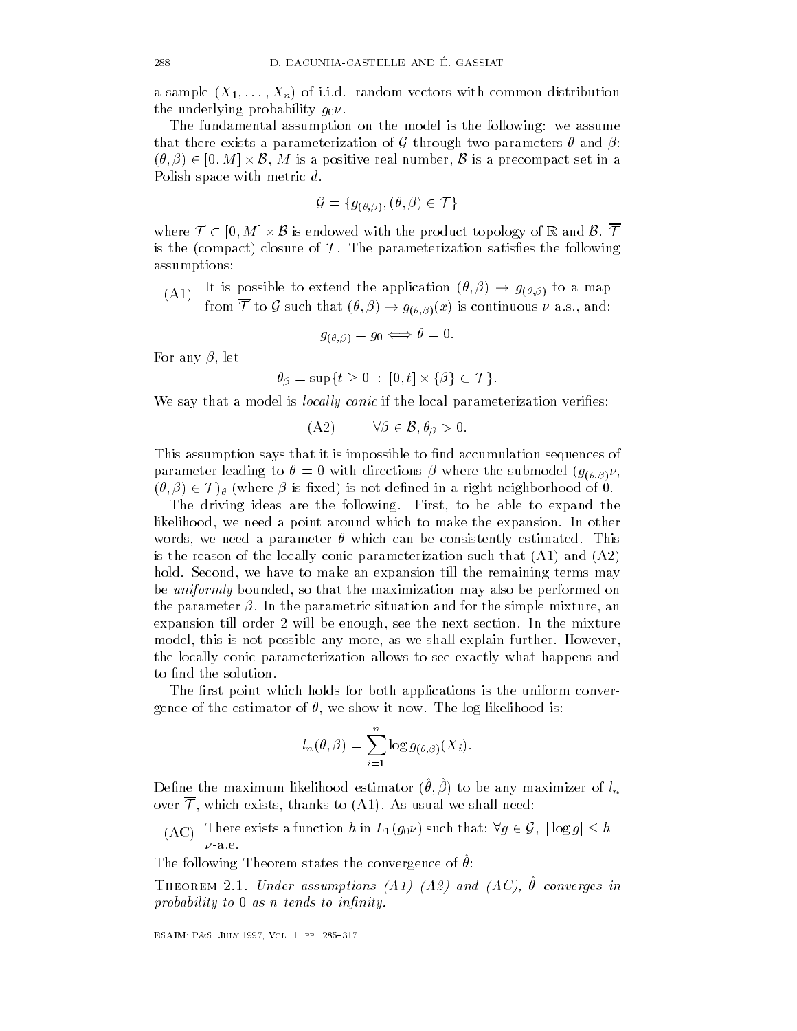a sample $(X_1, \ldots, X_n)$ of i.i.d. random vectors with common distribution the underlying probability $g_0\nu$.

The fundamental assumption on the model is the following: we assume that there exists a parameterization of $\mathcal{G}$ through two parameters $\theta$ and $\beta$: $(\theta, \beta) \in [0, M] \times \mathcal{B}$, $M$ is a positive real number, $\mathcal{B}$ is a precompact set in a Polish space with metric $d$.

$$\mathcal{G} = \{g_{(\theta,\beta)}, (\theta, \beta) \in \mathcal{T}\}$$

where $\mathcal{T} \subset [0, M] \times \mathcal{B}$ is endowed with the product topology of $\mathbb{R}$ and $\mathcal{B}$. $\overline{\mathcal{T}}$ is the (compact) closure of $\mathcal{T}$. The parameterization satisfies the following assumptions:

(A1) It is possible to extend the application $(\theta, \beta) \to g_{(\theta,\beta)}$ to a map from $\overline{\mathcal{T}}$ to $\mathcal{G}$ such that $(\theta, \beta) \to g_{(\theta,\beta)}(x)$ is continuous $\nu$ a.s., and:

$$g_{(\theta,\beta)} = g_0 \iff \theta = 0.$$

For any $\beta$, let

$$\theta_\beta = \sup\{t \geq 0 \; : \; [0, t] \times \{\beta\} \subset \mathcal{T}\}.$$

We say that a model is *locally conic* if the local parameterization verifies:

$$\text{(A2)} \qquad \forall \beta \in \mathcal{B}, \theta_\beta > 0.$$

This assumption says that it is impossible to find accumulation sequences of parameter leading to $\theta = 0$ with directions $\beta$ where the submodel $(g_{(\theta,\beta)}\nu$, $(\theta, \beta) \in \mathcal{T})_\theta$ (where $\beta$ is fixed) is not defined in a right neighborhood of 0.

The driving ideas are the following. First, to be able to expand the likelihood, we need a point around which to make the expansion. In other words, we need a parameter $\theta$ which can be consistently estimated. This is the reason of the locally conic parameterization such that (A1) and (A2) hold. Second, we have to make an expansion till the remaining terms may be *uniformly* bounded, so that the maximization may also be performed on the parameter $\beta$. In the parametric situation and for the simple mixture, an expansion till order 2 will be enough, see the next section. In the mixture model, this is not possible any more, as we shall explain further. However, the locally conic parameterization allows to see exactly what happens and to find the solution.

The first point which holds for both applications is the uniform convergence of the estimator of $\theta$, we show it now. The log-likelihood is:

$$l_n(\theta, \beta) = \sum_{i=1}^{n} \log g_{(\theta,\beta)}(X_i).$$

Define the maximum likelihood estimator $(\hat{\theta}, \hat{\beta})$ to be any maximizer of $l_n$ over $\overline{\mathcal{T}}$, which exists, thanks to (A1). As usual we shall need:

(AC) There exists a function $h$ in $L_1(g_0\nu)$ such that: $\forall g \in \mathcal{G}, \; |\log g| \leq h$ $\nu$-a.e.

The following Theorem states the convergence of $\hat{\theta}$:

Theorem 2.1. *Under assumptions (A1) (A2) and (AC), $\hat{\theta}$ converges in probability to 0 as $n$ tends to infinity.*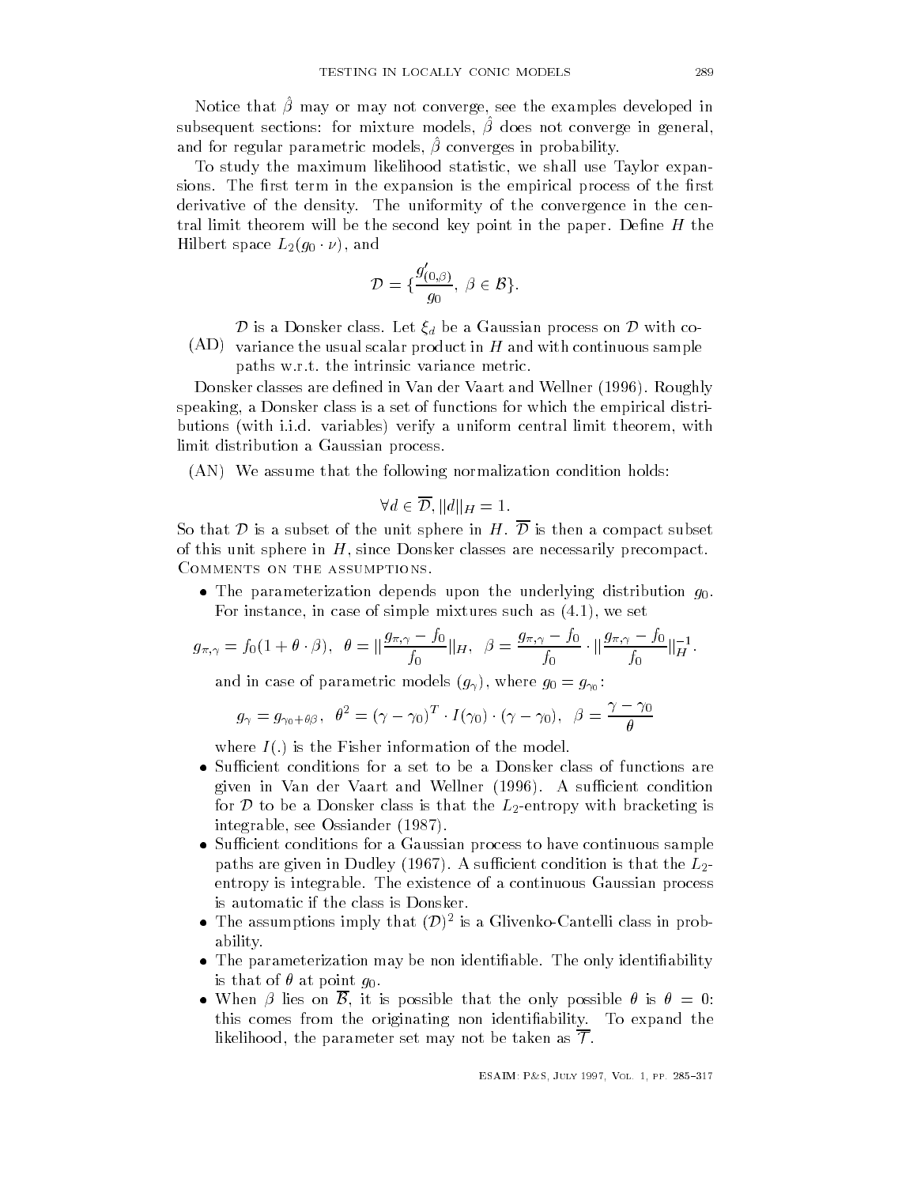Notice that $\hat{\beta}$ may or may not converge, see the examples developed in subsequent sections: for mixture models, $\hat{\beta}$ does not converge in general, and for regular parametric models, $\hat{\beta}$ converges in probability.

To study the maximum likelihood statistic, we shall use Taylor expansions. The first term in the expansion is the empirical process of the first derivative of the density. The uniformity of the convergence in the central limit theorem will be the second key point in the paper. Define $H$ the Hilbert space $L_2(g_0 \cdot \nu)$, and

$$\mathcal{D} = \{\frac{g'_{(0,\beta)}}{g_0},\ \beta \in \mathcal{B}\}.$$

(AD) $\mathcal{D}$ is a Donsker class. Let $\xi_d$ be a Gaussian process on $\mathcal{D}$ with covariance the usual scalar product in $H$ and with continuous sample paths w.r.t. the intrinsic variance metric.

Donsker classes are defined in Van der Vaart and Wellner (1996). Roughly speaking, a Donsker class is a set of functions for which the empirical distributions (with i.i.d. variables) verify a uniform central limit theorem, with limit distribution a Gaussian process.

(AN) We assume that the following normalization condition holds:

$$\forall d \in \overline{\mathcal{D}}, \|d\|_H = 1.$$

So that $\mathcal{D}$ is a subset of the unit sphere in $H$. $\overline{\mathcal{D}}$ is then a compact subset of this unit sphere in $H$, since Donsker classes are necessarily precompact.

Comments on the assumptions.

- The parameterization depends upon the underlying distribution $g_0$. For instance, in case of simple mixtures such as (4.1), we set

$$g_{\pi,\gamma} = f_0(1+\theta \cdot \beta),\ \ \theta = \|\frac{g_{\pi,\gamma}-f_0}{f_0}\|_H,\ \ \beta = \frac{g_{\pi,\gamma}-f_0}{f_0} \cdot \|\frac{g_{\pi,\gamma}-f_0}{f_0}\|_H^{-1}.$$

  and in case of parametric models $(g_\gamma)$, where $g_0 = g_{\gamma_0}$:

$$g_\gamma = g_{\gamma_0+\theta\beta},\ \ \theta^2 = (\gamma-\gamma_0)^T \cdot I(\gamma_0)\cdot(\gamma-\gamma_0),\ \ \beta = \frac{\gamma-\gamma_0}{\theta}$$

  where $I(.)$ is the Fisher information of the model.
- Sufficient conditions for a set to be a Donsker class of functions are given in Van der Vaart and Wellner (1996). A sufficient condition for $\mathcal{D}$ to be a Donsker class is that the $L_2$-entropy with bracketing is integrable, see Ossiander (1987).
- Sufficient conditions for a Gaussian process to have continuous sample paths are given in Dudley (1967). A sufficient condition is that the $L_2$-entropy is integrable. The existence of a continuous Gaussian process is automatic if the class is Donsker.
- The assumptions imply that $(\mathcal{D})^2$ is a Glivenko-Cantelli class in probability.
- The parameterization may be non identifiable. The only identifiability is that of $\theta$ at point $g_0$.
- When $\beta$ lies on $\overline{\mathcal{B}}$, it is possible that the only possible $\theta$ is $\theta = 0$: this comes from the originating non identifiability. To expand the likelihood, the parameter set may not be taken as $\overline{\mathcal{T}}$.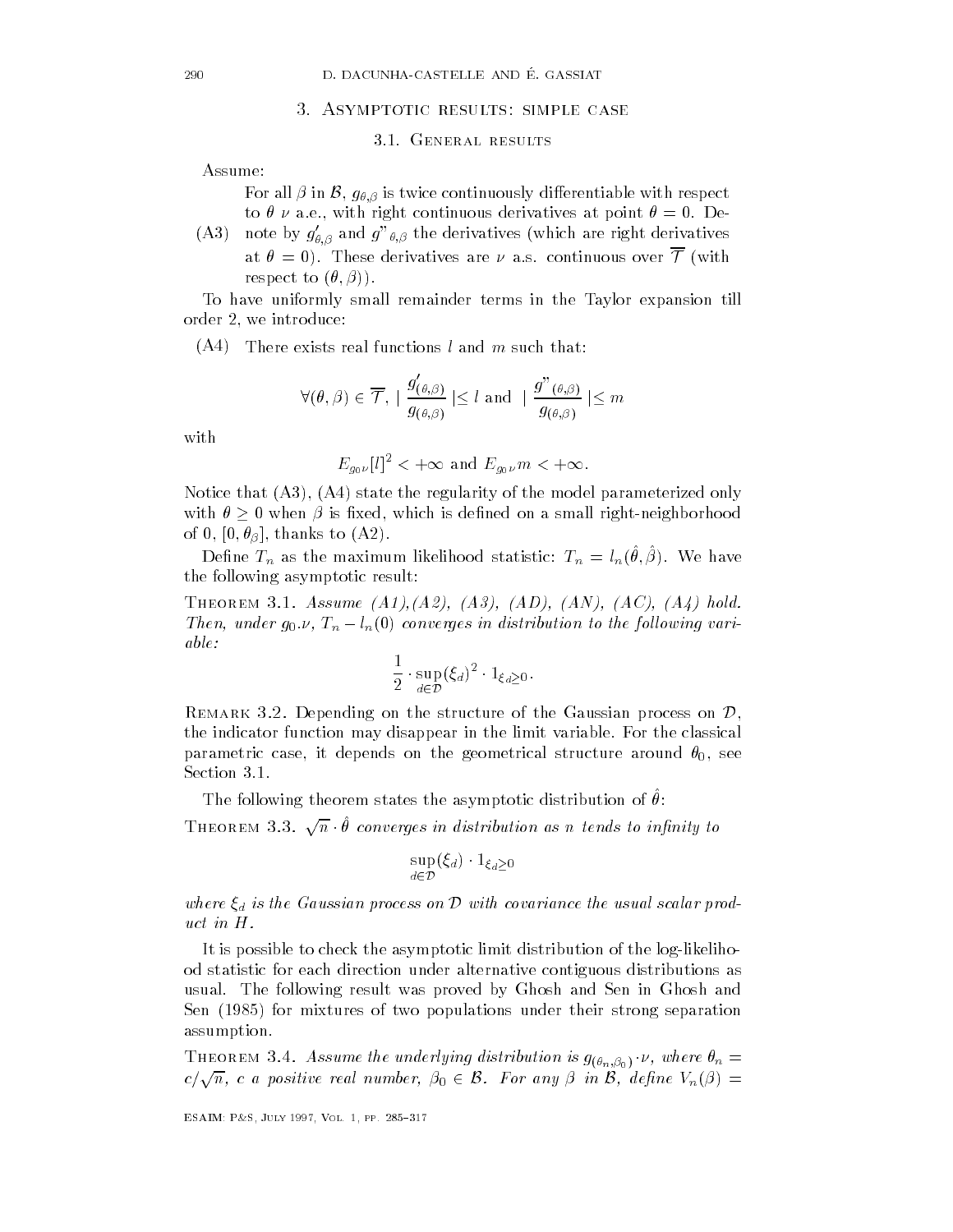## 3. Asymptotic results: simple case

### 3.1. General results

Assume:

(A3) For all $\beta$ in $\mathcal{B}$, $g_{\theta,\beta}$ is twice continuously differentiable with respect to $\theta$ $\nu$ a.e., with right continuous derivatives at point $\theta = 0$. Denote by $g'_{\theta,\beta}$ and $g"_{\theta,\beta}$ the derivatives (which are right derivatives at $\theta = 0$). These derivatives are $\nu$ a.s. continuous over $\overline{\mathcal{T}}$ (with respect to $(\theta, \beta)$).

To have uniformly small remainder terms in the Taylor expansion till order 2, we introduce:

(A4) There exists real functions $l$ and $m$ such that:

$$\forall(\theta,\beta) \in \overline{\mathcal{T}}, \; \left| \frac{g'_{(\theta,\beta)}}{g_{(\theta,\beta)}} \right| \leq l \text{ and } \left| \frac{g"_{(\theta,\beta)}}{g_{(\theta,\beta)}} \right| \leq m$$

with

$$E_{g_0\nu}[l]^2 < +\infty \text{ and } E_{g_0\nu} m < +\infty.$$

Notice that (A3), (A4) state the regularity of the model parameterized only with $\theta \geq 0$ when $\beta$ is fixed, which is defined on a small right-neighborhood of 0, $[0, \theta_\beta]$, thanks to (A2).

Define $T_n$ as the maximum likelihood statistic: $T_n = l_n(\hat{\theta}, \hat{\beta})$. We have the following asymptotic result:

**Theorem 3.1.** *Assume (A1),(A2), (A3), (AD), (AN), (AC), (A4) hold. Then, under $g_0.\nu$, $T_n - l_n(0)$ converges in distribution to the following variable:*

$$\frac{1}{2} \cdot \sup_{d \in \mathcal{D}} (\xi_d)^2 \cdot 1_{\xi_d \geq 0}.$$

**Remark 3.2.** Depending on the structure of the Gaussian process on $\mathcal{D}$, the indicator function may disappear in the limit variable. For the classical parametric case, it depends on the geometrical structure around $\theta_0$, see Section 3.1.

The following theorem states the asymptotic distribution of $\hat{\theta}$:

**Theorem 3.3.** *$\sqrt{n} \cdot \hat{\theta}$ converges in distribution as $n$ tends to infinity to*

$$\sup_{d \in \mathcal{D}} (\xi_d) \cdot 1_{\xi_d \geq 0}$$

*where $\xi_d$ is the Gaussian process on $\mathcal{D}$ with covariance the usual scalar product in $H$.*

It is possible to check the asymptotic limit distribution of the log-likelihood statistic for each direction under alternative contiguous distributions as usual. The following result was proved by Ghosh and Sen in Ghosh and Sen (1985) for mixtures of two populations under their strong separation assumption.

**Theorem 3.4.** *Assume the underlying distribution is $g_{(\theta_n,\beta_0)} \cdot \nu$, where $\theta_n = c/\sqrt{n}$, $c$ a positive real number, $\beta_0 \in \mathcal{B}$. For any $\beta$ in $\mathcal{B}$, define $V_n(\beta) =$*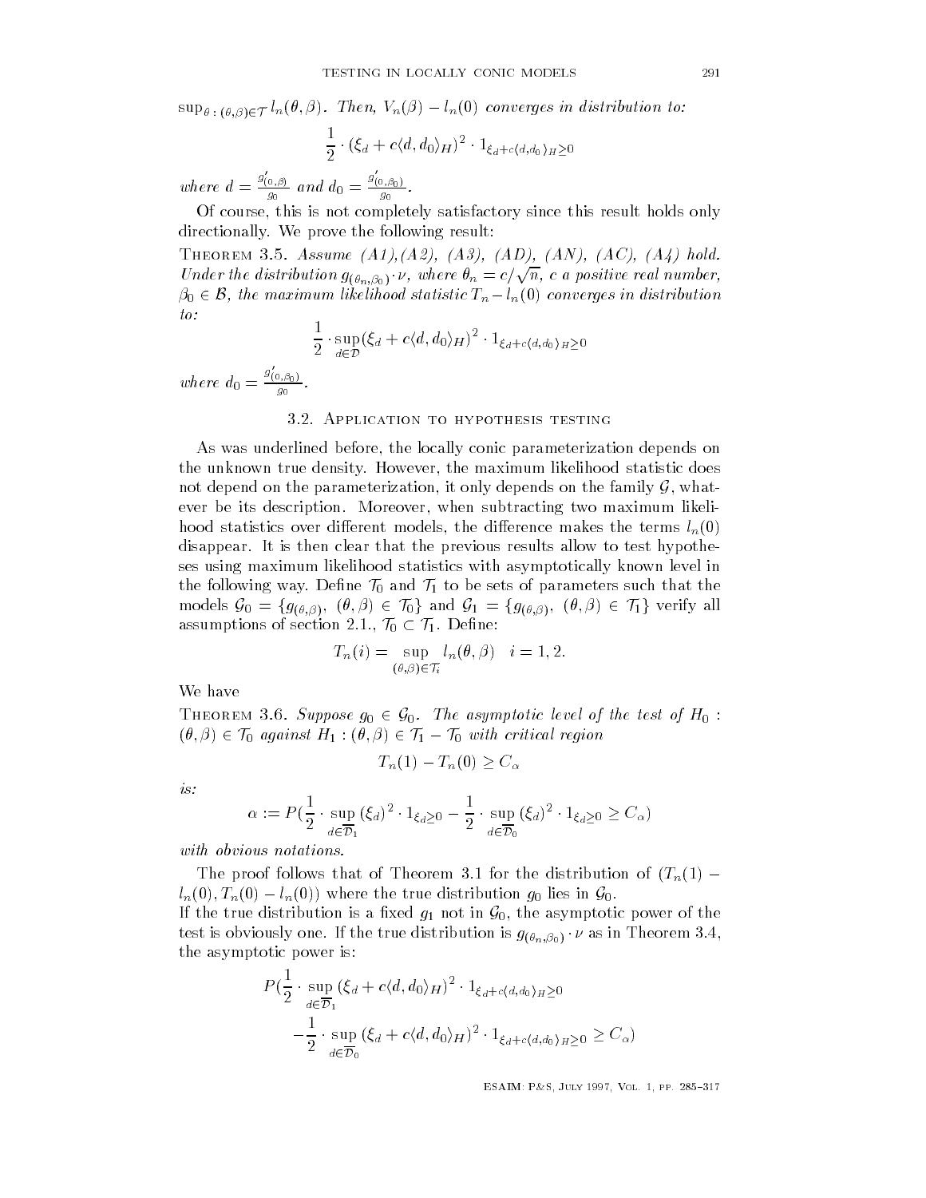$\sup_{\theta\,:\,(\theta,\beta)\in\mathcal{T}} l_n(\theta,\beta)$. *Then,* $V_n(\beta) - l_n(0)$ *converges in distribution to:*

$$\frac{1}{2}\cdot(\xi_d + c\langle d, d_0\rangle_H)^2 \cdot 1_{\xi_d + c\langle d, d_0\rangle_H \geq 0}$$

*where* $d = \frac{g'_{(0,\beta)}}{g_0}$ *and* $d_0 = \frac{g'_{(0,\beta_0)}}{g_0}$.

Of course, this is not completely satisfactory since this result holds only directionally. We prove the following result:

**Theorem 3.5.** *Assume (A1),(A2), (A3), (AD), (AN), (AC), (A4) hold. Under the distribution* $g_{(\theta_n,\beta_0)}\cdot\nu$*, where* $\theta_n = c/\sqrt{n}$*, c a positive real number,* $\beta_0 \in \mathcal{B}$*, the maximum likelihood statistic* $T_n - l_n(0)$ *converges in distribution to:*

$$\frac{1}{2}\cdot\sup_{d\in\mathcal{D}}(\xi_d + c\langle d, d_0\rangle_H)^2 \cdot 1_{\xi_d + c\langle d, d_0\rangle_H \geq 0}$$

*where* $d_0 = \frac{g'_{(0,\beta_0)}}{g_0}$.

### 3.2. Application to hypothesis testing

As was underlined before, the locally conic parameterization depends on the unknown true density. However, the maximum likelihood statistic does not depend on the parameterization, it only depends on the family $\mathcal{G}$, whatever be its description. Moreover, when subtracting two maximum likelihood statistics over different models, the difference makes the terms $l_n(0)$ disappear. It is then clear that the previous results allow to test hypotheses using maximum likelihood statistics with asymptotically known level in the following way. Define $\mathcal{T}_0$ and $\mathcal{T}_1$ to be sets of parameters such that the models $\mathcal{G}_0 = \{g_{(\theta,\beta)},\ (\theta,\beta)\in\mathcal{T}_0\}$ and $\mathcal{G}_1 = \{g_{(\theta,\beta)},\ (\theta,\beta)\in\mathcal{T}_1\}$ verify all assumptions of section 2.1., $\mathcal{T}_0 \subset \mathcal{T}_1$. Define:

$$T_n(i) = \sup_{(\theta,\beta)\in\mathcal{T}_i} l_n(\theta,\beta) \quad i = 1, 2.$$

We have

**Theorem 3.6.** *Suppose* $g_0 \in \mathcal{G}_0$*. The asymptotic level of the test of* $H_0$ : $(\theta,\beta)\in\mathcal{T}_0$ *against* $H_1 : (\theta,\beta)\in\mathcal{T}_1 - \mathcal{T}_0$ *with critical region*

$$T_n(1) - T_n(0) \geq C_\alpha$$

*is:*

$$\alpha := P\left(\frac{1}{2}\cdot\sup_{d\in\overline{\mathcal{D}}_1}(\xi_d)^2\cdot 1_{\xi_d\geq 0} - \frac{1}{2}\cdot\sup_{d\in\overline{\mathcal{D}}_0}(\xi_d)^2\cdot 1_{\xi_d\geq 0} \geq C_\alpha\right)$$

*with obvious notations.*

The proof follows that of Theorem 3.1 for the distribution of $(T_n(1) - l_n(0), T_n(0) - l_n(0))$ where the true distribution $g_0$ lies in $\mathcal{G}_0$.
If the true distribution is a fixed $g_1$ not in $\mathcal{G}_0$, the asymptotic power of the test is obviously one. If the true distribution is $g_{(\theta_n,\beta_0)}\cdot\nu$ as in Theorem 3.4, the asymptotic power is:

$$P\Big(\frac{1}{2}\cdot\sup_{d\in\overline{\mathcal{D}}_1}(\xi_d + c\langle d, d_0\rangle_H)^2\cdot 1_{\xi_d + c\langle d,d_0\rangle_H\geq 0}$$
$$-\frac{1}{2}\cdot\sup_{d\in\overline{\mathcal{D}}_0}(\xi_d + c\langle d, d_0\rangle_H)^2\cdot 1_{\xi_d + c\langle d,d_0\rangle_H\geq 0} \geq C_\alpha\Big)$$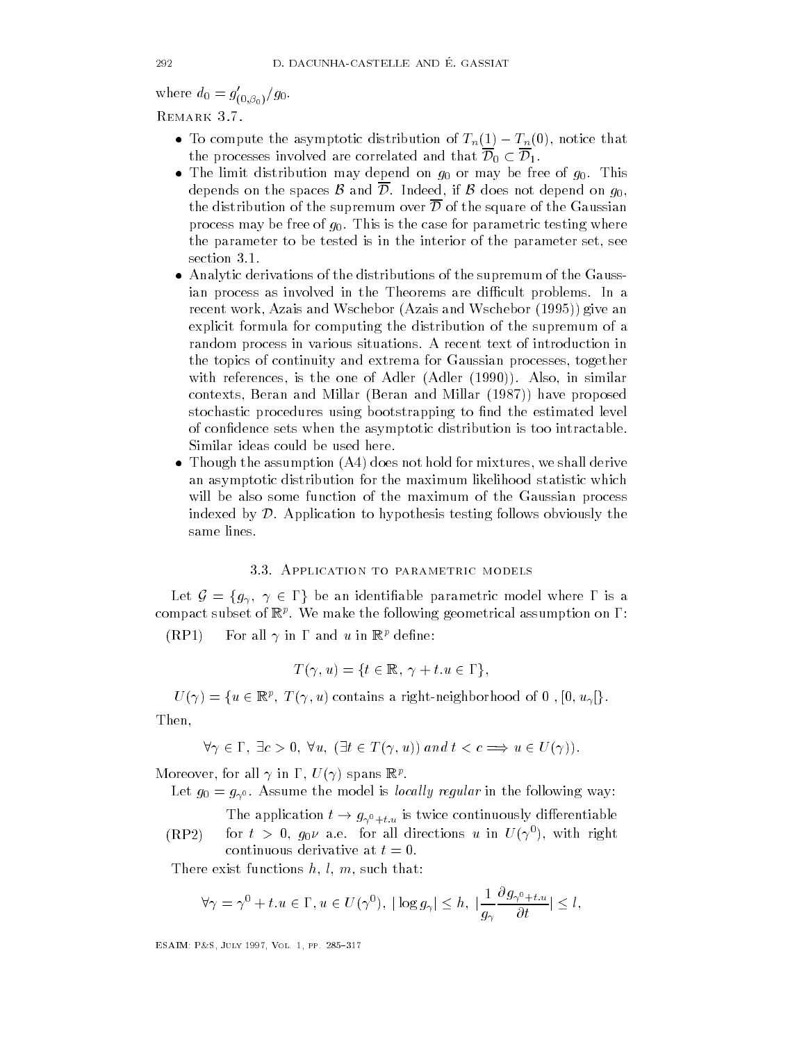where $d_0 = g'_{(0,\beta_0)}/g_0$.

Remark 3.7.

- To compute the asymptotic distribution of $T_n(1) - T_n(0)$, notice that the processes involved are correlated and that $\overline{\mathcal{D}}_0 \subset \overline{\mathcal{D}}_1$.
- The limit distribution may depend on $g_0$ or may be free of $g_0$. This depends on the spaces $\mathcal{B}$ and $\overline{\mathcal{D}}$. Indeed, if $\mathcal{B}$ does not depend on $g_0$, the distribution of the supremum over $\overline{\mathcal{D}}$ of the square of the Gaussian process may be free of $g_0$. This is the case for parametric testing where the parameter to be tested is in the interior of the parameter set, see section 3.1.
- Analytic derivations of the distributions of the supremum of the Gaussian process as involved in the Theorems are difficult problems. In a recent work, Azais and Wschebor (Azais and Wschebor (1995)) give an explicit formula for computing the distribution of the supremum of a random process in various situations. A recent text of introduction in the topics of continuity and extrema for Gaussian processes, together with references, is the one of Adler (Adler (1990)). Also, in similar contexts, Beran and Millar (Beran and Millar (1987)) have proposed stochastic procedures using bootstrapping to find the estimated level of confidence sets when the asymptotic distribution is too intractable. Similar ideas could be used here.
- Though the assumption (A4) does not hold for mixtures, we shall derive an asymptotic distribution for the maximum likelihood statistic which will be also some function of the maximum of the Gaussian process indexed by $\mathcal{D}$. Application to hypothesis testing follows obviously the same lines.

### 3.3. Application to parametric models

Let $\mathcal{G} = \{g_\gamma,\ \gamma \in \Gamma\}$ be an identifiable parametric model where $\Gamma$ is a compact subset of $\mathbb{R}^p$. We make the following geometrical assumption on $\Gamma$:

(RP1) For all $\gamma$ in $\Gamma$ and $u$ in $\mathbb{R}^p$ define:

$$T(\gamma, u) = \{t \in \mathbb{R},\ \gamma + t.u \in \Gamma\},$$

$$U(\gamma) = \{u \in \mathbb{R}^p,\ T(\gamma, u) \text{ contains a right-neighborhood of } 0\ , [0, u_\gamma[\}.$$

Then,

$$\forall \gamma \in \Gamma,\ \exists c > 0,\ \forall u,\ (\exists t \in T(\gamma, u))\ and\ t < c \Longrightarrow u \in U(\gamma)).$$

Moreover, for all $\gamma$ in $\Gamma$, $U(\gamma)$ spans $\mathbb{R}^p$.

Let $g_0 = g_{\gamma^0}$. Assume the model is *locally regular* in the following way:

(RP2) The application $t \to g_{\gamma^0 + t.u}$ is twice continuously differentiable for $t > 0$, $g_0 \nu$ a.e. for all directions $u$ in $U(\gamma^0)$, with right continuous derivative at $t = 0$.

There exist functions $h$, $l$, $m$, such that:

$$\forall \gamma = \gamma^0 + t.u \in \Gamma, u \in U(\gamma^0),\ |\log g_\gamma| \leq h,\ |\frac{1}{g_\gamma}\frac{\partial g_{\gamma^0 + t.u}}{\partial t}| \leq l,$$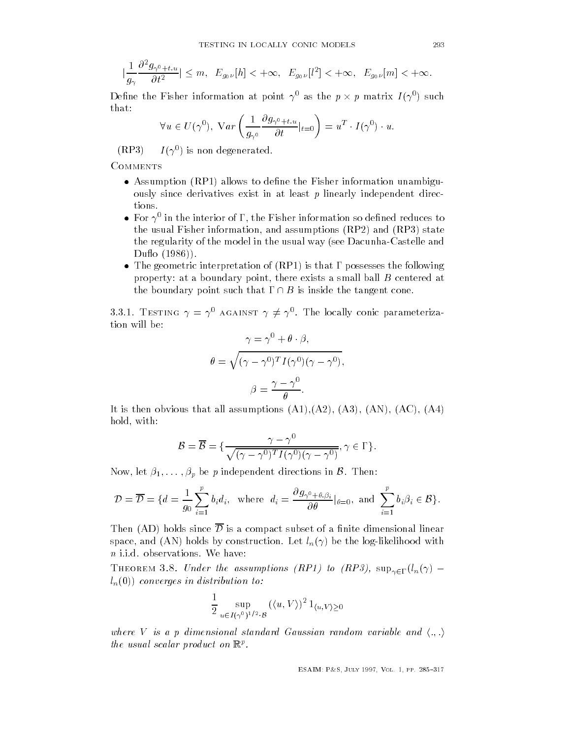$$|\frac{1}{g_\gamma}\frac{\partial^2 g_{\gamma^0+t.u}}{\partial t^2}| \leq m, \;\; E_{g_0\nu}[h] < +\infty, \;\; E_{g_0\nu}[l^2] < +\infty, \;\; E_{g_0\nu}[m] < +\infty.$$

Define the Fisher information at point $\gamma^0$ as the $p \times p$ matrix $I(\gamma^0)$ such that:

$$\forall u \in U(\gamma^0), \; Var\left(\frac{1}{g_{\gamma^0}}\frac{\partial g_{\gamma^0+t.u}}{\partial t}|_{t=0}\right) = u^T \cdot I(\gamma^0) \cdot u.$$

(RP3) $\quad I(\gamma^0)$ is non degenerated.

COMMENTS

- Assumption (RP1) allows to define the Fisher information unambiguously since derivatives exist in at least $p$ linearly independent directions.
- For $\gamma^0$ in the interior of $\Gamma$, the Fisher information so defined reduces to the usual Fisher information, and assumptions (RP2) and (RP3) state the regularity of the model in the usual way (see Dacunha-Castelle and Duflo (1986)).
- The geometric interpretation of (RP1) is that $\Gamma$ possesses the following property: at a boundary point, there exists a small ball $B$ centered at the boundary point such that $\Gamma \cap B$ is inside the tangent cone.

3.3.1. TESTING $\gamma = \gamma^0$ AGAINST $\gamma \neq \gamma^0$. The locally conic parameterization will be:

$$\gamma = \gamma^0 + \theta \cdot \beta,$$

$$\theta = \sqrt{(\gamma - \gamma^0)^T I(\gamma^0)(\gamma - \gamma^0)},$$

$$\beta = \frac{\gamma - \gamma^0}{\theta}.$$

It is then obvious that all assumptions (A1),(A2), (A3), (AN), (AC), (A4) hold, with:

$$\mathcal{B} = \overline{\mathcal{B}} = \{\frac{\gamma - \gamma^0}{\sqrt{(\gamma - \gamma^0)^T I(\gamma^0)(\gamma - \gamma^0)}}, \gamma \in \Gamma\}.$$

Now, let $\beta_1, \ldots, \beta_p$ be $p$ independent directions in $\mathcal{B}$. Then:

$$\mathcal{D} = \overline{\mathcal{D}} = \{d = \frac{1}{g_0}\sum_{i=1}^{p} b_i d_i, \;\text{ where }\; d_i = \frac{\partial g_{\gamma^0+\theta.\beta_i}}{\partial \theta}|_{\theta=0}, \;\text{and}\; \sum_{i=1}^{p} b_i \beta_i \in \mathcal{B}\}.$$

Then (AD) holds since $\overline{\mathcal{D}}$ is a compact subset of a finite dimensional linear space, and (AN) holds by construction. Let $l_n(\gamma)$ be the log-likelihood with $n$ i.i.d. observations. We have:

THEOREM 3.8. *Under the assumptions (RP1) to (RP3), $\sup_{\gamma\in\Gamma}(l_n(\gamma) - l_n(0))$ converges in distribution to:*

$$\frac{1}{2}\sup_{u\in I(\gamma^0)^{1/2}\cdot\mathcal{B}} \left(\langle u, V\rangle\right)^2 1_{\langle u,V\rangle\geq 0}$$

*where $V$ is a $p$ dimensional standard Gaussian random variable and $\langle .,. \rangle$ the usual scalar product on $\mathbb{R}^p$.*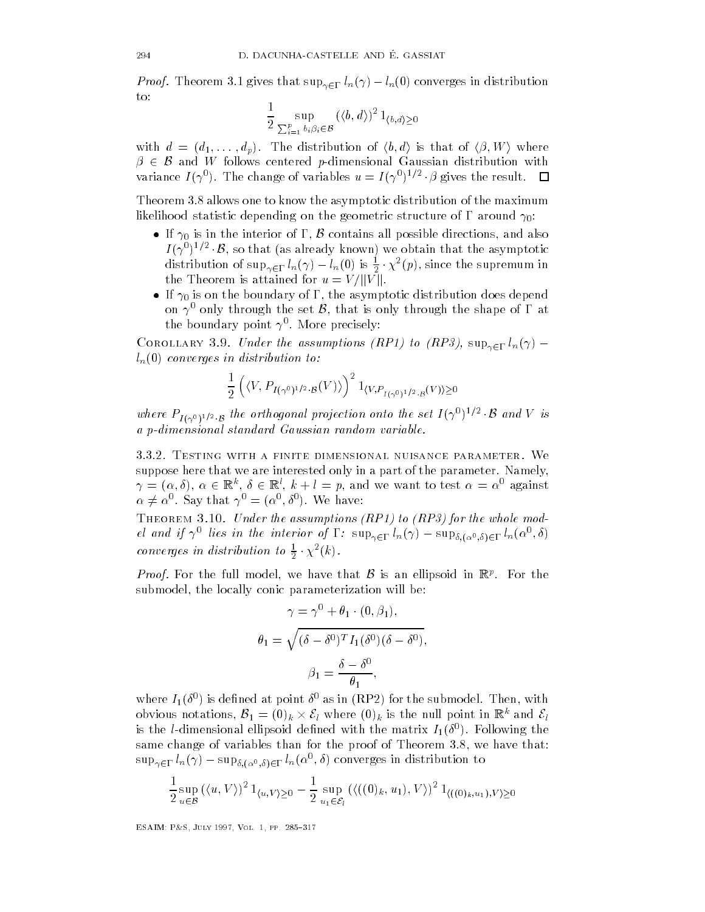*Proof.* Theorem 3.1 gives that $\sup_{\gamma\in\Gamma} l_n(\gamma) - l_n(0)$ converges in distribution to:

$$\frac{1}{2}\sup_{\sum_{i=1}^{p} b_i\beta_i \in \mathcal{B}} \left(\langle b, d\rangle\right)^2 1_{\langle b,d\rangle \geq 0}$$

with $d = (d_1, \ldots, d_p)$. The distribution of $\langle b, d\rangle$ is that of $\langle \beta, W\rangle$ where $\beta \in \mathcal{B}$ and $W$ follows centered $p$-dimensional Gaussian distribution with variance $I(\gamma^0)$. The change of variables $u = I(\gamma^0)^{1/2}\cdot\beta$ gives the result. $\square$

Theorem 3.8 allows one to know the asymptotic distribution of the maximum likelihood statistic depending on the geometric structure of $\Gamma$ around $\gamma_0$:

- If $\gamma_0$ is in the interior of $\Gamma$, $\mathcal{B}$ contains all possible directions, and also $I(\gamma^0)^{1/2}\cdot\mathcal{B}$, so that (as already known) we obtain that the asymptotic distribution of $\sup_{\gamma\in\Gamma} l_n(\gamma) - l_n(0)$ is $\frac{1}{2}\cdot\chi^2(p)$, since the supremum in the Theorem is attained for $u = V/\|V\|$.
- If $\gamma_0$ is on the boundary of $\Gamma$, the asymptotic distribution does depend on $\gamma^0$ only through the set $\mathcal{B}$, that is only through the shape of $\Gamma$ at the boundary point $\gamma^0$. More precisely:

Corollary 3.9. *Under the assumptions (RP1) to (RP3), $\sup_{\gamma\in\Gamma} l_n(\gamma) - l_n(0)$ converges in distribution to:*

$$\frac{1}{2}\left(\langle V, P_{I(\gamma^0)^{1/2}\cdot\mathcal{B}}(V)\rangle\right)^2 1_{\langle V, P_{I(\gamma^0)^{1/2}\cdot\mathcal{B}}(V)\rangle\geq 0}$$

*where $P_{I(\gamma^0)^{1/2}\cdot\mathcal{B}}$ the orthogonal projection onto the set $I(\gamma^0)^{1/2}\cdot\mathcal{B}$ and $V$ is a $p$-dimensional standard Gaussian random variable.*

### 3.3.2. Testing with a finite dimensional nuisance parameter.

We suppose here that we are interested only in a part of the parameter. Namely, $\gamma = (\alpha, \delta)$, $\alpha \in \mathbb{R}^k$, $\delta \in \mathbb{R}^l$, $k + l = p$, and we want to test $\alpha = \alpha^0$ against $\alpha \neq \alpha^0$. Say that $\gamma^0 = (\alpha^0, \delta^0)$. We have:

Theorem 3.10. *Under the assumptions (RP1) to (RP3) for the whole model and if $\gamma^0$ lies in the interior of $\Gamma$: $\sup_{\gamma\in\Gamma} l_n(\gamma) - \sup_{\delta,(\alpha^0,\delta)\in\Gamma} l_n(\alpha^0, \delta)$ converges in distribution to $\frac{1}{2}\cdot\chi^2(k)$.*

*Proof.* For the full model, we have that $\mathcal{B}$ is an ellipsoid in $\mathbb{R}^p$. For the submodel, the locally conic parameterization will be:

$$\gamma = \gamma^0 + \theta_1\cdot(0, \beta_1),$$

$$\theta_1 = \sqrt{(\delta-\delta^0)^T I_1(\delta^0)(\delta-\delta^0)},$$

$$\beta_1 = \frac{\delta-\delta^0}{\theta_1},$$

where $I_1(\delta^0)$ is defined at point $\delta^0$ as in (RP2) for the submodel. Then, with obvious notations, $\mathcal{B}_1 = (0)_k \times \mathcal{E}_l$ where $(0)_k$ is the null point in $\mathbb{R}^k$ and $\mathcal{E}_l$ is the $l$-dimensional ellipsoid defined with the matrix $I_1(\delta^0)$. Following the same change of variables than for the proof of Theorem 3.8, we have that: $\sup_{\gamma\in\Gamma} l_n(\gamma) - \sup_{\delta,(\alpha^0,\delta)\in\Gamma} l_n(\alpha^0, \delta)$ converges in distribution to

$$\frac{1}{2}\sup_{u\in\mathcal{B}}\left(\langle u, V\rangle\right)^2 1_{\langle u,V\rangle\geq 0} - \frac{1}{2}\sup_{u_1\in\mathcal{E}_l}\left(\langle((0)_k, u_1), V\rangle\right)^2 1_{\langle((0)_k,u_1),V\rangle\geq 0}$$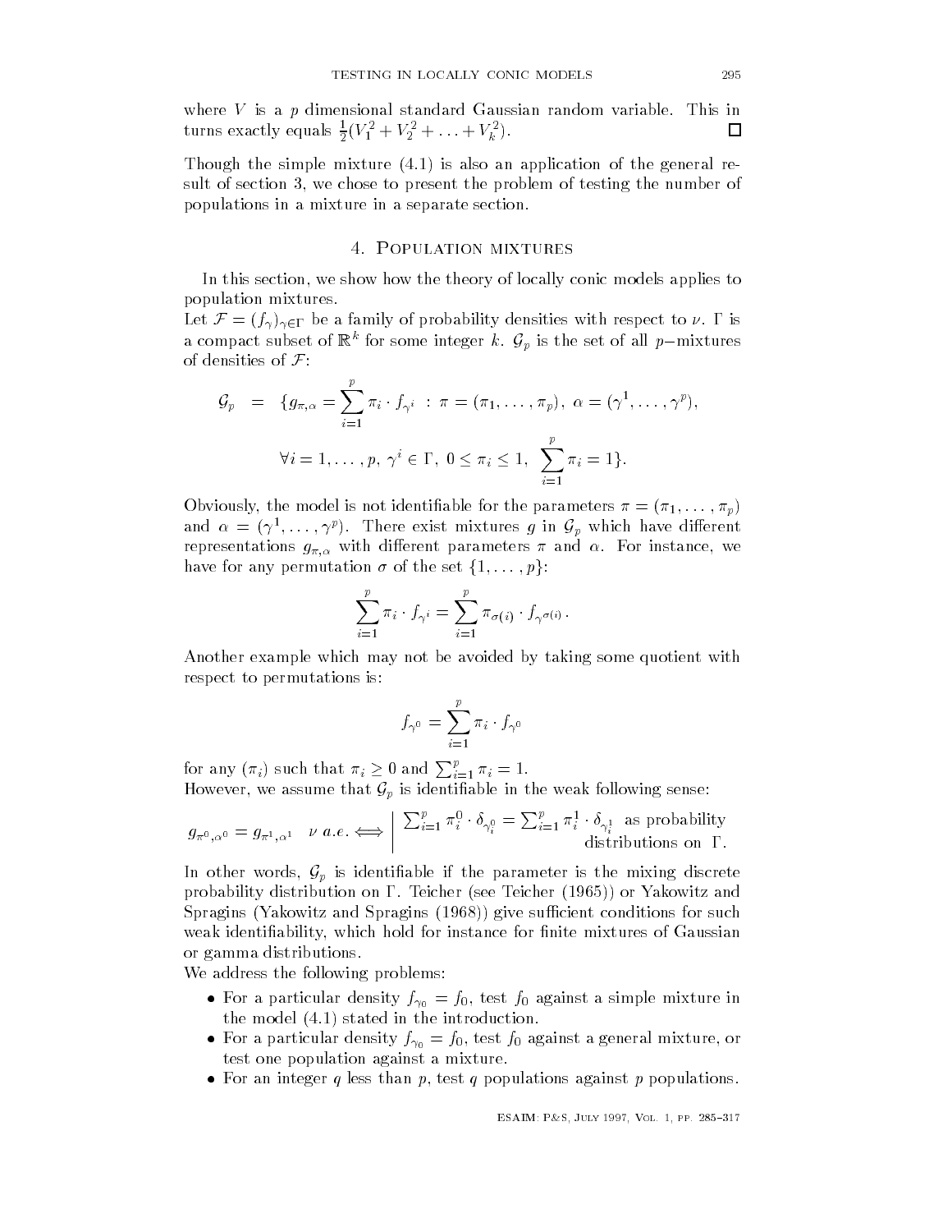where $V$ is a $p$ dimensional standard Gaussian random variable. This in turns exactly equals $\frac{1}{2}(V_1^2 + V_2^2 + \ldots + V_k^2)$. $\square$

Though the simple mixture (4.1) is also an application of the general result of section 3, we chose to present the problem of testing the number of populations in a mixture in a separate section.

## 4. Population mixtures

In this section, we show how the theory of locally conic models applies to population mixtures.

Let $\mathcal{F} = (f_\gamma)_{\gamma \in \Gamma}$ be a family of probability densities with respect to $\nu$. $\Gamma$ is a compact subset of $\mathbb{R}^k$ for some integer $k$. $\mathcal{G}_p$ is the set of all $p$−mixtures of densities of $\mathcal{F}$:

$$\mathcal{G}_p = \{g_{\pi,\alpha} = \sum_{i=1}^{p} \pi_i \cdot f_{\gamma^i} \; : \; \pi = (\pi_1, \ldots, \pi_p), \; \alpha = (\gamma^1, \ldots, \gamma^p),$$

$$\forall i = 1, \ldots, p, \; \gamma^i \in \Gamma, \; 0 \leq \pi_i \leq 1, \; \sum_{i=1}^{p} \pi_i = 1\}.$$

Obviously, the model is not identifiable for the parameters $\pi = (\pi_1, \ldots, \pi_p)$ and $\alpha = (\gamma^1, \ldots, \gamma^p)$. There exist mixtures $g$ in $\mathcal{G}_p$ which have different representations $g_{\pi,\alpha}$ with different parameters $\pi$ and $\alpha$. For instance, we have for any permutation $\sigma$ of the set $\{1, \ldots, p\}$:

$$\sum_{i=1}^{p} \pi_i \cdot f_{\gamma^i} = \sum_{i=1}^{p} \pi_{\sigma(i)} \cdot f_{\gamma^{\sigma(i)}}.$$

Another example which may not be avoided by taking some quotient with respect to permutations is:

$$f_{\gamma^0} = \sum_{i=1}^{p} \pi_i \cdot f_{\gamma^0}$$

for any $(\pi_i)$ such that $\pi_i \geq 0$ and $\sum_{i=1}^{p} \pi_i = 1$.

However, we assume that $\mathcal{G}_p$ is identifiable in the weak following sense:

$$g_{\pi^0,\alpha^0} = g_{\pi^1,\alpha^1} \quad \nu \; a.e. \Longleftrightarrow \left| \; \sum_{i=1}^{p} \pi_i^0 \cdot \delta_{\gamma_i^0} = \sum_{i=1}^{p} \pi_i^1 \cdot \delta_{\gamma_i^1} \text{ as probability distributions on } \Gamma. \right.$$

In other words, $\mathcal{G}_p$ is identifiable if the parameter is the mixing discrete probability distribution on $\Gamma$. Teicher (see Teicher (1965)) or Yakowitz and Spragins (Yakowitz and Spragins (1968)) give sufficient conditions for such weak identifiability, which hold for instance for finite mixtures of Gaussian or gamma distributions.

We address the following problems:

- For a particular density $f_{\gamma_0} = f_0$, test $f_0$ against a simple mixture in the model (4.1) stated in the introduction.
- For a particular density $f_{\gamma_0} = f_0$, test $f_0$ against a general mixture, or test one population against a mixture.
- For an integer $q$ less than $p$, test $q$ populations against $p$ populations.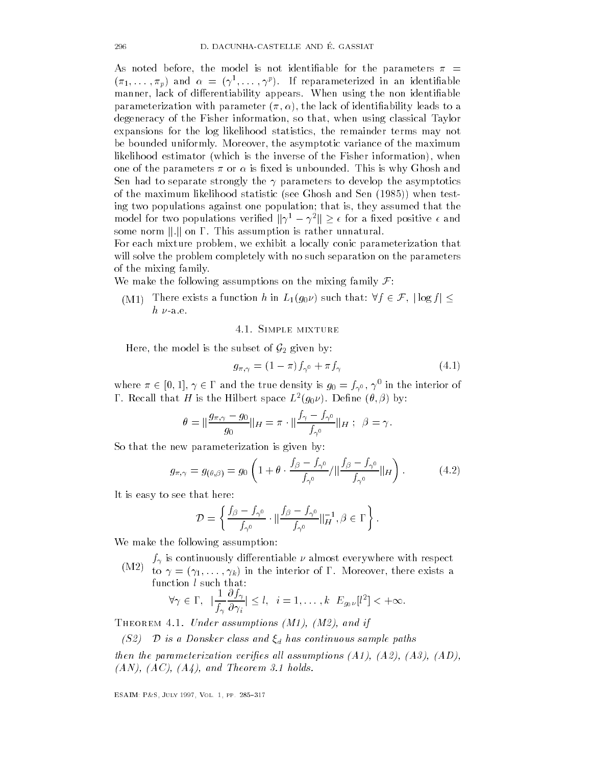As noted before, the model is not identifiable for the parameters $\pi = (\pi_1, \ldots, \pi_p)$ and $\alpha = (\gamma^1, \ldots, \gamma^p)$. If reparameterized in an identifiable manner, lack of differentiability appears. When using the non identifiable parameterization with parameter $(\pi, \alpha)$, the lack of identifiability leads to a degeneracy of the Fisher information, so that, when using classical Taylor expansions for the log likelihood statistics, the remainder terms may not be bounded uniformly. Moreover, the asymptotic variance of the maximum likelihood estimator (which is the inverse of the Fisher information), when one of the parameters $\pi$ or $\alpha$ is fixed is unbounded. This is why Ghosh and Sen had to separate strongly the $\gamma$ parameters to develop the asymptotics of the maximum likelihood statistic (see Ghosh and Sen (1985)) when testing two populations against one population; that is, they assumed that the model for two populations verified $\|\gamma^1 - \gamma^2\| \geq \epsilon$ for a fixed positive $\epsilon$ and some norm $\|.\|$ on $\Gamma$. This assumption is rather unnatural.

For each mixture problem, we exhibit a locally conic parameterization that will solve the problem completely with no such separation on the parameters of the mixing family.

We make the following assumptions on the mixing family $\mathcal{F}$:

(M1) There exists a function $h$ in $L_1(g_0\nu)$ such that: $\forall f \in \mathcal{F}$, $|\log f| \leq h$ $\nu$-a.e.

### 4.1. Simple mixture

Here, the model is the subset of $\mathcal{G}_2$ given by:

$$g_{\pi,\gamma} = (1-\pi) f_{\gamma^0} + \pi f_\gamma \tag{4.1}$$

where $\pi \in [0,1]$, $\gamma \in \Gamma$ and the true density is $g_0 = f_{\gamma^0}$, $\gamma^0$ in the interior of $\Gamma$. Recall that $H$ is the Hilbert space $L^2(g_0\nu)$. Define $(\theta, \beta)$ by:

$$\theta = \|\frac{g_{\pi,\gamma} - g_0}{g_0}\|_H = \pi \cdot \|\frac{f_\gamma - f_{\gamma^0}}{f_{\gamma^0}}\|_H \; ; \; \beta = \gamma.$$

So that the new parameterization is given by:

$$g_{\pi,\gamma} = g_{(\theta,\beta)} = g_0 \left(1 + \theta \cdot \frac{f_\beta - f_{\gamma^0}}{f_{\gamma^0}} / \|\frac{f_\beta - f_{\gamma^0}}{f_{\gamma^0}}\|_H \right). \tag{4.2}$$

It is easy to see that here:

$$\mathcal{D} = \left\{ \frac{f_\beta - f_{\gamma^0}}{f_{\gamma^0}} \cdot \|\frac{f_\beta - f_{\gamma^0}}{f_{\gamma^0}}\|_H^{-1}, \beta \in \Gamma \right\}.$$

We make the following assumption:

(M2) $f_\gamma$ is continuously differentiable $\nu$ almost everywhere with respect to $\gamma = (\gamma_1, \ldots, \gamma_k)$ in the interior of $\Gamma$. Moreover, there exists a function $l$ such that:
$$\forall \gamma \in \Gamma, \; |\frac{1}{f_\gamma} \frac{\partial f_\gamma}{\partial \gamma_i}| \leq l, \; i = 1, \ldots, k \;\; E_{g_0\nu}[l^2] < +\infty.$$

**Theorem 4.1.** *Under assumptions (M1), (M2), and if*

*(S2) $\mathcal{D}$ is a Donsker class and $\xi_d$ has continuous sample paths*

*then the parameterization verifies all assumptions (A1), (A2), (A3), (AD), (AN), (AC), (A4), and Theorem 3.1 holds.*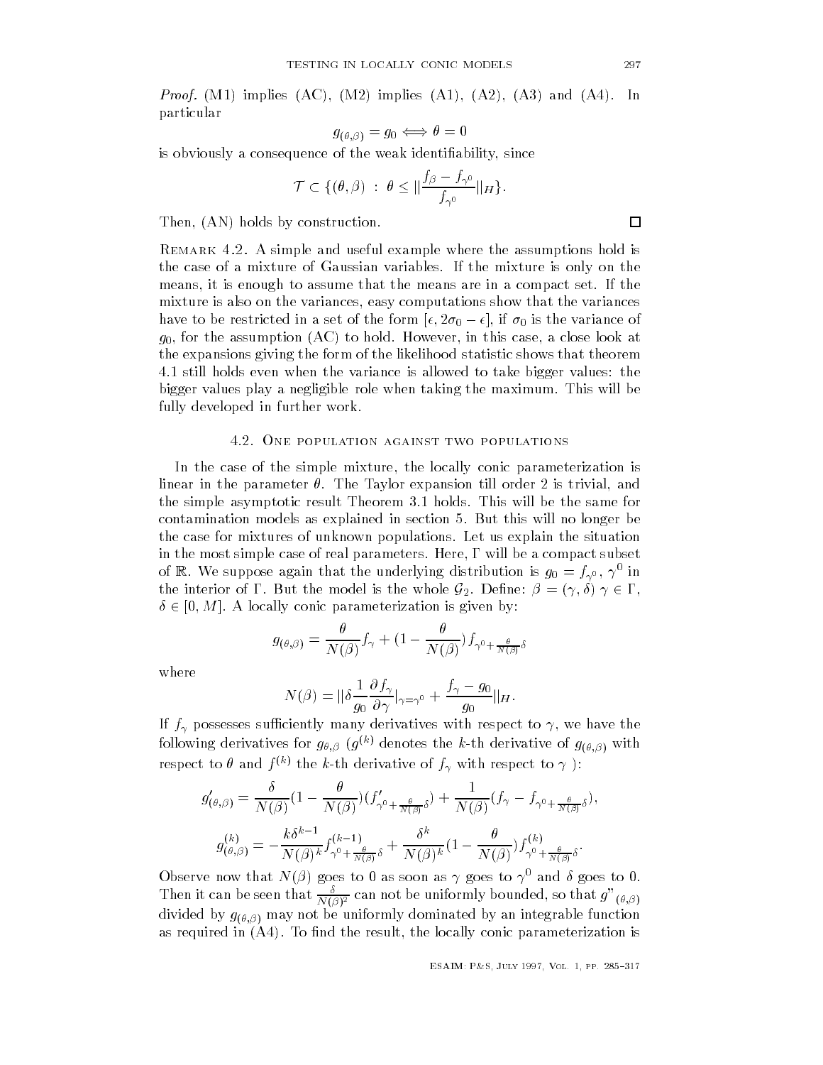*Proof.* (M1) implies (AC), (M2) implies (A1), (A2), (A3) and (A4). In particular

$$g_{(\theta,\beta)} = g_0 \iff \theta = 0$$

is obviously a consequence of the weak identifiability, since

$$\mathcal{T} \subset \{(\theta, \beta) \;:\; \theta \leq \|\frac{f_\beta - f_{\gamma^0}}{f_{\gamma^0}}\|_H\}.$$

Then, (AN) holds by construction. $\square$

REMARK 4.2. A simple and useful example where the assumptions hold is the case of a mixture of Gaussian variables. If the mixture is only on the means, it is enough to assume that the means are in a compact set. If the mixture is also on the variances, easy computations show that the variances have to be restricted in a set of the form $[\epsilon, 2\sigma_0 - \epsilon]$, if $\sigma_0$ is the variance of $g_0$, for the assumption (AC) to hold. However, in this case, a close look at the expansions giving the form of the likelihood statistic shows that theorem 4.1 still holds even when the variance is allowed to take bigger values: the bigger values play a negligible role when taking the maximum. This will be fully developed in further work.

### 4.2. One population against two populations

In the case of the simple mixture, the locally conic parameterization is linear in the parameter $\theta$. The Taylor expansion till order 2 is trivial, and the simple asymptotic result Theorem 3.1 holds. This will be the same for contamination models as explained in section 5. But this will no longer be the case for mixtures of unknown populations. Let us explain the situation in the most simple case of real parameters. Here, $\Gamma$ will be a compact subset of $\mathbb{R}$. We suppose again that the underlying distribution is $g_0 = f_{\gamma^0}$, $\gamma^0$ in the interior of $\Gamma$. But the model is the whole $\mathcal{G}_2$. Define: $\beta = (\gamma, \delta)$ $\gamma \in \Gamma$, $\delta \in [0, M]$. A locally conic parameterization is given by:

$$g_{(\theta,\beta)} = \frac{\theta}{N(\beta)} f_\gamma + (1 - \frac{\theta}{N(\beta)}) f_{\gamma^0 + \frac{\theta}{N(\beta)}\delta}$$

where

$$N(\beta) = \|\delta \frac{1}{g_0} \frac{\partial f_\gamma}{\partial \gamma}|_{\gamma=\gamma^0} + \frac{f_\gamma - g_0}{g_0}\|_H.$$

If $f_\gamma$ possesses sufficiently many derivatives with respect to $\gamma$, we have the following derivatives for $g_{\theta,\beta}$ ($g^{(k)}$ denotes the $k$-th derivative of $g_{(\theta,\beta)}$ with respect to $\theta$ and $f^{(k)}$ the $k$-th derivative of $f_\gamma$ with respect to $\gamma$ ):

$$g'_{(\theta,\beta)} = \frac{\delta}{N(\beta)}(1 - \frac{\theta}{N(\beta)})(f'_{\gamma^0 + \frac{\theta}{N(\beta)}\delta}) + \frac{1}{N(\beta)}(f_\gamma - f_{\gamma^0 + \frac{\theta}{N(\beta)}\delta}),$$

$$g^{(k)}_{(\theta,\beta)} = -\frac{k\delta^{k-1}}{N(\beta)^k} f^{(k-1)}_{\gamma^0 + \frac{\theta}{N(\beta)}\delta} + \frac{\delta^k}{N(\beta)^k}(1 - \frac{\theta}{N(\beta)}) f^{(k)}_{\gamma^0 + \frac{\theta}{N(\beta)}\delta}.$$

Observe now that $N(\beta)$ goes to 0 as soon as $\gamma$ goes to $\gamma^0$ and $\delta$ goes to 0. Then it can be seen that $\frac{\delta}{N(\beta)^2}$ can not be uniformly bounded, so that $g''_{(\theta,\beta)}$ divided by $g_{(\theta,\beta)}$ may not be uniformly dominated by an integrable function as required in (A4). To find the result, the locally conic parameterization is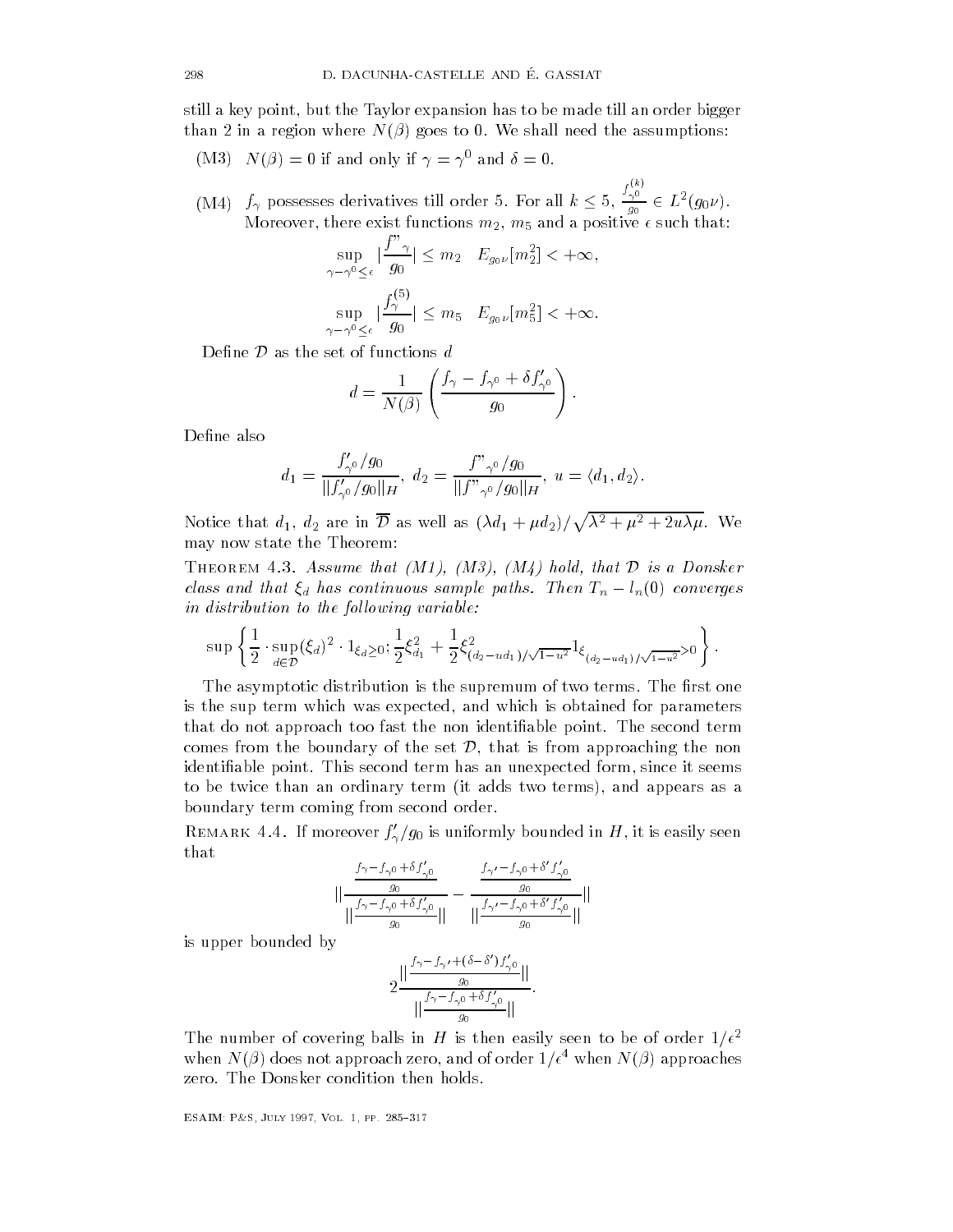still a key point, but the Taylor expansion has to be made till an order bigger than 2 in a region where $N(\beta)$ goes to 0. We shall need the assumptions:

(M3) $N(\beta) = 0$ if and only if $\gamma = \gamma^0$ and $\delta = 0$.

(M4) $f_\gamma$ possesses derivatives till order 5. For all $k \leq 5$, $\frac{f_{\gamma^0}^{(k)}}{g_0} \in L^2(g_0\nu)$. Moreover, there exist functions $m_2$, $m_5$ and a positive $\epsilon$ such that:

$$\sup_{\gamma - \gamma^0 \leq \epsilon} |\frac{f"_\gamma}{g_0}| \leq m_2 \quad E_{g_0\nu}[m_2^2] < +\infty,$$

$$\sup_{\gamma - \gamma^0 \leq \epsilon} |\frac{f_\gamma^{(5)}}{g_0}| \leq m_5 \quad E_{g_0\nu}[m_5^2] < +\infty.$$

Define $\mathcal{D}$ as the set of functions $d$

$$d = \frac{1}{N(\beta)} \left( \frac{f_\gamma - f_{\gamma^0} + \delta f'_{\gamma^0}}{g_0} \right).$$

Define also

$$d_1 = \frac{f'_{\gamma^0}/g_0}{\|f'_{\gamma^0}/g_0\|_H}, \; d_2 = \frac{f"_{\gamma^0}/g_0}{\|f"_{\gamma^0}/g_0\|_H}, \; u = \langle d_1, d_2 \rangle.$$

Notice that $d_1$, $d_2$ are in $\overline{\mathcal{D}}$ as well as $(\lambda d_1 + \mu d_2)/\sqrt{\lambda^2 + \mu^2 + 2u\lambda\mu}$. We may now state the Theorem:

**Theorem 4.3.** *Assume that (M1), (M3), (M4) hold, that $\mathcal{D}$ is a Donsker class and that $\xi_d$ has continuous sample paths. Then $T_n - l_n(0)$ converges in distribution to the following variable:*

$$\sup \left\{ \frac{1}{2} \cdot \sup_{d \in \mathcal{D}} (\xi_d)^2 \cdot 1_{\xi_d \geq 0}; \frac{1}{2}\xi_{d_1}^2 + \frac{1}{2}\xi^2_{(d_2 - ud_1)/\sqrt{1-u^2}} 1_{\xi_{(d_2-ud_1)/\sqrt{1-u^2}} > 0} \right\}.$$

The asymptotic distribution is the supremum of two terms. The first one is the sup term which was expected, and which is obtained for parameters that do not approach too fast the non identifiable point. The second term comes from the boundary of the set $\mathcal{D}$, that is from approaching the non identifiable point. This second term has an unexpected form, since it seems to be twice than an ordinary term (it adds two terms), and appears as a boundary term coming from second order.

**Remark 4.4.** If moreover $f'_\gamma/g_0$ is uniformly bounded in $H$, it is easily seen that

$$\left\| \frac{\frac{f_\gamma - f_{\gamma^0} + \delta f'_{\gamma^0}}{g_0}}{\|\frac{f_\gamma - f_{\gamma^0} + \delta f'_{\gamma^0}}{g_0}\|} - \frac{\frac{f_{\gamma'} - f_{\gamma^0} + \delta' f'_{\gamma^0}}{g_0}}{\|\frac{f_{\gamma'} - f_{\gamma^0} + \delta' f'_{\gamma^0}}{g_0}\|} \right\|$$

is upper bounded by

$$2\frac{\|\frac{f_\gamma - f_{\gamma'} + (\delta - \delta') f'_{\gamma^0}}{g_0}\|}{\|\frac{f_\gamma - f_{\gamma^0} + \delta f'_{\gamma^0}}{g_0}\|}.$$

The number of covering balls in $H$ is then easily seen to be of order $1/\epsilon^2$ when $N(\beta)$ does not approach zero, and of order $1/\epsilon^4$ when $N(\beta)$ approaches zero. The Donsker condition then holds.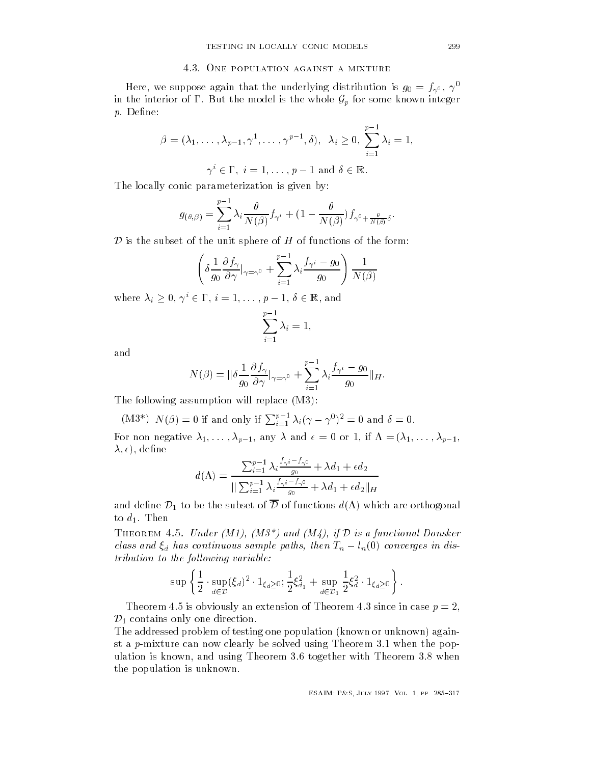### 4.3. One population against a mixture

Here, we suppose again that the underlying distribution is $g_0 = f_{\gamma^0}$, $\gamma^0$ in the interior of $\Gamma$. But the model is the whole $\mathcal{G}_p$ for some known integer $p$. Define:

$$\beta = (\lambda_1, \ldots, \lambda_{p-1}, \gamma^1, \ldots, \gamma^{p-1}, \delta), \;\; \lambda_i \geq 0, \; \sum_{i=1}^{p-1} \lambda_i = 1,$$

$$\gamma^i \in \Gamma, \; i = 1, \ldots, p-1 \text{ and } \delta \in \mathbb{R}.$$

The locally conic parameterization is given by:

$$g_{(\theta,\beta)} = \sum_{i=1}^{p-1} \lambda_i \frac{\theta}{N(\beta)} f_{\gamma^i} + (1 - \frac{\theta}{N(\beta)}) f_{\gamma^0 + \frac{\theta}{N(\beta)}\delta}.$$

$\mathcal{D}$ is the subset of the unit sphere of $H$ of functions of the form:

$$\left( \delta \frac{1}{g_0} \frac{\partial f_\gamma}{\partial \gamma}|_{\gamma=\gamma^0} + \sum_{i=1}^{p-1} \lambda_i \frac{f_{\gamma^i} - g_0}{g_0} \right) \frac{1}{N(\beta)}$$

where $\lambda_i \geq 0$, $\gamma^i \in \Gamma$, $i = 1, \ldots, p-1$, $\delta \in \mathbb{R}$, and

$$\sum_{i=1}^{p-1} \lambda_i = 1,$$

and

$$N(\beta) = \|\delta \frac{1}{g_0} \frac{\partial f_\gamma}{\partial \gamma}|_{\gamma=\gamma^0} + \sum_{i=1}^{p-1} \lambda_i \frac{f_{\gamma^i} - g_0}{g_0}\|_H.$$

The following assumption will replace (M3):

(M3\*) $N(\beta) = 0$ if and only if $\sum_{i=1}^{p-1} \lambda_i (\gamma - \gamma^0)^2 = 0$ and $\delta = 0$.

For non negative $\lambda_1, \ldots, \lambda_{p-1}$, any $\lambda$ and $\epsilon = 0$ or 1, if $\Lambda = (\lambda_1, \ldots, \lambda_{p-1}, \lambda, \epsilon)$, define

$$d(\Lambda) = \frac{\sum_{i=1}^{p-1} \lambda_i \frac{f_{\gamma^i} - f_{\gamma^0}}{g_0} + \lambda d_1 + \epsilon d_2}{\| \sum_{i=1}^{p-1} \lambda_i \frac{f_{\gamma^i} - f_{\gamma^0}}{g_0} + \lambda d_1 + \epsilon d_2 \|_H}$$

and define $\mathcal{D}_1$ to be the subset of $\overline{\mathcal{D}}$ of functions $d(\Lambda)$ which are orthogonal to $d_1$. Then

Theorem 4.5. *Under (M1), (M3\*) and (M4), if $\mathcal{D}$ is a functional Donsker class and $\xi_d$ has continuous sample paths, then $T_n - l_n(0)$ converges in distribution to the following variable:*

$$\sup \left\{ \frac{1}{2} \cdot \sup_{d \in \mathcal{D}} (\xi_d)^2 \cdot 1_{\xi_d \geq 0}; \frac{1}{2} \xi_{d_1}^2 + \sup_{d \in \mathcal{D}_1} \frac{1}{2} \xi_d^2 \cdot 1_{\xi_d \geq 0} \right\}.$$

Theorem 4.5 is obviously an extension of Theorem 4.3 since in case $p = 2$, $\mathcal{D}_1$ contains only one direction.

The addressed problem of testing one population (known or unknown) against a $p$-mixture can now clearly be solved using Theorem 3.1 when the population is known, and using Theorem 3.6 together with Theorem 3.8 when the population is unknown.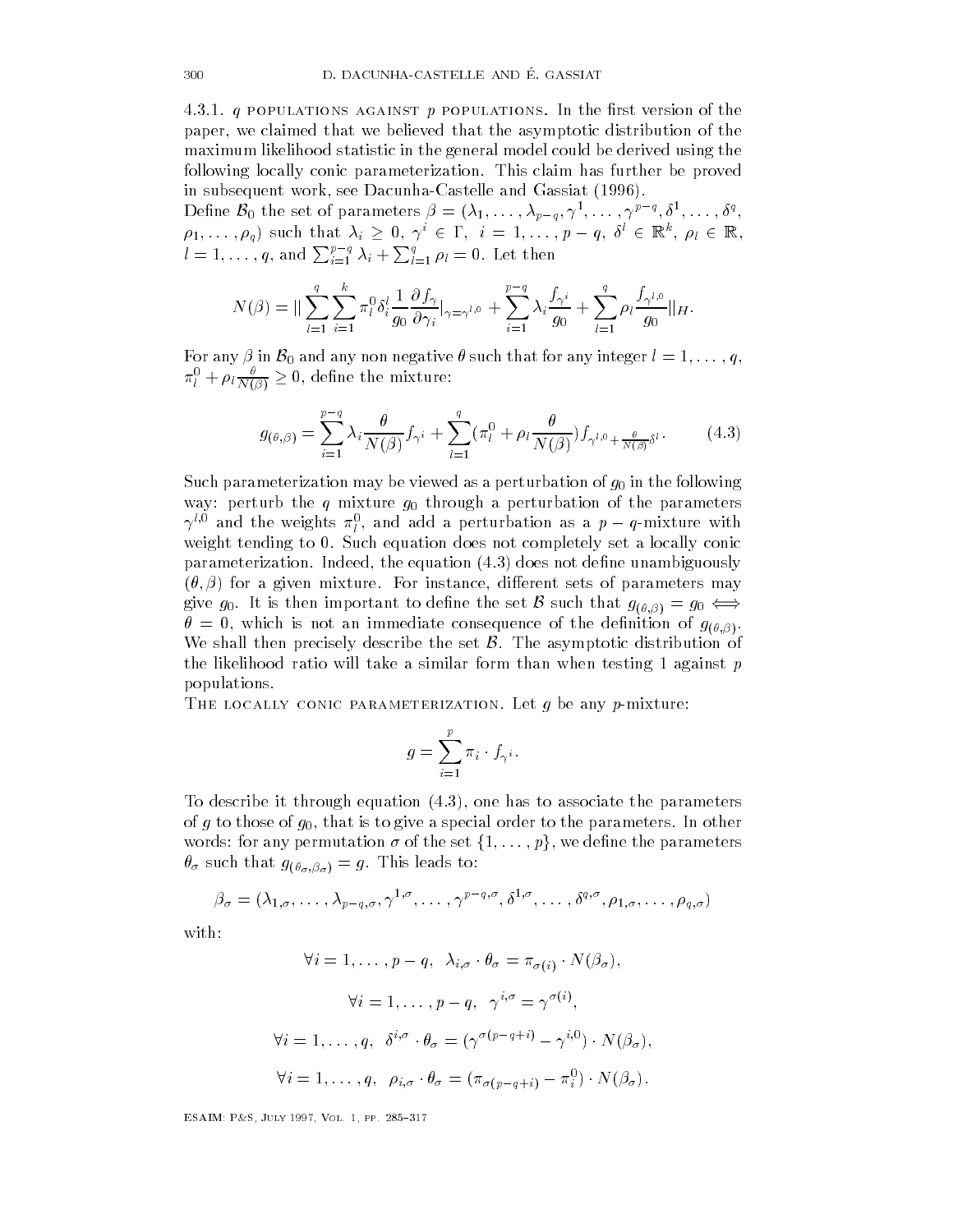4.3.1. $q$ POPULATIONS AGAINST $p$ POPULATIONS. In the first version of the paper, we claimed that we believed that the asymptotic distribution of the maximum likelihood statistic in the general model could be derived using the following locally conic parameterization. This claim has further be proved in subsequent work, see Dacunha-Castelle and Gassiat (1996).

Define $\mathcal{B}_0$ the set of parameters $\beta = (\lambda_1, \ldots, \lambda_{p-q}, \gamma^1, \ldots, \gamma^{p-q}, \delta^1, \ldots, \delta^q, \rho_1, \ldots, \rho_q)$ such that $\lambda_i \geq 0$, $\gamma^i \in \Gamma$, $i = 1, \ldots, p-q$, $\delta^l \in \mathbb{R}^k$, $\rho_l \in \mathbb{R}$, $l = 1, \ldots, q$, and $\sum_{i=1}^{p-q} \lambda_i + \sum_{l=1}^{q} \rho_l = 0$. Let then

$$N(\beta) = \| \sum_{l=1}^{q} \sum_{i=1}^{k} \pi_l^0 \delta_i^l \frac{1}{g_0} \frac{\partial f_\gamma}{\partial \gamma_i}|_{\gamma=\gamma^{l,0}} + \sum_{i=1}^{p-q} \lambda_i \frac{f_{\gamma^i}}{g_0} + \sum_{l=1}^{q} \rho_l \frac{f_{\gamma^{l,0}}}{g_0} \|_H.$$

For any $\beta$ in $\mathcal{B}_0$ and any non negative $\theta$ such that for any integer $l = 1, \ldots, q$, $\pi_l^0 + \rho_l \frac{\theta}{N(\beta)} \geq 0$, define the mixture:

$$g_{(\theta,\beta)} = \sum_{i=1}^{p-q} \lambda_i \frac{\theta}{N(\beta)} f_{\gamma^i} + \sum_{l=1}^{q} (\pi_l^0 + \rho_l \frac{\theta}{N(\beta)}) f_{\gamma^{l,0} + \frac{\theta}{N(\beta)} \delta^l}. \tag{4.3}$$

Such parameterization may be viewed as a perturbation of $g_0$ in the following way: perturb the $q$ mixture $g_0$ through a perturbation of the parameters $\gamma^{l,0}$ and the weights $\pi_l^0$, and add a perturbation as a $p-q$-mixture with weight tending to 0. Such equation does not completely set a locally conic parameterization. Indeed, the equation (4.3) does not define unambiguously $(\theta, \beta)$ for a given mixture. For instance, different sets of parameters may give $g_0$. It is then important to define the set $\mathcal{B}$ such that $g_{(\theta,\beta)} = g_0 \iff \theta = 0$, which is not an immediate consequence of the definition of $g_{(\theta,\beta)}$. We shall then precisely describe the set $\mathcal{B}$. The asymptotic distribution of the likelihood ratio will take a similar form than when testing 1 against $p$ populations.

THE LOCALLY CONIC PARAMETERIZATION. Let $g$ be any $p$-mixture:

$$g = \sum_{i=1}^{p} \pi_i \cdot f_{\gamma^i}.$$

To describe it through equation (4.3), one has to associate the parameters of $g$ to those of $g_0$, that is to give a special order to the parameters. In other words: for any permutation $\sigma$ of the set $\{1, \ldots, p\}$, we define the parameters $\theta_\sigma$ such that $g_{(\theta_\sigma, \beta_\sigma)} = g$. This leads to:

$$\beta_\sigma = (\lambda_{1,\sigma}, \ldots, \lambda_{p-q,\sigma}, \gamma^{1,\sigma}, \ldots, \gamma^{p-q,\sigma}, \delta^{1,\sigma}, \ldots, \delta^{q,\sigma}, \rho_{1,\sigma}, \ldots, \rho_{q,\sigma})$$

with:

$$\forall i = 1, \ldots, p-q, \;\; \lambda_{i,\sigma} \cdot \theta_\sigma = \pi_{\sigma(i)} \cdot N(\beta_\sigma),$$

$$\forall i = 1, \ldots, p-q, \;\; \gamma^{i,\sigma} = \gamma^{\sigma(i)},$$

$$\forall i = 1, \ldots, q, \;\; \delta^{i,\sigma} \cdot \theta_\sigma = (\gamma^{\sigma(p-q+i)} - \gamma^{i,0}) \cdot N(\beta_\sigma),$$

$$\forall i = 1, \ldots, q, \;\; \rho_{i,\sigma} \cdot \theta_\sigma = (\pi_{\sigma(p-q+i)} - \pi_i^0) \cdot N(\beta_\sigma).$$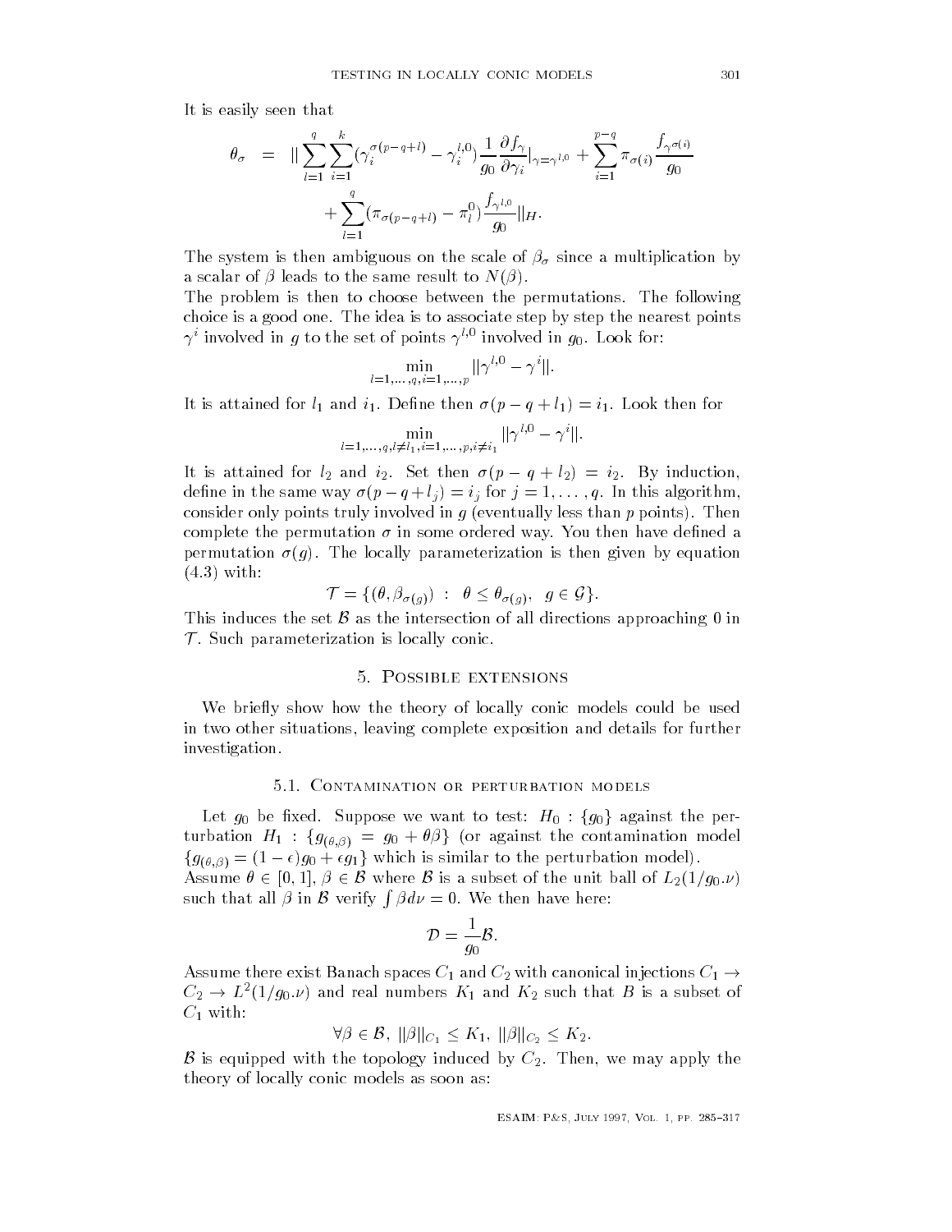It is easily seen that

$$
\begin{aligned}
\theta_\sigma &= \| \sum_{l=1}^{q} \sum_{i=1}^{k} (\gamma_i^{\sigma(p-q+l)} - \gamma_i^{l,0}) \frac{1}{g_0} \frac{\partial f_\gamma}{\partial \gamma_i}|_{\gamma=\gamma^{l,0}} + \sum_{i=1}^{p-q} \pi_{\sigma(i)} \frac{f_{\gamma^{\sigma(i)}}}{g_0} \\
&\quad + \sum_{l=1}^{q} (\pi_{\sigma(p-q+l)} - \pi_l^0) \frac{f_{\gamma^{l,0}}}{g_0} \|_H.
\end{aligned}
$$

The system is then ambiguous on the scale of $\beta_\sigma$ since a multiplication by a scalar of $\beta$ leads to the same result to $N(\beta)$.

The problem is then to choose between the permutations. The following choice is a good one. The idea is to associate step by step the nearest points $\gamma^i$ involved in $g$ to the set of points $\gamma^{l,0}$ involved in $g_0$. Look for:

$$
\min_{l=1,\ldots,q, i=1,\ldots,p} \|\gamma^{l,0} - \gamma^i\|.
$$

It is attained for $l_1$ and $i_1$. Define then $\sigma(p-q+l_1) = i_1$. Look then for

$$
\min_{l=1,\ldots,q, l\neq l_1, i=1,\ldots,p, i\neq i_1} \|\gamma^{l,0} - \gamma^i\|.
$$

It is attained for $l_2$ and $i_2$. Set then $\sigma(p-q+l_2) = i_2$. By induction, define in the same way $\sigma(p-q+l_j) = i_j$ for $j = 1, \ldots, q$. In this algorithm, consider only points truly involved in $g$ (eventually less than $p$ points). Then complete the permutation $\sigma$ in some ordered way. You then have defined a permutation $\sigma(g)$. The locally parameterization is then given by equation (4.3) with:

$$
\mathcal{T} = \{(\theta, \beta_{\sigma(g)}) \; : \; \theta \leq \theta_{\sigma(g)}, \;\; g \in \mathcal{G}\}.
$$

This induces the set $\mathcal{B}$ as the intersection of all directions approaching 0 in $\mathcal{T}$. Such parameterization is locally conic.

## 5. Possible extensions

We briefly show how the theory of locally conic models could be used in two other situations, leaving complete exposition and details for further investigation.

### 5.1. Contamination or perturbation models

Let $g_0$ be fixed. Suppose we want to test: $H_0 : \{g_0\}$ against the perturbation $H_1 : \{g_{(\theta,\beta)} = g_0 + \theta\beta\}$ (or against the contamination model $\{g_{(\theta,\beta)} = (1-\epsilon)g_0 + \epsilon g_1\}$ which is similar to the perturbation model).

Assume $\theta \in [0,1]$, $\beta \in \mathcal{B}$ where $\mathcal{B}$ is a subset of the unit ball of $L_2(1/g_0.\nu)$ such that all $\beta$ in $\mathcal{B}$ verify $\int \beta d\nu = 0$. We then have here:

$$
\mathcal{D} = \frac{1}{g_0}\mathcal{B}.
$$

Assume there exist Banach spaces $C_1$ and $C_2$ with canonical injections $C_1 \rightarrow C_2 \rightarrow L^2(1/g_0.\nu)$ and real numbers $K_1$ and $K_2$ such that $B$ is a subset of $C_1$ with:

$$
\forall \beta \in \mathcal{B}, \; \|\beta\|_{C_1} \leq K_1, \; \|\beta\|_{C_2} \leq K_2.
$$

$\mathcal{B}$ is equipped with the topology induced by $C_2$. Then, we may apply the theory of locally conic models as soon as: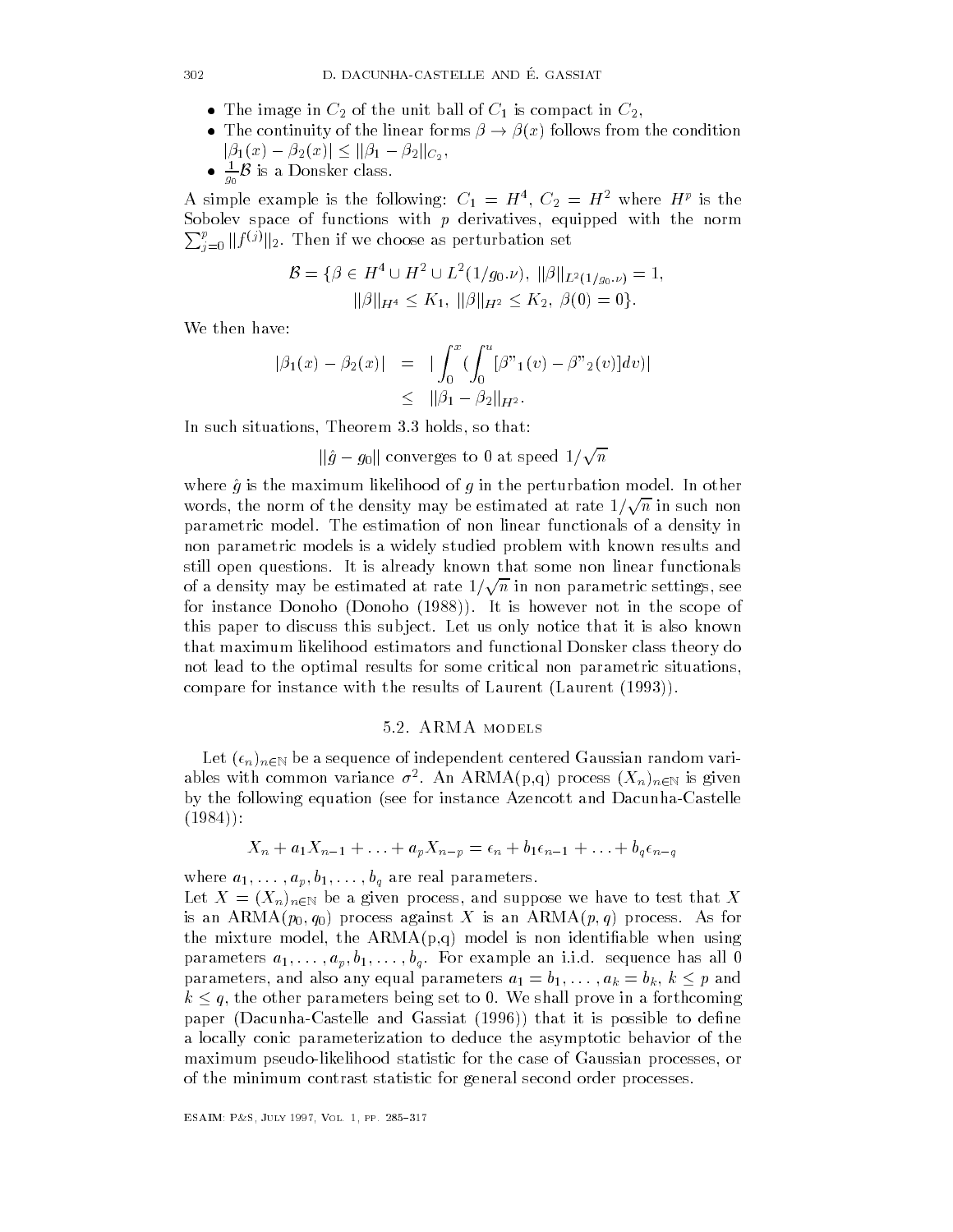- The image in $C_2$ of the unit ball of $C_1$ is compact in $C_2$,
- The continuity of the linear forms $\beta \to \beta(x)$ follows from the condition $|\beta_1(x) - \beta_2(x)| \leq \|\beta_1 - \beta_2\|_{C_2}$,
- $\frac{1}{g_0}\mathcal{B}$ is a Donsker class.

A simple example is the following: $C_1 = H^4$, $C_2 = H^2$ where $H^p$ is the Sobolev space of functions with $p$ derivatives, equipped with the norm $\sum_{j=0}^{p} \|f^{(j)}\|_2$. Then if we choose as perturbation set

$$\mathcal{B} = \{\beta \in H^4 \cup H^2 \cup L^2(1/g_0.\nu),\ \|\beta\|_{L^2(1/g_0.\nu)} = 1,$$
$$\|\beta\|_{H^4} \leq K_1,\ \|\beta\|_{H^2} \leq K_2,\ \beta(0) = 0\}.$$

We then have:

$$\begin{aligned}|\beta_1(x) - \beta_2(x)| &= \left|\int_0^x \left(\int_0^u [\beta"_1(v) - \beta"_2(v)]dv\right)\right| \\ &\leq \|\beta_1 - \beta_2\|_{H^2}.\end{aligned}$$

In such situations, Theorem 3.3 holds, so that:

$$\|\hat{g} - g_0\| \text{ converges to 0 at speed } 1/\sqrt{n}$$

where $\hat{g}$ is the maximum likelihood of $g$ in the perturbation model. In other words, the norm of the density may be estimated at rate $1/\sqrt{n}$ in such non parametric model. The estimation of non linear functionals of a density in non parametric models is a widely studied problem with known results and still open questions. It is already known that some non linear functionals of a density may be estimated at rate $1/\sqrt{n}$ in non parametric settings, see for instance Donoho (Donoho (1988)). It is however not in the scope of this paper to discuss this subject. Let us only notice that it is also known that maximum likelihood estimators and functional Donsker class theory do not lead to the optimal results for some critical non parametric situations, compare for instance with the results of Laurent (Laurent (1993)).

### 5.2. ARMA models

Let $(\epsilon_n)_{n\in\mathbb{N}}$ be a sequence of independent centered Gaussian random variables with common variance $\sigma^2$. An ARMA(p,q) process $(X_n)_{n\in\mathbb{N}}$ is given by the following equation (see for instance Azencott and Dacunha-Castelle (1984)):

$$X_n + a_1 X_{n-1} + \ldots + a_p X_{n-p} = \epsilon_n + b_1 \epsilon_{n-1} + \ldots + b_q \epsilon_{n-q}$$

where $a_1, \ldots, a_p, b_1, \ldots, b_q$ are real parameters.

Let $X = (X_n)_{n\in\mathbb{N}}$ be a given process, and suppose we have to test that $X$ is an ARMA$(p_0, q_0)$ process against $X$ is an ARMA$(p, q)$ process. As for the mixture model, the ARMA(p,q) model is non identifiable when using parameters $a_1, \ldots, a_p, b_1, \ldots, b_q$. For example an i.i.d. sequence has all 0 parameters, and also any equal parameters $a_1 = b_1, \ldots, a_k = b_k$, $k \leq p$ and $k \leq q$, the other parameters being set to 0. We shall prove in a forthcoming paper (Dacunha-Castelle and Gassiat (1996)) that it is possible to define a locally conic parameterization to deduce the asymptotic behavior of the maximum pseudo-likelihood statistic for the case of Gaussian processes, or of the minimum contrast statistic for general second order processes.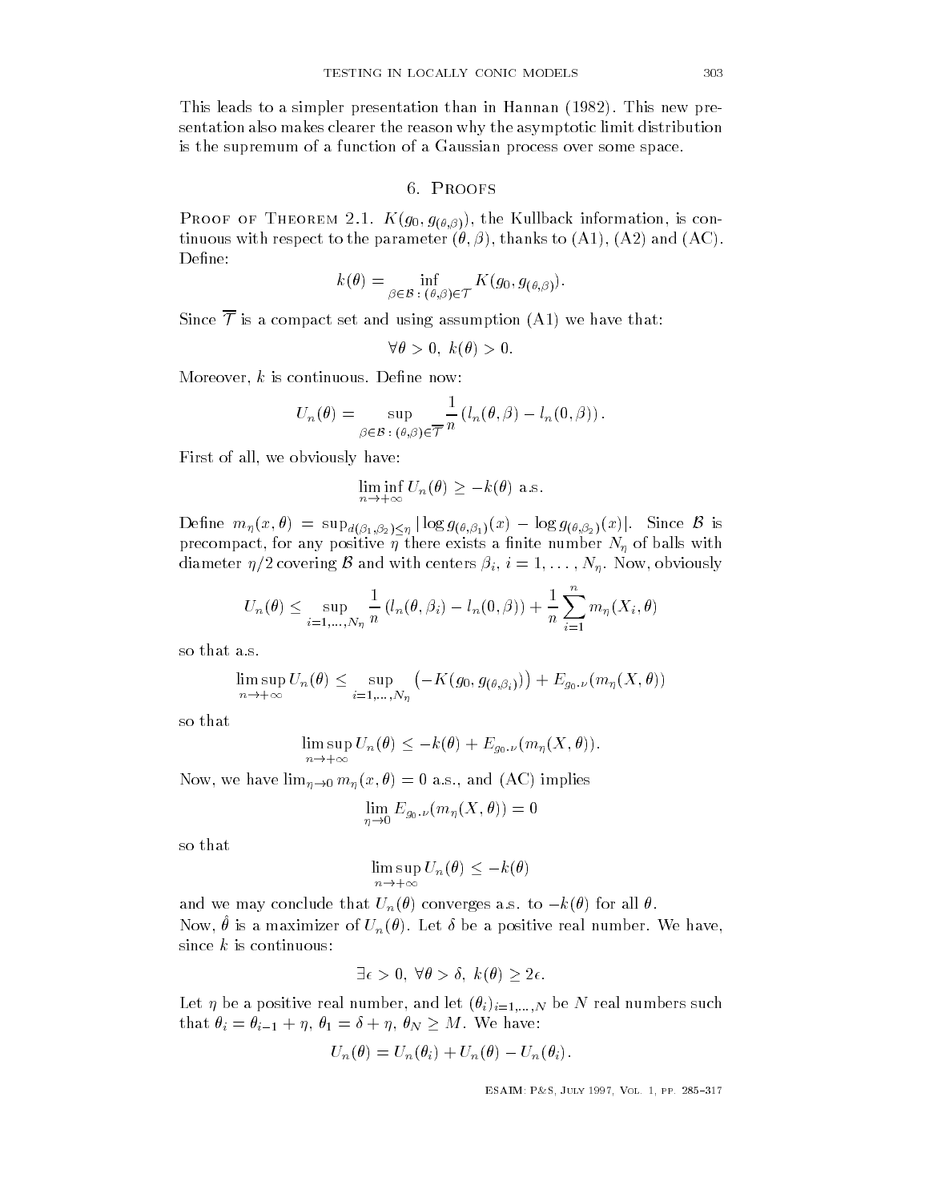This leads to a simpler presentation than in Hannan (1982). This new presentation also makes clearer the reason why the asymptotic limit distribution is the supremum of a function of a Gaussian process over some space.

## 6. Proofs

Proof of Theorem 2.1. $K(g_0, g_{(\theta,\beta)})$, the Kullback information, is continuous with respect to the parameter $(\theta, \beta)$, thanks to (A1), (A2) and (AC). Define:

$$k(\theta) = \inf_{\beta \in \mathcal{B} \,:\, (\theta,\beta) \in \mathcal{T}} K(g_0, g_{(\theta,\beta)}).$$

Since $\overline{\mathcal{T}}$ is a compact set and using assumption (A1) we have that:

$$\forall \theta > 0, \; k(\theta) > 0.$$

Moreover, $k$ is continuous. Define now:

$$U_n(\theta) = \sup_{\beta \in \mathcal{B} \,:\, (\theta,\beta) \in \overline{\mathcal{T}}} \frac{1}{n} \left( l_n(\theta, \beta) - l_n(0, \beta) \right).$$

First of all, we obviously have:

$$\liminf_{n \to +\infty} U_n(\theta) \geq -k(\theta) \text{ a.s.}$$

Define $m_\eta(x, \theta) = \sup_{d(\beta_1,\beta_2) \leq \eta} |\log g_{(\theta,\beta_1)}(x) - \log g_{(\theta,\beta_2)}(x)|$. Since $\mathcal{B}$ is precompact, for any positive $\eta$ there exists a finite number $N_\eta$ of balls with diameter $\eta/2$ covering $\mathcal{B}$ and with centers $\beta_i$, $i = 1, \ldots, N_\eta$. Now, obviously

$$U_n(\theta) \leq \sup_{i=1,\ldots,N_\eta} \frac{1}{n} \left( l_n(\theta, \beta_i) - l_n(0, \beta) \right) + \frac{1}{n} \sum_{i=1}^{n} m_\eta(X_i, \theta)$$

so that a.s.

$$\limsup_{n \to +\infty} U_n(\theta) \leq \sup_{i=1,\ldots,N_\eta} \left( -K(g_0, g_{(\theta,\beta_i)}) \right) + E_{g_0.\nu}(m_\eta(X, \theta))$$

so that

$$\limsup_{n \to +\infty} U_n(\theta) \leq -k(\theta) + E_{g_0.\nu}(m_\eta(X, \theta)).$$

Now, we have $\lim_{\eta \to 0} m_\eta(x, \theta) = 0$ a.s., and (AC) implies

$$\lim_{\eta \to 0} E_{g_0.\nu}(m_\eta(X, \theta)) = 0$$

so that

$$\limsup_{n \to +\infty} U_n(\theta) \leq -k(\theta)$$

and we may conclude that $U_n(\theta)$ converges a.s. to $-k(\theta)$ for all $\theta$.

Now, $\hat{\theta}$ is a maximizer of $U_n(\theta)$. Let $\delta$ be a positive real number. We have, since $k$ is continuous:

$$\exists \epsilon > 0, \; \forall \theta > \delta, \; k(\theta) \geq 2\epsilon.$$

Let $\eta$ be a positive real number, and let $(\theta_i)_{i=1,\ldots,N}$ be $N$ real numbers such that $\theta_i = \theta_{i-1} + \eta$, $\theta_1 = \delta + \eta$, $\theta_N \geq M$. We have:

$$U_n(\theta) = U_n(\theta_i) + U_n(\theta) - U_n(\theta_i).$$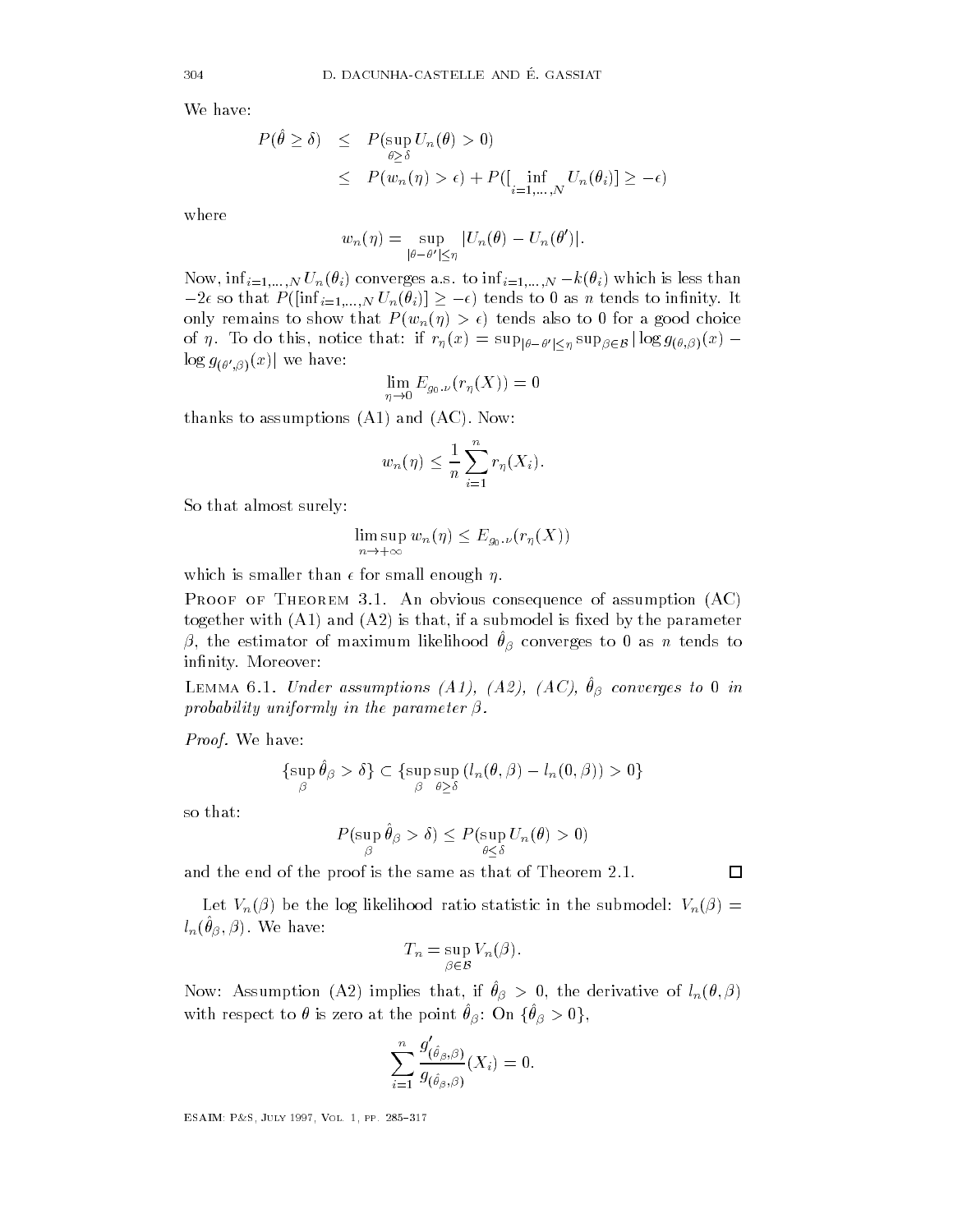We have:

$$
\begin{aligned}
P(\hat{\theta} \geq \delta) &\leq P(\sup_{\theta \geq \delta} U_n(\theta) > 0) \\
&\leq P(w_n(\eta) > \epsilon) + P([\inf_{i=1,\ldots,N} U_n(\theta_i)] \geq -\epsilon)
\end{aligned}
$$

where

$$
w_n(\eta) = \sup_{|\theta - \theta'| \leq \eta} |U_n(\theta) - U_n(\theta')|.
$$

Now, $\inf_{i=1,\ldots,N} U_n(\theta_i)$ converges a.s. to $\inf_{i=1,\ldots,N} -k(\theta_i)$ which is less than $-2\epsilon$ so that $P([\inf_{i=1,\ldots,N} U_n(\theta_i)] \geq -\epsilon)$ tends to 0 as $n$ tends to infinity. It only remains to show that $P(w_n(\eta) > \epsilon)$ tends also to 0 for a good choice of $\eta$. To do this, notice that: if $r_\eta(x) = \sup_{|\theta-\theta'| \leq \eta} \sup_{\beta \in \mathcal{B}} |\log g_{(\theta,\beta)}(x) - \log g_{(\theta',\beta)}(x)|$ we have:

$$
\lim_{\eta \to 0} E_{g_0.\nu}(r_\eta(X)) = 0
$$

thanks to assumptions (A1) and (AC). Now:

$$
w_n(\eta) \leq \frac{1}{n} \sum_{i=1}^{n} r_\eta(X_i).
$$

So that almost surely:

$$
\limsup_{n \to +\infty} w_n(\eta) \leq E_{g_0.\nu}(r_\eta(X))
$$

which is smaller than $\epsilon$ for small enough $\eta$.

Proof of Theorem 3.1. An obvious consequence of assumption (AC) together with (A1) and (A2) is that, if a submodel is fixed by the parameter $\beta$, the estimator of maximum likelihood $\hat{\theta}_\beta$ converges to 0 as $n$ tends to infinity. Moreover:

Lemma 6.1. *Under assumptions (A1), (A2), (AC), $\hat{\theta}_\beta$ converges to 0 in probability uniformly in the parameter $\beta$.*

*Proof.* We have:

$$
\{\sup_\beta \hat{\theta}_\beta > \delta\} \subset \{\sup_\beta \sup_{\theta \geq \delta} (l_n(\theta, \beta) - l_n(0, \beta)) > 0\}
$$

so that:

$$
P(\sup_\beta \hat{\theta}_\beta > \delta) \leq P(\sup_{\theta \leq \delta} U_n(\theta) > 0)
$$

and the end of the proof is the same as that of Theorem 2.1. □

Let $V_n(\beta)$ be the log likelihood ratio statistic in the submodel: $V_n(\beta) = l_n(\hat{\theta}_\beta, \beta)$. We have:

$$
T_n = \sup_{\beta \in \mathcal{B}} V_n(\beta).
$$

Now: Assumption (A2) implies that, if $\hat{\theta}_\beta > 0$, the derivative of $l_n(\theta, \beta)$ with respect to $\theta$ is zero at the point $\hat{\theta}_\beta$: On $\{\hat{\theta}_\beta > 0\}$,

$$
\sum_{i=1}^{n} \frac{g'_{(\hat{\theta}_\beta,\beta)}}{g_{(\hat{\theta}_\beta,\beta)}}(X_i) = 0.
$$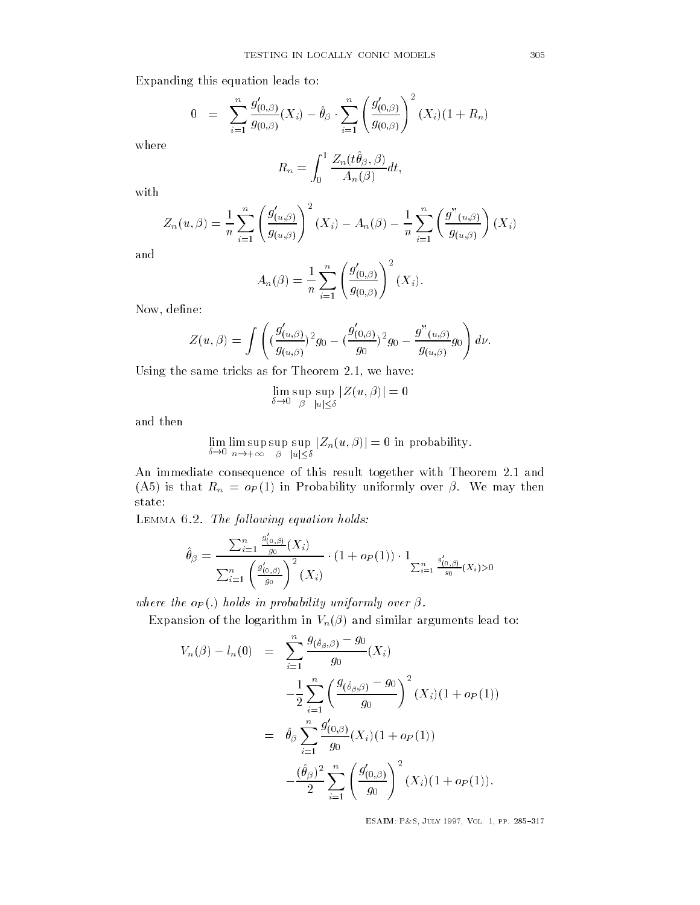Expanding this equation leads to:

$$0 = \sum_{i=1}^{n} \frac{g'_{(0,\beta)}}{g_{(0,\beta)}}(X_i) - \hat{\theta}_\beta \cdot \sum_{i=1}^{n} \left( \frac{g'_{(0,\beta)}}{g_{(0,\beta)}} \right)^2 (X_i)(1 + R_n)$$

where

$$R_n = \int_0^1 \frac{Z_n(t\hat{\theta}_\beta, \beta)}{A_n(\beta)} dt,$$

with

$$Z_n(u, \beta) = \frac{1}{n} \sum_{i=1}^{n} \left( \frac{g'_{(u,\beta)}}{g_{(u,\beta)}} \right)^2 (X_i) - A_n(\beta) - \frac{1}{n} \sum_{i=1}^{n} \left( \frac{g"_{(u,\beta)}}{g_{(u,\beta)}} \right)(X_i)$$

and

$$A_n(\beta) = \frac{1}{n} \sum_{i=1}^{n} \left( \frac{g'_{(0,\beta)}}{g_{(0,\beta)}} \right)^2 (X_i).$$

Now, define:

$$Z(u, \beta) = \int \left( (\frac{g'_{(u,\beta)}}{g_{(u,\beta)}})^2 g_0 - (\frac{g'_{(0,\beta)}}{g_0})^2 g_0 - \frac{g"_{(u,\beta)}}{g_{(u,\beta)}} g_0 \right) d\nu.$$

Using the same tricks as for Theorem 2.1, we have:

$$\lim_{\delta \to 0} \sup_{\beta} \sup_{|u| \leq \delta} |Z(u, \beta)| = 0$$

and then

$$\lim_{\delta \to 0} \limsup_{n \to +\infty} \sup_{\beta} \sup_{|u| \leq \delta} |Z_n(u, \beta)| = 0 \text{ in probability.}$$

An immediate consequence of this result together with Theorem 2.1 and (A5) is that $R_n = o_P(1)$ in Probability uniformly over $\beta$. We may then state:

Lemma 6.2. *The following equation holds:*

$$\hat{\theta}_\beta = \frac{\sum_{i=1}^{n} \frac{g'_{(0,\beta)}}{g_0}(X_i)}{\sum_{i=1}^{n} \left( \frac{g'_{(0,\beta)}}{g_0} \right)^2 (X_i)} \cdot (1 + o_P(1)) \cdot 1_{\sum_{i=1}^{n} \frac{g'_{(0,\beta)}}{g_0}(X_i) > 0}$$

*where the $o_P(.)$ holds in probability uniformly over $\beta$.*

Expansion of the logarithm in $V_n(\beta)$ and similar arguments lead to:

$$\begin{aligned}
V_n(\beta) - l_n(0) &= \sum_{i=1}^{n} \frac{g_{(\hat{\theta}_\beta,\beta)} - g_0}{g_0}(X_i) \\
&\quad - \frac{1}{2} \sum_{i=1}^{n} \left( \frac{g_{(\hat{\theta}_\beta,\beta)} - g_0}{g_0} \right)^2 (X_i)(1 + o_P(1)) \\
&= \hat{\theta}_\beta \sum_{i=1}^{n} \frac{g'_{(0,\beta)}}{g_0}(X_i)(1 + o_P(1)) \\
&\quad - \frac{(\hat{\theta}_\beta)^2}{2} \sum_{i=1}^{n} \left( \frac{g'_{(0,\beta)}}{g_0} \right)^2 (X_i)(1 + o_P(1)).
\end{aligned}$$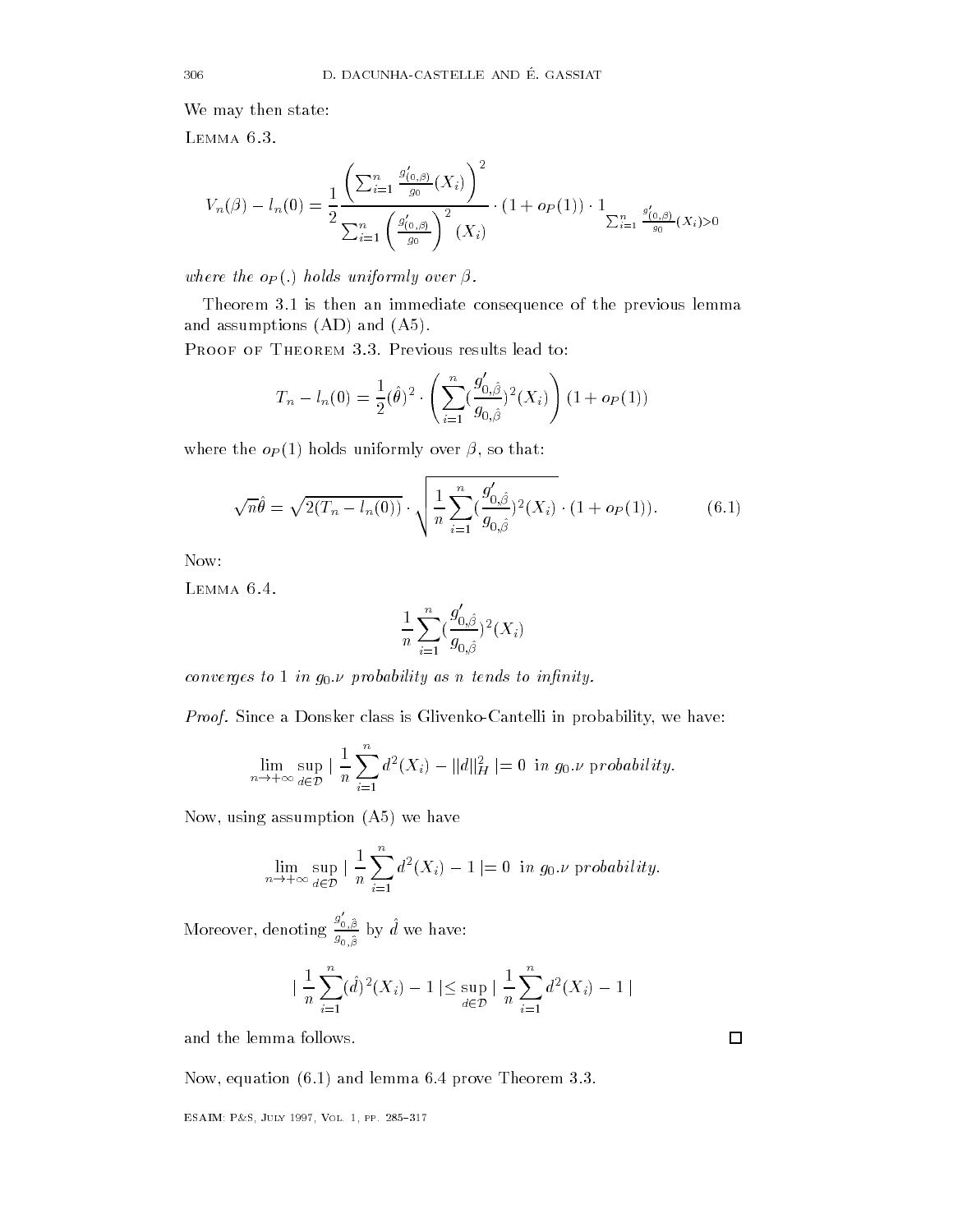We may then state:

LEMMA 6.3.

$$V_n(\beta) - l_n(0) = \frac{1}{2} \frac{\left( \sum_{i=1}^n \frac{g'_{(0,\beta)}}{g_0}(X_i) \right)^2}{\sum_{i=1}^n \left( \frac{g'_{(0,\beta)}}{g_0} \right)^2 (X_i)} \cdot (1 + o_P(1)) \cdot 1_{\sum_{i=1}^n \frac{g'_{(0,\beta)}}{g_0}(X_i) > 0}$$

*where the $o_P(.)$ holds uniformly over $\beta$.*

Theorem 3.1 is then an immediate consequence of the previous lemma and assumptions (AD) and (A5).

PROOF OF THEOREM 3.3. Previous results lead to:

$$T_n - l_n(0) = \frac{1}{2}(\hat{\theta})^2 \cdot \left( \sum_{i=1}^n (\frac{g'_{0,\hat{\beta}}}{g_{0,\hat{\beta}}})^2 (X_i) \right) (1 + o_P(1))$$

where the $o_P(1)$ holds uniformly over $\beta$, so that:

$$\sqrt{n}\hat{\theta} = \sqrt{2(T_n - l_n(0))} \cdot \sqrt{\frac{1}{n} \sum_{i=1}^n (\frac{g'_{0,\hat{\beta}}}{g_{0,\hat{\beta}}})^2 (X_i)} \cdot (1 + o_P(1)). \tag{6.1}$$

Now:

LEMMA 6.4.

$$\frac{1}{n} \sum_{i=1}^n (\frac{g'_{0,\hat{\beta}}}{g_{0,\hat{\beta}}})^2 (X_i)$$

*converges to 1 in $g_0.\nu$ probability as $n$ tends to infinity.*

*Proof.* Since a Donsker class is Glivenko-Cantelli in probability, we have:

$$\lim_{n \to +\infty} \sup_{d \in \mathcal{D}} \mid \frac{1}{n} \sum_{i=1}^n d^2(X_i) - \|d\|_H^2 \mid = 0 \ \text{in } g_0.\nu \ \text{probability}.$$

Now, using assumption (A5) we have

$$\lim_{n \to +\infty} \sup_{d \in \mathcal{D}} \mid \frac{1}{n} \sum_{i=1}^n d^2(X_i) - 1 \mid = 0 \ \text{in } g_0.\nu \ \text{probability}.$$

Moreover, denoting $\frac{g'_{0,\hat{\beta}}}{g_{0,\hat{\beta}}}$ by $\hat{d}$ we have:

$$\mid \frac{1}{n} \sum_{i=1}^n (\hat{d})^2(X_i) - 1 \mid \leq \sup_{d \in \mathcal{D}} \mid \frac{1}{n} \sum_{i=1}^n d^2(X_i) - 1 \mid$$

and the lemma follows. □

Now, equation (6.1) and lemma 6.4 prove Theorem 3.3.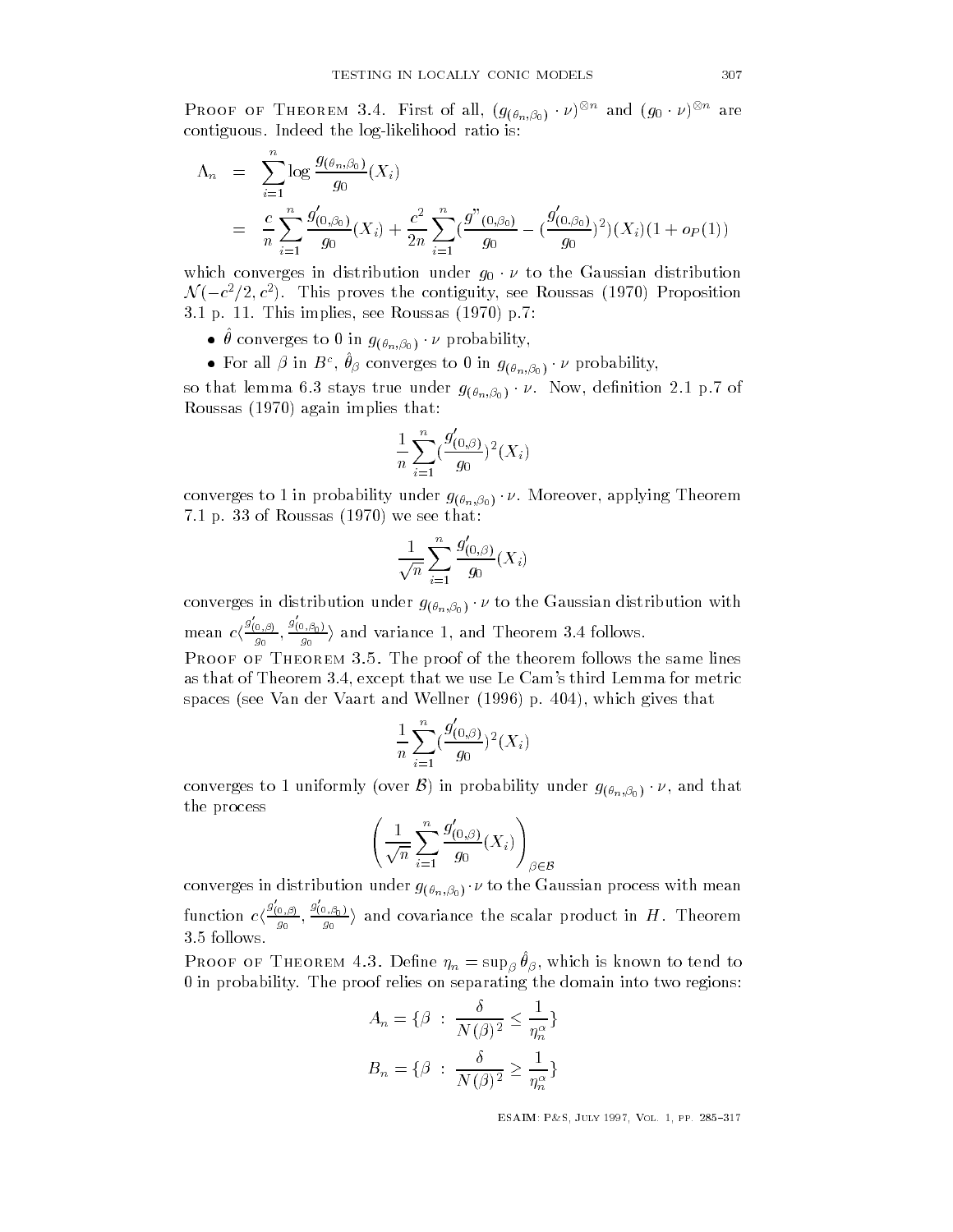PROOF OF THEOREM 3.4. First of all, $(g_{(\theta_n,\beta_0)} \cdot \nu)^{\otimes n}$ and $(g_0 \cdot \nu)^{\otimes n}$ are contiguous. Indeed the log-likelihood ratio is:

$$
\begin{aligned}
\Lambda_n &= \sum_{i=1}^{n} \log \frac{g_{(\theta_n,\beta_0)}}{g_0}(X_i) \\
&= \frac{c}{n} \sum_{i=1}^{n} \frac{g'_{(0,\beta_0)}}{g_0}(X_i) + \frac{c^2}{2n} \sum_{i=1}^{n} \left(\frac{g''_{(0,\beta_0)}}{g_0} - \left(\frac{g'_{(0,\beta_0)}}{g_0}\right)^2\right)(X_i)(1 + o_P(1))
\end{aligned}
$$

which converges in distribution under $g_0 \cdot \nu$ to the Gaussian distribution $\mathcal{N}(-c^2/2, c^2)$. This proves the contiguity, see Roussas (1970) Proposition 3.1 p. 11. This implies, see Roussas (1970) p.7:

- $\hat{\theta}$ converges to 0 in $g_{(\theta_n,\beta_0)} \cdot \nu$ probability,
- For all $\beta$ in $B^c$, $\hat{\theta}_\beta$ converges to 0 in $g_{(\theta_n,\beta_0)} \cdot \nu$ probability,

so that lemma 6.3 stays true under $g_{(\theta_n,\beta_0)} \cdot \nu$. Now, definition 2.1 p.7 of Roussas (1970) again implies that:

$$
\frac{1}{n} \sum_{i=1}^{n} \left(\frac{g'_{(0,\beta)}}{g_0}\right)^2 (X_i)
$$

converges to 1 in probability under $g_{(\theta_n,\beta_0)} \cdot \nu$. Moreover, applying Theorem 7.1 p. 33 of Roussas (1970) we see that:

$$
\frac{1}{\sqrt{n}} \sum_{i=1}^{n} \frac{g'_{(0,\beta)}}{g_0}(X_i)
$$

converges in distribution under $g_{(\theta_n,\beta_0)} \cdot \nu$ to the Gaussian distribution with mean $c\langle \frac{g'_{(0,\beta)}}{g_0}, \frac{g'_{(0,\beta_0)}}{g_0} \rangle$ and variance 1, and Theorem 3.4 follows.

PROOF OF THEOREM 3.5. The proof of the theorem follows the same lines as that of Theorem 3.4, except that we use Le Cam's third Lemma for metric spaces (see Van der Vaart and Wellner (1996) p. 404), which gives that

$$
\frac{1}{n} \sum_{i=1}^{n} \left(\frac{g'_{(0,\beta)}}{g_0}\right)^2 (X_i)
$$

converges to 1 uniformly (over $\mathcal{B}$) in probability under $g_{(\theta_n,\beta_0)} \cdot \nu$, and that the process

$$
\left( \frac{1}{\sqrt{n}} \sum_{i=1}^{n} \frac{g'_{(0,\beta)}}{g_0}(X_i) \right)_{\beta \in \mathcal{B}}
$$

converges in distribution under $g_{(\theta_n,\beta_0)} \cdot \nu$ to the Gaussian process with mean function $c\langle \frac{g'_{(0,\beta)}}{g_0}, \frac{g'_{(0,\beta_0)}}{g_0} \rangle$ and covariance the scalar product in $H$. Theorem 3.5 follows.

PROOF OF THEOREM 4.3. Define $\eta_n = \sup_\beta \hat{\theta}_\beta$, which is known to tend to 0 in probability. The proof relies on separating the domain into two regions:

$$
A_n = \{\beta \ : \ \frac{\delta}{N(\beta)^2} \leq \frac{1}{\eta_n^\alpha}\}
$$

$$
B_n = \{\beta \ : \ \frac{\delta}{N(\beta)^2} \geq \frac{1}{\eta_n^\alpha}\}
$$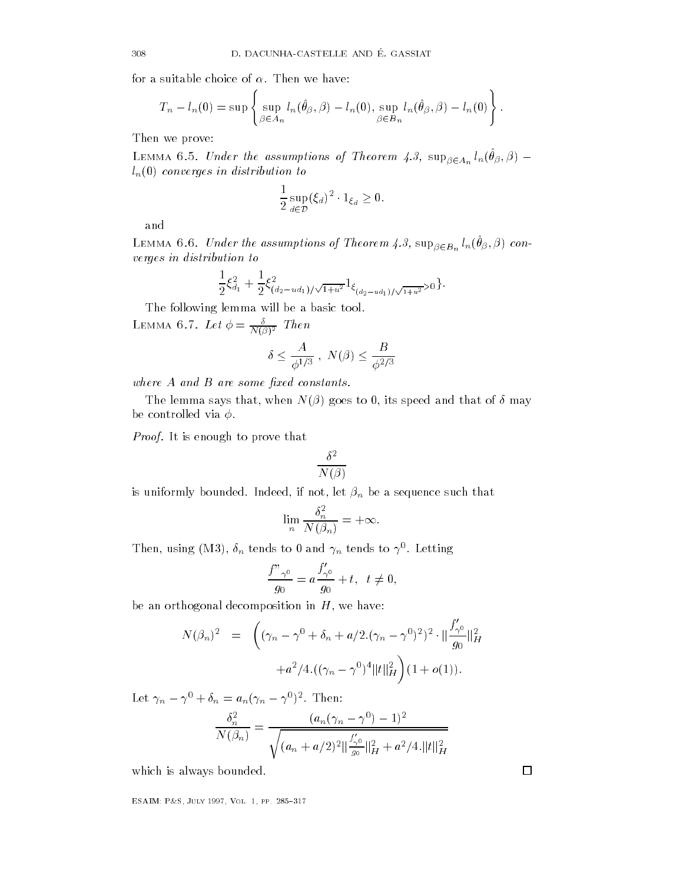for a suitable choice of $\alpha$. Then we have:

$$T_n - l_n(0) = \sup\left\{ \sup_{\beta \in A_n} l_n(\hat{\theta}_\beta, \beta) - l_n(0),\ \sup_{\beta \in B_n} l_n(\hat{\theta}_\beta, \beta) - l_n(0) \right\}.$$

Then we prove:

LEMMA 6.5. *Under the assumptions of Theorem 4.3,* $\sup_{\beta \in A_n} l_n(\hat{\theta}_\beta, \beta) - l_n(0)$ *converges in distribution to*

$$\frac{1}{2} \sup_{d \in \mathcal{D}} (\xi_d)^2 \cdot 1_{\xi_d} \geq 0.$$

and

LEMMA 6.6. *Under the assumptions of Theorem 4.3,* $\sup_{\beta \in B_n} l_n(\hat{\theta}_\beta, \beta)$ *converges in distribution to*

$$\frac{1}{2}\xi_{d_1}^2 + \frac{1}{2}\xi^2_{(d_2 - ud_1)/\sqrt{1+u^2}} 1_{\xi_{(d_2-ud_1)/\sqrt{1+u^2}} > 0}\}.$$

The following lemma will be a basic tool.

LEMMA 6.7. *Let* $\phi = \frac{\delta}{N(\beta)^2}$ *Then*

$$\delta \leq \frac{A}{\phi^{1/3}}\ ,\ N(\beta) \leq \frac{B}{\phi^{2/3}}$$

*where A and B are some fixed constants.*

The lemma says that, when $N(\beta)$ goes to 0, its speed and that of $\delta$ may be controlled via $\phi$.

*Proof.* It is enough to prove that

$$\frac{\delta^2}{N(\beta)}$$

is uniformly bounded. Indeed, if not, let $\beta_n$ be a sequence such that

$$\lim_n \frac{\delta_n^2}{N(\beta_n)} = +\infty.$$

Then, using (M3), $\delta_n$ tends to 0 and $\gamma_n$ tends to $\gamma^0$. Letting

$$\frac{f''_{\gamma^0}}{g_0} = a\frac{f'_{\gamma^0}}{g_0} + t,\ \ t \neq 0,$$

be an orthogonal decomposition in $H$, we have:

$$\begin{aligned} N(\beta_n)^2 &= \Bigg( (\gamma_n - \gamma^0 + \delta_n + a/2.(\gamma_n - \gamma^0)^2)^2 \cdot \|\frac{f'_{\gamma^0}}{g_0}\|^2_H \\ &\qquad + a^2/4.((\gamma_n - \gamma^0)^4 \|t\|^2_H \Bigg)(1 + o(1)). \end{aligned}$$

Let $\gamma_n - \gamma^0 + \delta_n = a_n(\gamma_n - \gamma^0)^2$. Then:

$$\frac{\delta_n^2}{N(\beta_n)} = \frac{(a_n(\gamma_n - \gamma^0) - 1)^2}{\sqrt{(a_n + a/2)^2 \|\frac{f'_{\gamma^0}}{g_0}\|^2_H + a^2/4.\|t\|^2_H}}$$

which is always bounded. □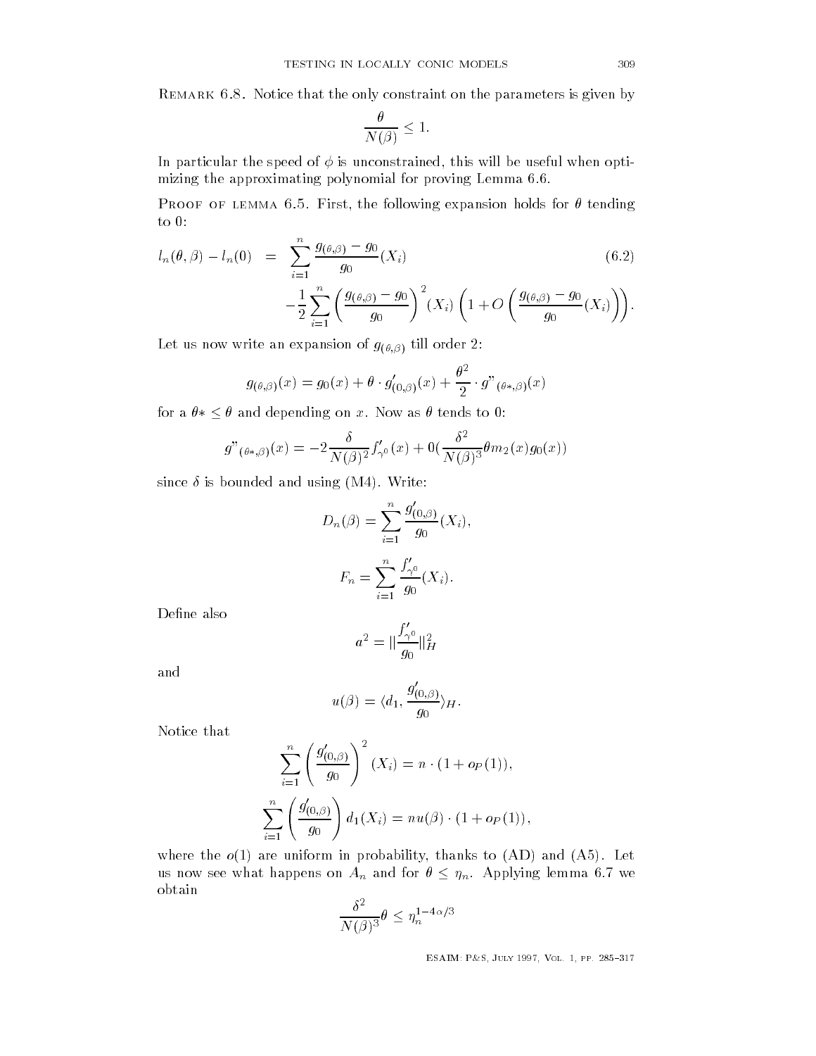Remark 6.8. Notice that the only constraint on the parameters is given by

$$\frac{\theta}{N(\beta)} \leq 1.$$

In particular the speed of $\phi$ is unconstrained, this will be useful when optimizing the approximating polynomial for proving Lemma 6.6.

Proof of lemma 6.5. First, the following expansion holds for $\theta$ tending to 0:

$$\begin{aligned} l_n(\theta,\beta) - l_n(0) &= \sum_{i=1}^{n} \frac{g_{(\theta,\beta)} - g_0}{g_0}(X_i) \\ &\quad -\frac{1}{2}\sum_{i=1}^{n}\left(\frac{g_{(\theta,\beta)} - g_0}{g_0}\right)^2 (X_i)\left(1 + O\left(\frac{g_{(\theta,\beta)} - g_0}{g_0}(X_i)\right)\right). \end{aligned} \tag{6.2}$$

Let us now write an expansion of $g_{(\theta,\beta)}$ till order 2:

$$g_{(\theta,\beta)}(x) = g_0(x) + \theta \cdot g'_{(0,\beta)}(x) + \frac{\theta^2}{2} \cdot g"_{(\theta*,\beta)}(x)$$

for a $\theta* \leq \theta$ and depending on $x$. Now as $\theta$ tends to 0:

$$g"_{(\theta*,\beta)}(x) = -2\frac{\delta}{N(\beta)^2} f'_{\gamma^0}(x) + 0\left(\frac{\delta^2}{N(\beta)^3}\theta m_2(x) g_0(x)\right)$$

since $\delta$ is bounded and using (M4). Write:

$$D_n(\beta) = \sum_{i=1}^{n} \frac{g'_{(0,\beta)}}{g_0}(X_i),$$

$$F_n = \sum_{i=1}^{n} \frac{f'_{\gamma^0}}{g_0}(X_i).$$

Define also

$$a^2 = \left\|\frac{f'_{\gamma^0}}{g_0}\right\|_H^2$$

and

$$u(\beta) = \langle d_1, \frac{g'_{(0,\beta)}}{g_0}\rangle_H.$$

Notice that

$$\sum_{i=1}^{n}\left(\frac{g'_{(0,\beta)}}{g_0}\right)^2 (X_i) = n \cdot (1 + o_P(1)),$$

$$\sum_{i=1}^{n}\left(\frac{g'_{(0,\beta)}}{g_0}\right) d_1(X_i) = n u(\beta) \cdot (1 + o_P(1)),$$

where the $o(1)$ are uniform in probability, thanks to (AD) and (A5). Let us now see what happens on $A_n$ and for $\theta \leq \eta_n$. Applying lemma 6.7 we obtain

$$\frac{\delta^2}{N(\beta)^3}\theta \leq \eta_n^{1-4\alpha/3}$$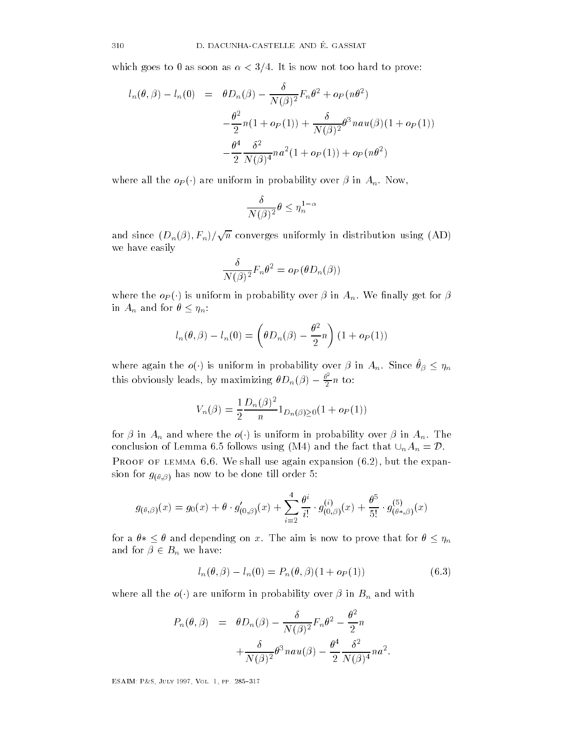which goes to 0 as soon as $\alpha < 3/4$. It is now not too hard to prove:

$$
\begin{aligned}
l_n(\theta,\beta) - l_n(0) &= \theta D_n(\beta) - \frac{\delta}{N(\beta)^2} F_n \theta^2 + o_P(n\theta^2) \\
&\quad - \frac{\theta^2}{2} n (1 + o_P(1)) + \frac{\delta}{N(\beta)^2} \theta^3 nau(\beta)(1 + o_P(1)) \\
&\quad - \frac{\theta^4}{2} \frac{\delta^2}{N(\beta)^4} na^2 (1 + o_P(1)) + o_P(n\theta^2)
\end{aligned}
$$

where all the $o_P(\cdot)$ are uniform in probability over $\beta$ in $A_n$. Now,

$$
\frac{\delta}{N(\beta)^2}\theta \leq \eta_n^{1-\alpha}
$$

and since $(D_n(\beta), F_n)/\sqrt{n}$ converges uniformly in distribution using (AD) we have easily

$$
\frac{\delta}{N(\beta)^2} F_n \theta^2 = o_P(\theta D_n(\beta))
$$

where the $o_P(\cdot)$ is uniform in probability over $\beta$ in $A_n$. We finally get for $\beta$ in $A_n$ and for $\theta \leq \eta_n$:

$$
l_n(\theta,\beta) - l_n(0) = \left( \theta D_n(\beta) - \frac{\theta^2}{2} n \right) (1 + o_P(1))
$$

where again the $o(\cdot)$ is uniform in probability over $\beta$ in $A_n$. Since $\hat{\theta}_\beta \leq \eta_n$ this obviously leads, by maximizing $\theta D_n(\beta) - \frac{\theta^2}{2} n$ to:

$$
V_n(\beta) = \frac{1}{2} \frac{D_n(\beta)^2}{n} 1_{D_n(\beta) \geq 0} (1 + o_P(1))
$$

for $\beta$ in $A_n$ and where the $o(\cdot)$ is uniform in probability over $\beta$ in $A_n$. The conclusion of Lemma 6.5 follows using (M4) and the fact that $\cup_n A_n = \mathcal{D}$.

Proof of lemma 6.6. We shall use again expansion (6.2), but the expansion for $g_{(\theta,\beta)}$ has now to be done till order 5:

$$
g_{(\theta,\beta)}(x) = g_0(x) + \theta \cdot g'_{(0,\beta)}(x) + \sum_{i=2}^{4} \frac{\theta^i}{i!} \cdot g^{(i)}_{(0,\beta)}(x) + \frac{\theta^5}{5!} \cdot g^{(5)}_{(\theta*,\beta)}(x)
$$

for a $\theta* \leq \theta$ and depending on $x$. The aim is now to prove that for $\theta \leq \eta_n$ and for $\beta \in B_n$ we have:

$$
l_n(\theta,\beta) - l_n(0) = P_n(\theta,\beta)(1 + o_P(1)) \tag{6.3}
$$

where all the $o(\cdot)$ are uniform in probability over $\beta$ in $B_n$ and with

$$
\begin{aligned}
P_n(\theta,\beta) &= \theta D_n(\beta) - \frac{\delta}{N(\beta)^2} F_n \theta^2 - \frac{\theta^2}{2} n \\
&\quad + \frac{\delta}{N(\beta)^2} \theta^3 nau(\beta) - \frac{\theta^4}{2} \frac{\delta^2}{N(\beta)^4} na^2.
\end{aligned}
$$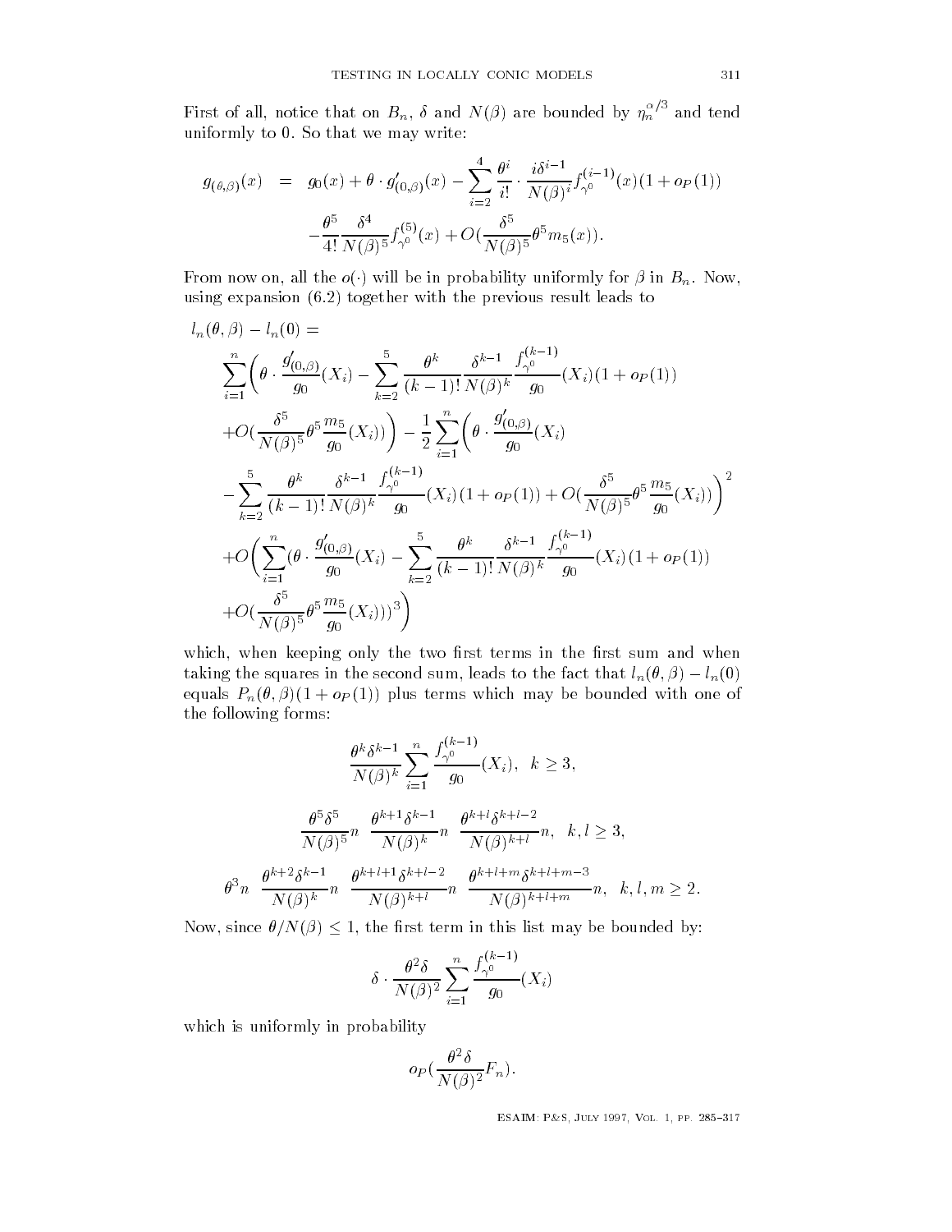First of all, notice that on $B_n$, $\delta$ and $N(\beta)$ are bounded by $\eta_n^{\alpha/3}$ and tend uniformly to 0. So that we may write:

$$
\begin{aligned}
g_{(\theta,\beta)}(x) &= g_0(x) + \theta \cdot g'_{(0,\beta)}(x) - \sum_{i=2}^{4} \frac{\theta^i}{i!} \cdot \frac{i\delta^{i-1}}{N(\beta)^i} f_{\gamma^0}^{(i-1)}(x)(1 + o_P(1)) \\
&\quad - \frac{\theta^5}{4!} \frac{\delta^4}{N(\beta)^5} f_{\gamma^0}^{(5)}(x) + O(\frac{\delta^5}{N(\beta)^5} \theta^5 m_5(x)).
\end{aligned}
$$

From now on, all the $o(\cdot)$ will be in probability uniformly for $\beta$ in $B_n$. Now, using expansion (6.2) together with the previous result leads to

$$
\begin{aligned}
&l_n(\theta,\beta) - l_n(0) = \\
&\sum_{i=1}^{n} \Bigg( \theta \cdot \frac{g'_{(0,\beta)}}{g_0}(X_i) - \sum_{k=2}^{5} \frac{\theta^k}{(k-1)!} \frac{\delta^{k-1}}{N(\beta)^k} \frac{f_{\gamma^0}^{(k-1)}}{g_0}(X_i)(1 + o_P(1)) \\
&+ O(\frac{\delta^5}{N(\beta)^5} \theta^5 \frac{m_5}{g_0}(X_i)) \Bigg) - \frac{1}{2} \sum_{i=1}^{n} \Bigg( \theta \cdot \frac{g'_{(0,\beta)}}{g_0}(X_i) \\
&- \sum_{k=2}^{5} \frac{\theta^k}{(k-1)!} \frac{\delta^{k-1}}{N(\beta)^k} \frac{f_{\gamma^0}^{(k-1)}}{g_0}(X_i)(1 + o_P(1)) + O(\frac{\delta^5}{N(\beta)^5} \theta^5 \frac{m_5}{g_0}(X_i)) \Bigg)^2 \\
&+ O\Bigg( \sum_{i=1}^{n} (\theta \cdot \frac{g'_{(0,\beta)}}{g_0}(X_i) - \sum_{k=2}^{5} \frac{\theta^k}{(k-1)!} \frac{\delta^{k-1}}{N(\beta)^k} \frac{f_{\gamma^0}^{(k-1)}}{g_0}(X_i)(1 + o_P(1)) \\
&+ O(\frac{\delta^5}{N(\beta)^5} \theta^5 \frac{m_5}{g_0}(X_i)))^3 \Bigg)
\end{aligned}
$$

which, when keeping only the two first terms in the first sum and when taking the squares in the second sum, leads to the fact that $l_n(\theta,\beta) - l_n(0)$ equals $P_n(\theta,\beta)(1 + o_P(1))$ plus terms which may be bounded with one of the following forms:

$$
\frac{\theta^k \delta^{k-1}}{N(\beta)^k} \sum_{i=1}^{n} \frac{f_{\gamma^0}^{(k-1)}}{g_0}(X_i), \quad k \geq 3,
$$

$$
\frac{\theta^5 \delta^5}{N(\beta)^5} n \quad \frac{\theta^{k+1} \delta^{k-1}}{N(\beta)^k} n \quad \frac{\theta^{k+l} \delta^{k+l-2}}{N(\beta)^{k+l}} n, \quad k,l \geq 3,
$$

$$
\theta^3 n \quad \frac{\theta^{k+2} \delta^{k-1}}{N(\beta)^k} n \quad \frac{\theta^{k+l+1} \delta^{k+l-2}}{N(\beta)^{k+l}} n \quad \frac{\theta^{k+l+m} \delta^{k+l+m-3}}{N(\beta)^{k+l+m}} n, \quad k,l,m \geq 2.
$$

Now, since $\theta / N(\beta) \leq 1$, the first term in this list may be bounded by:

$$
\delta \cdot \frac{\theta^2 \delta}{N(\beta)^2} \sum_{i=1}^{n} \frac{f_{\gamma^0}^{(k-1)}}{g_0}(X_i)
$$

which is uniformly in probability

$$
o_P(\frac{\theta^2 \delta}{N(\beta)^2} F_n).
$$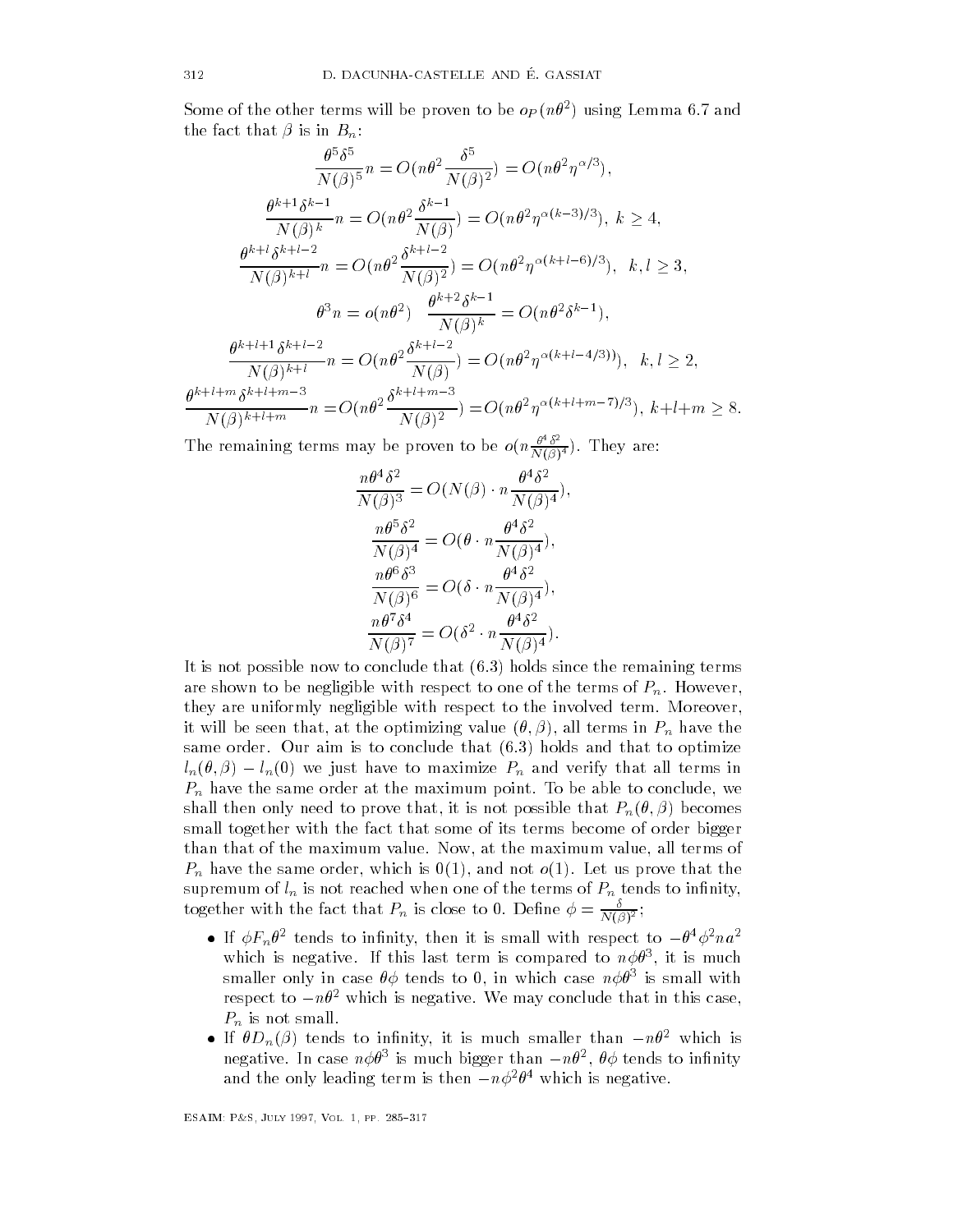Some of the other terms will be proven to be $o_P(n\theta^2)$ using Lemma 6.7 and the fact that $\beta$ is in $B_n$:

$$\frac{\theta^5\delta^5}{N(\beta)^5}n = O(n\theta^2\frac{\delta^5}{N(\beta)^2}) = O(n\theta^2\eta^{\alpha/3}),$$

$$\frac{\theta^{k+1}\delta^{k-1}}{N(\beta)^k}n = O(n\theta^2\frac{\delta^{k-1}}{N(\beta)}) = O(n\theta^2\eta^{\alpha(k-3)/3}),\ k\geq 4,$$

$$\frac{\theta^{k+l}\delta^{k+l-2}}{N(\beta)^{k+l}}n = O(n\theta^2\frac{\delta^{k+l-2}}{N(\beta)^2}) = O(n\theta^2\eta^{\alpha(k+l-6)/3}),\ \ k,l\geq 3,$$

$$\theta^3 n = o(n\theta^2)\quad \frac{\theta^{k+2}\delta^{k-1}}{N(\beta)^k} = O(n\theta^2\delta^{k-1}),$$

$$\frac{\theta^{k+l+1}\delta^{k+l-2}}{N(\beta)^{k+l}}n = O(n\theta^2\frac{\delta^{k+l-2}}{N(\beta)}) = O(n\theta^2\eta^{\alpha(k+l-4/3))}),\ \ k,l\geq 2,$$

$$\frac{\theta^{k+l+m}\delta^{k+l+m-3}}{N(\beta)^{k+l+m}}n = O(n\theta^2\frac{\delta^{k+l+m-3}}{N(\beta)^2}) = O(n\theta^2\eta^{\alpha(k+l+m-7)/3}),\ k+l+m\geq 8.$$

The remaining terms may be proven to be $o(n\frac{\theta^4\delta^2}{N(\beta)^4})$. They are:

$$\frac{n\theta^4\delta^2}{N(\beta)^3} = O(N(\beta)\cdot n\frac{\theta^4\delta^2}{N(\beta)^4}),$$

$$\frac{n\theta^5\delta^2}{N(\beta)^4} = O(\theta\cdot n\frac{\theta^4\delta^2}{N(\beta)^4}),$$

$$\frac{n\theta^6\delta^3}{N(\beta)^6} = O(\delta\cdot n\frac{\theta^4\delta^2}{N(\beta)^4}),$$

$$\frac{n\theta^7\delta^4}{N(\beta)^7} = O(\delta^2\cdot n\frac{\theta^4\delta^2}{N(\beta)^4}).$$

It is not possible now to conclude that (6.3) holds since the remaining terms are shown to be negligible with respect to one of the terms of $P_n$. However, they are uniformly negligible with respect to the involved term. Moreover, it will be seen that, at the optimizing value $(\theta,\beta)$, all terms in $P_n$ have the same order. Our aim is to conclude that (6.3) holds and that to optimize $l_n(\theta,\beta)-l_n(0)$ we just have to maximize $P_n$ and verify that all terms in $P_n$ have the same order at the maximum point. To be able to conclude, we shall then only need to prove that, it is not possible that $P_n(\theta,\beta)$ becomes small together with the fact that some of its terms become of order bigger than that of the maximum value. Now, at the maximum value, all terms of $P_n$ have the same order, which is $0(1)$, and not $o(1)$. Let us prove that the supremum of $l_n$ is not reached when one of the terms of $P_n$ tends to infinity, together with the fact that $P_n$ is close to 0. Define $\phi = \frac{\delta}{N(\beta)^2}$:

- If $\phi F_n\theta^2$ tends to infinity, then it is small with respect to $-\theta^4\phi^2 na^2$ which is negative. If this last term is compared to $n\phi\theta^3$, it is much smaller only in case $\theta\phi$ tends to 0, in which case $n\phi\theta^3$ is small with respect to $-n\theta^2$ which is negative. We may conclude that in this case, $P_n$ is not small.
- If $\theta D_n(\beta)$ tends to infinity, it is much smaller than $-n\theta^2$ which is negative. In case $n\phi\theta^3$ is much bigger than $-n\theta^2$, $\theta\phi$ tends to infinity and the only leading term is then $-n\phi^2\theta^4$ which is negative.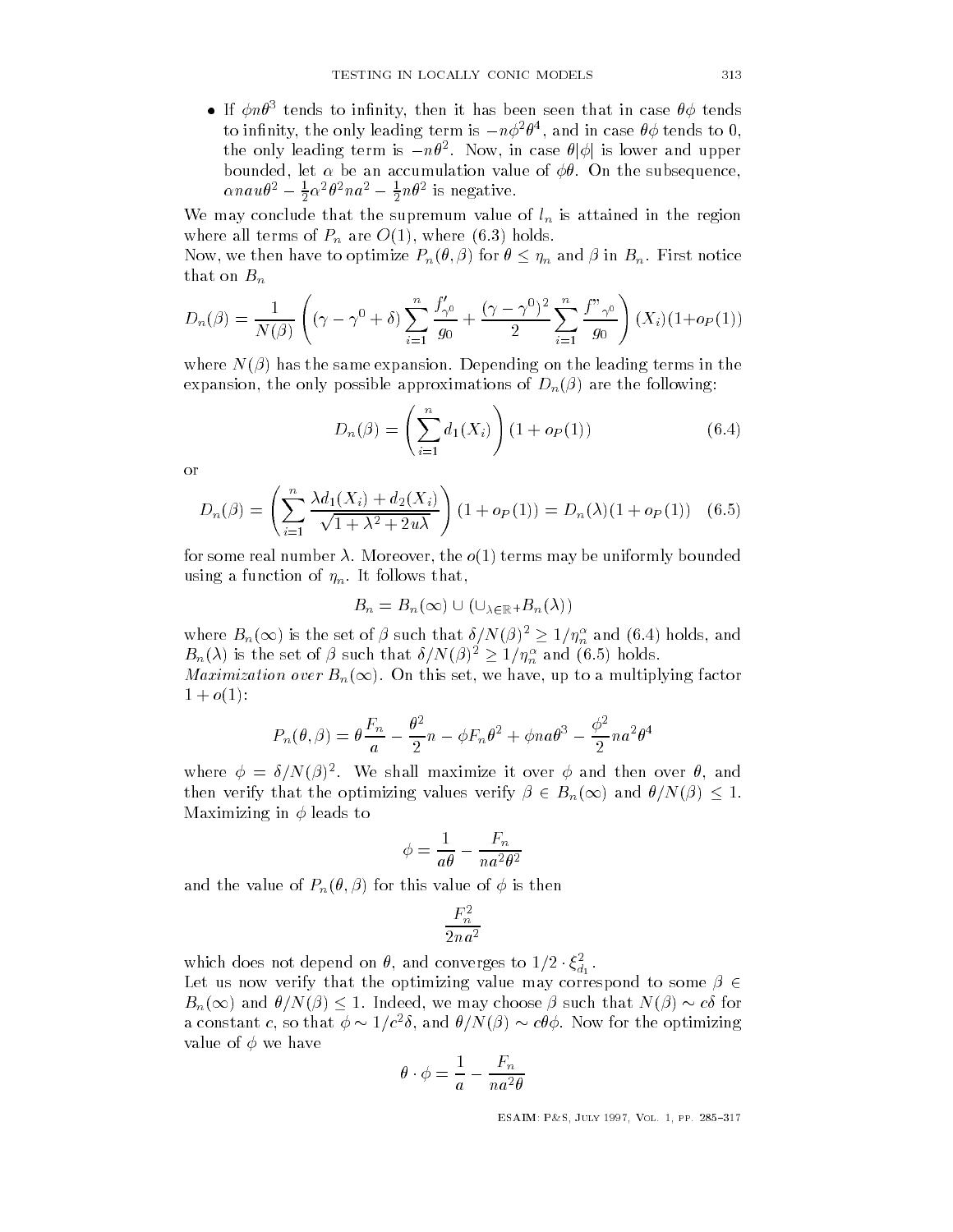- If $\phi n\theta^3$ tends to infinity, then it has been seen that in case $\theta\phi$ tends to infinity, the only leading term is $-n\phi^2\theta^4$, and in case $\theta\phi$ tends to 0, the only leading term is $-n\theta^2$. Now, in case $\theta|\phi|$ is lower and upper bounded, let $\alpha$ be an accumulation value of $\phi\theta$. On the subsequence, $\alpha nau\theta^2 - \frac{1}{2}\alpha^2\theta^2 na^2 - \frac{1}{2}n\theta^2$ is negative.

We may conclude that the supremum value of $l_n$ is attained in the region where all terms of $P_n$ are $O(1)$, where (6.3) holds.

Now, we then have to optimize $P_n(\theta,\beta)$ for $\theta \leq \eta_n$ and $\beta$ in $B_n$. First notice that on $B_n$

$$D_n(\beta) = \frac{1}{N(\beta)}\left((\gamma-\gamma^0+\delta)\sum_{i=1}^n \frac{f'_{\gamma^0}}{g_0} + \frac{(\gamma-\gamma^0)^2}{2}\sum_{i=1}^n \frac{f"_{\gamma^0}}{g_0}\right)(X_i)(1+o_P(1))$$

where $N(\beta)$ has the same expansion. Depending on the leading terms in the expansion, the only possible approximations of $D_n(\beta)$ are the following:

$$D_n(\beta) = \left(\sum_{i=1}^n d_1(X_i)\right)(1+o_P(1)) \tag{6.4}$$

or

$$D_n(\beta) = \left(\sum_{i=1}^n \frac{\lambda d_1(X_i) + d_2(X_i)}{\sqrt{1+\lambda^2+2u\lambda}}\right)(1+o_P(1)) = D_n(\lambda)(1+o_P(1)) \tag{6.5}$$

for some real number $\lambda$. Moreover, the $o(1)$ terms may be uniformly bounded using a function of $\eta_n$. It follows that,

$$B_n = B_n(\infty) \cup (\cup_{\lambda\in\mathbb{R}^+} B_n(\lambda))$$

where $B_n(\infty)$ is the set of $\beta$ such that $\delta/N(\beta)^2 \geq 1/\eta_n^\alpha$ and (6.4) holds, and $B_n(\lambda)$ is the set of $\beta$ such that $\delta/N(\beta)^2 \geq 1/\eta_n^\alpha$ and (6.5) holds.

*Maximization over* $B_n(\infty)$. On this set, we have, up to a multiplying factor $1+o(1)$:

$$P_n(\theta,\beta) = \theta\frac{F_n}{a} - \frac{\theta^2}{2}n - \phi F_n\theta^2 + \phi na\theta^3 - \frac{\phi^2}{2}na^2\theta^4$$

where $\phi = \delta/N(\beta)^2$. We shall maximize it over $\phi$ and then over $\theta$, and then verify that the optimizing values verify $\beta \in B_n(\infty)$ and $\theta/N(\beta) \leq 1$. Maximizing in $\phi$ leads to

$$\phi = \frac{1}{a\theta} - \frac{F_n}{na^2\theta^2}$$

and the value of $P_n(\theta,\beta)$ for this value of $\phi$ is then

$$\frac{F_n^2}{2na^2}$$

which does not depend on $\theta$, and converges to $1/2\cdot\xi_{d_1}^2$.

Let us now verify that the optimizing value may correspond to some $\beta \in B_n(\infty)$ and $\theta/N(\beta) \leq 1$. Indeed, we may choose $\beta$ such that $N(\beta) \sim c\delta$ for a constant $c$, so that $\phi \sim 1/c^2\delta$, and $\theta/N(\beta) \sim c\theta\phi$. Now for the optimizing value of $\phi$ we have

$$\theta\cdot\phi = \frac{1}{a} - \frac{F_n}{na^2\theta}$$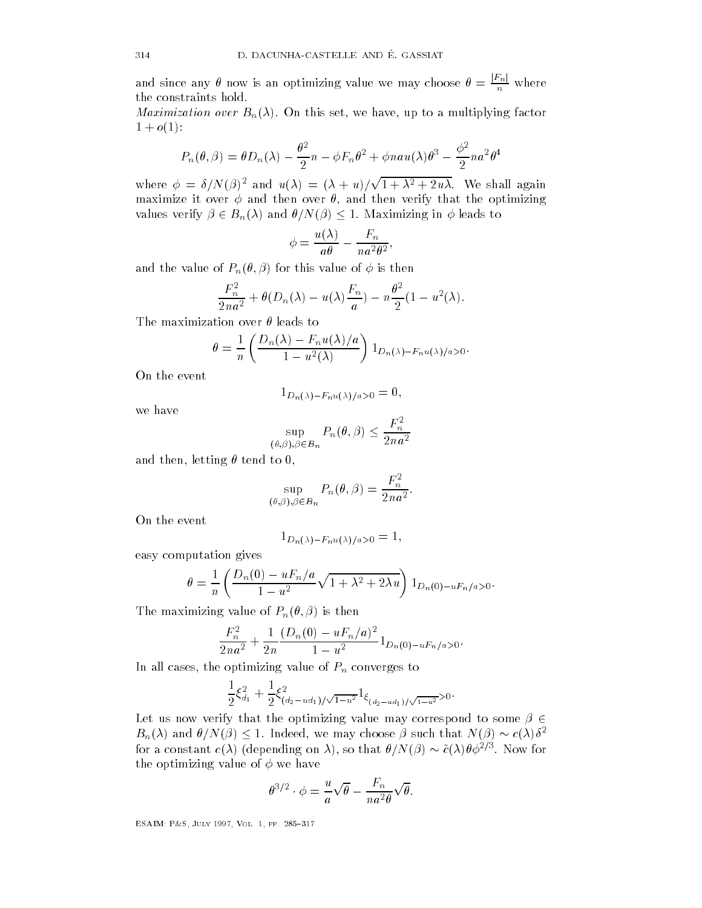and since any $\theta$ now is an optimizing value we may choose $\theta = \frac{|F_n|}{n}$ where the constraints hold.

*Maximization over* $B_n(\lambda)$. On this set, we have, up to a multiplying factor $1 + o(1)$:

$$P_n(\theta, \beta) = \theta D_n(\lambda) - \frac{\theta^2}{2} n - \phi F_n \theta^2 + \phi n a u(\lambda) \theta^3 - \frac{\phi^2}{2} n a^2 \theta^4$$

where $\phi = \delta / N(\beta)^2$ and $u(\lambda) = (\lambda + u)/\sqrt{1 + \lambda^2 + 2u\lambda}$. We shall again maximize it over $\phi$ and then over $\theta$, and then verify that the optimizing values verify $\beta \in B_n(\lambda)$ and $\theta / N(\beta) \leq 1$. Maximizing in $\phi$ leads to

$$\phi = \frac{u(\lambda)}{a\theta} - \frac{F_n}{na^2\theta^2},$$

and the value of $P_n(\theta, \beta)$ for this value of $\phi$ is then

$$\frac{F_n^2}{2na^2} + \theta(D_n(\lambda) - u(\lambda)\frac{F_n}{a}) - n\frac{\theta^2}{2}(1 - u^2(\lambda).$$

The maximization over $\theta$ leads to

$$\theta = \frac{1}{n}\left(\frac{D_n(\lambda) - F_n u(\lambda)/a}{1 - u^2(\lambda)}\right) 1_{D_n(\lambda) - F_n u(\lambda)/a > 0}.$$

On the event

$$1_{D_n(\lambda) - F_n u(\lambda)/a > 0} = 0,$$

we have

$$\sup_{(\theta,\beta), \beta \in B_n} P_n(\theta, \beta) \leq \frac{F_n^2}{2na^2}$$

and then, letting $\theta$ tend to 0,

$$\sup_{(\theta,\beta), \beta \in B_n} P_n(\theta, \beta) = \frac{F_n^2}{2na^2}.$$

On the event

$$1_{D_n(\lambda) - F_n u(\lambda)/a > 0} = 1,$$

easy computation gives

$$\theta = \frac{1}{n}\left(\frac{D_n(0) - uF_n/a}{1 - u^2}\sqrt{1 + \lambda^2 + 2\lambda u}\right) 1_{D_n(0) - uF_n/a > 0}.$$

The maximizing value of $P_n(\theta, \beta)$ is then

$$\frac{F_n^2}{2na^2} + \frac{1}{2n}\frac{(D_n(0) - uF_n/a)^2}{1 - u^2} 1_{D_n(0) - uF_n/a > 0}.$$

In all cases, the optimizing value of $P_n$ converges to

$$\frac{1}{2}\xi_{d_1}^2 + \frac{1}{2}\xi^2_{(d_2 - ud_1)/\sqrt{1-u^2}} 1_{\xi_{(d_2 - ud_1)/\sqrt{1-u^2}} > 0}.$$

Let us now verify that the optimizing value may correspond to some $\beta \in B_n(\lambda)$ and $\theta / N(\beta) \leq 1$. Indeed, we may choose $\beta$ such that $N(\beta) \sim c(\lambda)\delta^2$ for a constant $c(\lambda)$ (depending on $\lambda$), so that $\theta / N(\beta) \sim \tilde{c}(\lambda)\theta\phi^{2/3}$. Now for the optimizing value of $\phi$ we have

$$\theta^{3/2} \cdot \phi = \frac{u}{a}\sqrt{\theta} - \frac{F_n}{na^2\theta}\sqrt{\theta}.$$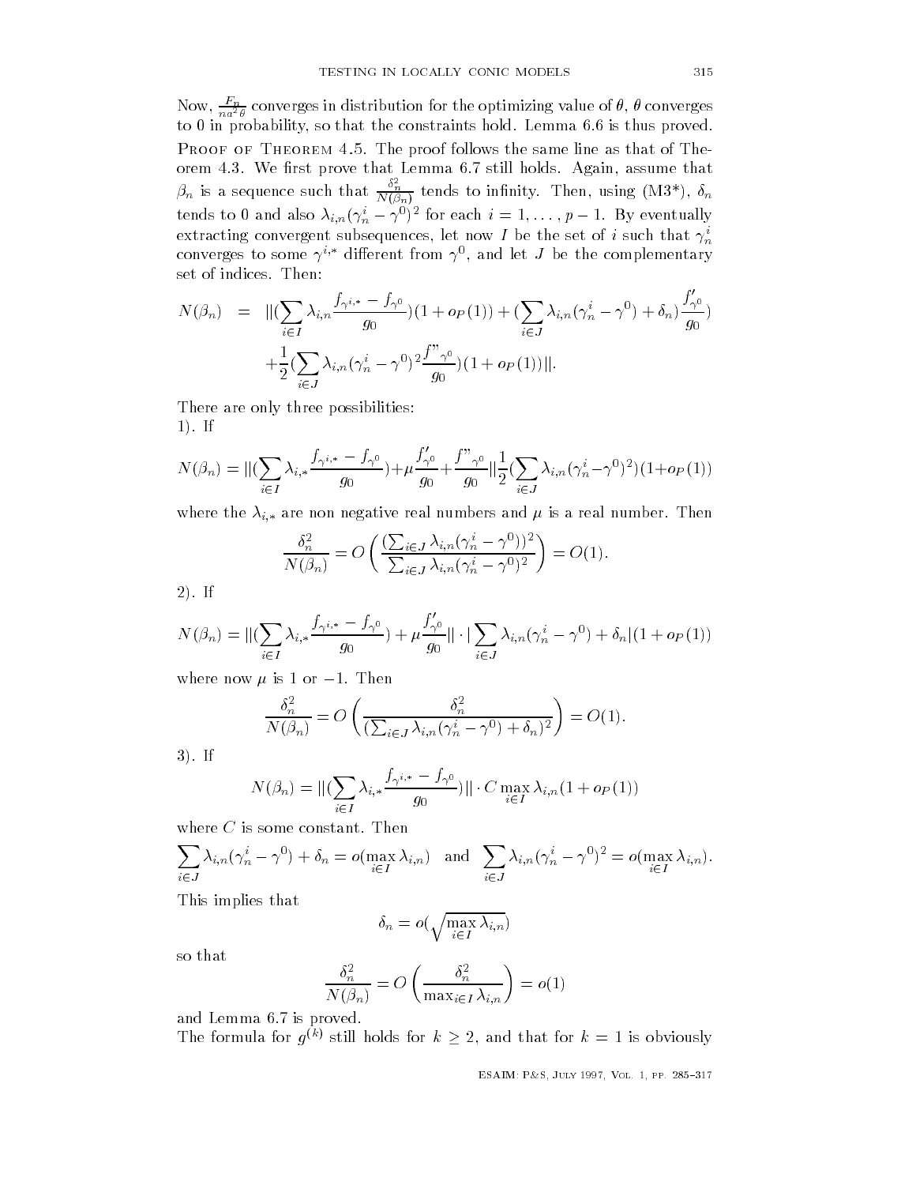Now, $\frac{F_n}{na^2\theta}$ converges in distribution for the optimizing value of $\theta$, $\theta$ converges to 0 in probability, so that the constraints hold. Lemma 6.6 is thus proved.

Proof of Theorem 4.5. The proof follows the same line as that of Theorem 4.3. We first prove that Lemma 6.7 still holds. Again, assume that $\beta_n$ is a sequence such that $\frac{\delta_n^2}{N(\beta_n)}$ tends to infinity. Then, using (M3*), $\delta_n$ tends to 0 and also $\lambda_{i,n}(\gamma_n^i - \gamma^0)^2$ for each $i = 1, \ldots, p-1$. By eventually extracting convergent subsequences, let now $I$ be the set of $i$ such that $\gamma_n^i$ converges to some $\gamma^{i,*}$ different from $\gamma^0$, and let $J$ be the complementary set of indices. Then:

$$
\begin{aligned}
N(\beta_n) &= \|(\sum_{i\in I} \lambda_{i,n} \frac{f_{\gamma^{i,*}} - f_{\gamma^0}}{g_0})(1 + o_P(1)) + (\sum_{i\in J} \lambda_{i,n}(\gamma_n^i - \gamma^0) + \delta_n)\frac{f'_{\gamma^0}}{g_0}) \\
&\quad + \frac{1}{2}(\sum_{i\in J} \lambda_{i,n}(\gamma_n^i - \gamma^0)^2 \frac{f"_{\gamma^0}}{g_0})(1 + o_P(1))\|.
\end{aligned}
$$

There are only three possibilities:

1). If

$$
N(\beta_n) = \|(\sum_{i\in I} \lambda_{i,*} \frac{f_{\gamma^{i,*}} - f_{\gamma^0}}{g_0}) + \mu \frac{f'_{\gamma^0}}{g_0} + \frac{f"_{\gamma^0}}{g_0}\| \frac{1}{2}(\sum_{i\in J} \lambda_{i,n}(\gamma_n^i - \gamma^0)^2)(1 + o_P(1))
$$

where the $\lambda_{i,*}$ are non negative real numbers and $\mu$ is a real number. Then

$$
\frac{\delta_n^2}{N(\beta_n)} = O\left(\frac{(\sum_{i\in J} \lambda_{i,n}(\gamma_n^i - \gamma^0))^2}{\sum_{i\in J} \lambda_{i,n}(\gamma_n^i - \gamma^0)^2}\right) = O(1).
$$

2). If

$$
N(\beta_n) = \|(\sum_{i\in I} \lambda_{i,*} \frac{f_{\gamma^{i,*}} - f_{\gamma^0}}{g_0}) + \mu \frac{f'_{\gamma^0}}{g_0}\| \cdot |\sum_{i\in J} \lambda_{i,n}(\gamma_n^i - \gamma^0) + \delta_n|(1 + o_P(1))
$$

where now $\mu$ is 1 or $-1$. Then

$$
\frac{\delta_n^2}{N(\beta_n)} = O\left(\frac{\delta_n^2}{(\sum_{i\in J} \lambda_{i,n}(\gamma_n^i - \gamma^0) + \delta_n)^2}\right) = O(1).
$$

3). If

$$
N(\beta_n) = \|(\sum_{i\in I} \lambda_{i,*} \frac{f_{\gamma^{i,*}} - f_{\gamma^0}}{g_0})\| \cdot C \max_{i\in I} \lambda_{i,n}(1 + o_P(1))
$$

where $C$ is some constant. Then

$$
\sum_{i\in J} \lambda_{i,n}(\gamma_n^i - \gamma^0) + \delta_n = o(\max_{i\in I} \lambda_{i,n}) \quad \text{and} \quad \sum_{i\in J} \lambda_{i,n}(\gamma_n^i - \gamma^0)^2 = o(\max_{i\in I} \lambda_{i,n}).
$$

This implies that

$$
\delta_n = o(\sqrt{\max_{i\in I} \lambda_{i,n}})
$$

so that

$$
\frac{\delta_n^2}{N(\beta_n)} = O\left(\frac{\delta_n^2}{\max_{i\in I} \lambda_{i,n}}\right) = o(1)
$$

and Lemma 6.7 is proved.

The formula for $g^{(k)}$ still holds for $k \geq 2$, and that for $k = 1$ is obviously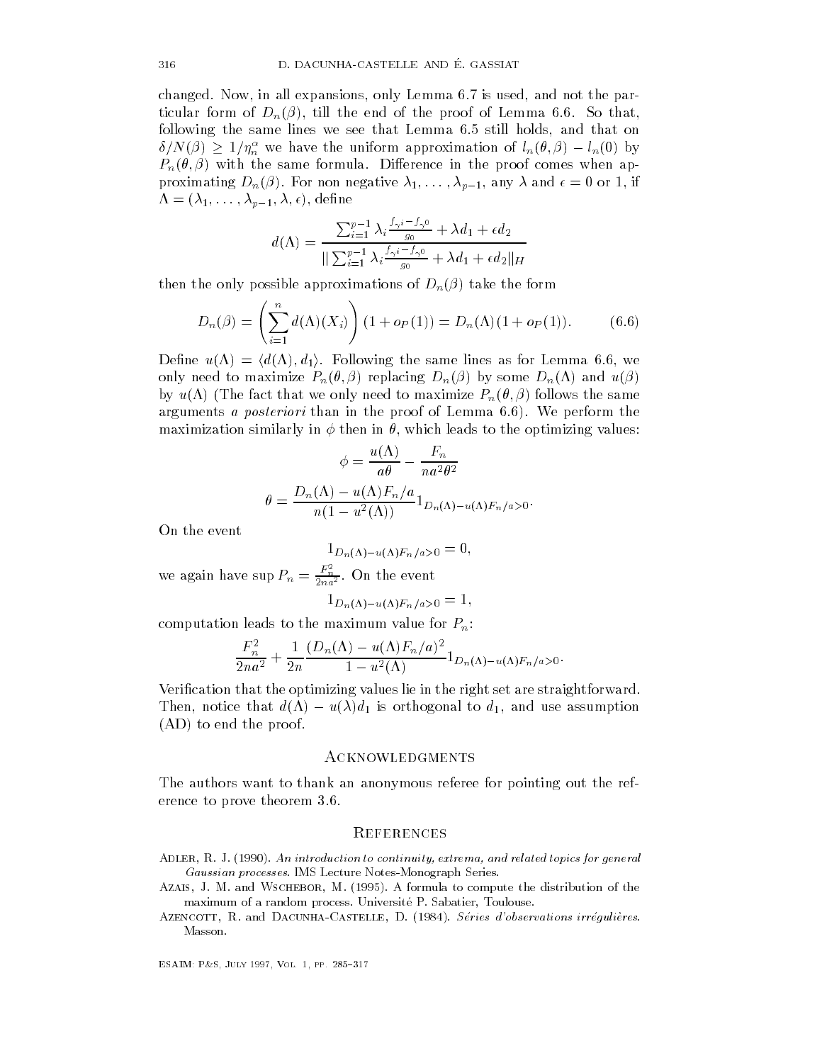changed. Now, in all expansions, only Lemma 6.7 is used, and not the particular form of $D_n(\beta)$, till the end of the proof of Lemma 6.6. So that, following the same lines we see that Lemma 6.5 still holds, and that on $\delta/N(\beta) \geq 1/\eta_n^\alpha$ we have the uniform approximation of $l_n(\theta,\beta) - l_n(0)$ by $P_n(\theta,\beta)$ with the same formula. Difference in the proof comes when approximating $D_n(\beta)$. For non negative $\lambda_1,\ldots,\lambda_{p-1}$, any $\lambda$ and $\epsilon = 0$ or 1, if $\Lambda = (\lambda_1,\ldots,\lambda_{p-1},\lambda,\epsilon)$, define

$$d(\Lambda) = \frac{\sum_{i=1}^{p-1}\lambda_i \frac{f_{\gamma^i}-f_{\gamma^0}}{g_0} + \lambda d_1 + \epsilon d_2}{\|\sum_{i=1}^{p-1}\lambda_i \frac{f_{\gamma^i}-f_{\gamma^0}}{g_0} + \lambda d_1 + \epsilon d_2\|_H}$$

then the only possible approximations of $D_n(\beta)$ take the form

$$D_n(\beta) = \left(\sum_{i=1}^n d(\Lambda)(X_i)\right)(1+o_P(1)) = D_n(\Lambda)(1+o_P(1)). \tag{6.6}$$

Define $u(\Lambda) = \langle d(\Lambda), d_1\rangle$. Following the same lines as for Lemma 6.6, we only need to maximize $P_n(\theta,\beta)$ replacing $D_n(\beta)$ by some $D_n(\Lambda)$ and $u(\beta)$ by $u(\Lambda)$ (The fact that we only need to maximize $P_n(\theta,\beta)$ follows the same arguments *a posteriori* than in the proof of Lemma 6.6). We perform the maximization similarly in $\phi$ then in $\theta$, which leads to the optimizing values:

$$\phi = \frac{u(\Lambda)}{a\theta} - \frac{F_n}{na^2\theta^2}$$

$$\theta = \frac{D_n(\Lambda) - u(\Lambda)F_n/a}{n(1-u^2(\Lambda))} 1_{D_n(\Lambda)-u(\Lambda)F_n/a>0}.$$

On the event

$$1_{D_n(\Lambda)-u(\Lambda)F_n/a>0} = 0,$$

we again have $\sup P_n = \frac{F_n^2}{2na^2}$. On the event

$$1_{D_n(\Lambda)-u(\Lambda)F_n/a>0} = 1,$$

computation leads to the maximum value for $P_n$:

$$\frac{F_n^2}{2na^2} + \frac{1}{2n}\frac{(D_n(\Lambda)-u(\Lambda)F_n/a)^2}{1-u^2(\Lambda)} 1_{D_n(\Lambda)-u(\Lambda)F_n/a>0}.$$

Verification that the optimizing values lie in the right set are straightforward. Then, notice that $d(\Lambda) - u(\lambda)d_1$ is orthogonal to $d_1$, and use assumption (AD) to end the proof.

## Acknowledgments

The authors want to thank an anonymous referee for pointing out the reference to prove theorem 3.6.

## References

Adler, R. J. (1990). *An introduction to continuity, extrema, and related topics for general Gaussian processes*. IMS Lecture Notes-Monograph Series.

Azais, J. M. and Wschebor, M. (1995). A formula to compute the distribution of the maximum of a random process. Université P. Sabatier, Toulouse.

Azencott, R. and Dacunha-Castelle, D. (1984). *Séries d'observations irrégulières*. Masson.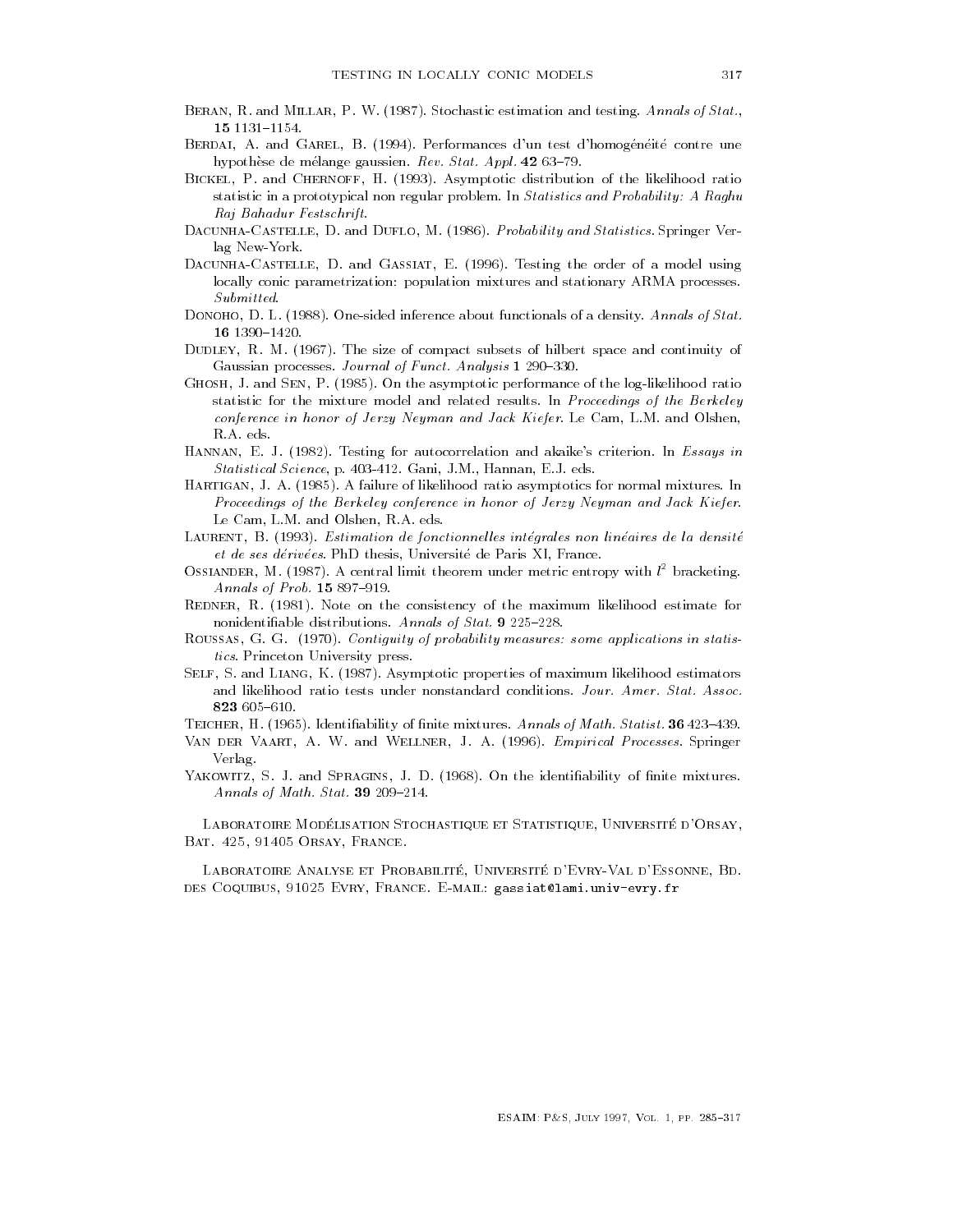Beran, R. and Millar, P. W. (1987). Stochastic estimation and testing. *Annals of Stat.*, **15** 1131–1154.

Berdai, A. and Garel, B. (1994). Performances d'un test d'homogénéité contre une hypothèse de mélange gaussien. *Rev. Stat. Appl.* **42** 63–79.

Bickel, P. and Chernoff, H. (1993). Asymptotic distribution of the likelihood ratio statistic in a prototypical non regular problem. In *Statistics and Probability: A Raghu Raj Bahadur Festschrift*.

Dacunha-Castelle, D. and Duflo, M. (1986). *Probability and Statistics*. Springer Verlag New-York.

Dacunha-Castelle, D. and Gassiat, E. (1996). Testing the order of a model using locally conic parametrization: population mixtures and stationary ARMA processes. *Submitted*.

Donoho, D. L. (1988). One-sided inference about functionals of a density. *Annals of Stat.* **16** 1390–1420.

Dudley, R. M. (1967). The size of compact subsets of hilbert space and continuity of Gaussian processes. *Journal of Funct. Analysis* **1** 290–330.

Ghosh, J. and Sen, P. (1985). On the asymptotic performance of the log-likelihood ratio statistic for the mixture model and related results. In *Proceedings of the Berkeley conference in honor of Jerzy Neyman and Jack Kiefer*. Le Cam, L.M. and Olshen, R.A. eds.

Hannan, E. J. (1982). Testing for autocorrelation and akaike's criterion. In *Essays in Statistical Science*, p. 403-412. Gani, J.M., Hannan, E.J. eds.

Hartigan, J. A. (1985). A failure of likelihood ratio asymptotics for normal mixtures. In *Proceedings of the Berkeley conference in honor of Jerzy Neyman and Jack Kiefer*. Le Cam, L.M. and Olshen, R.A. eds.

Laurent, B. (1993). *Estimation de fonctionnelles intégrales non linéaires de la densité et de ses dérivées*. PhD thesis, Université de Paris XI, France.

Ossiander, M. (1987). A central limit theorem under metric entropy with $l^2$ bracketing. *Annals of Prob.* **15** 897–919.

Redner, R. (1981). Note on the consistency of the maximum likelihood estimate for nonidentifiable distributions. *Annals of Stat.* **9** 225–228.

Roussas, G. G. (1970). *Contiguity of probability measures: some applications in statistics*. Princeton University press.

Self, S. and Liang, K. (1987). Asymptotic properties of maximum likelihood estimators and likelihood ratio tests under nonstandard conditions. *Jour. Amer. Stat. Assoc.* **823** 605–610.

Teicher, H. (1965). Identifiability of finite mixtures. *Annals of Math. Statist.* **36** 423–439.

Van der Vaart, A. W. and Wellner, J. A. (1996). *Empirical Processes*. Springer Verlag.

Yakowitz, S. J. and Spragins, J. D. (1968). On the identifiability of finite mixtures. *Annals of Math. Stat.* **39** 209–214.

Laboratoire Modélisation Stochastique et Statistique, Université d'Orsay, Bat. 425, 91405 Orsay, France.

Laboratoire Analyse et Probabilité, Université d'Evry-Val d'Essonne, Bd. des Coquibus, 91025 Evry, France. E-mail: gassiat@lami.univ-evry.fr